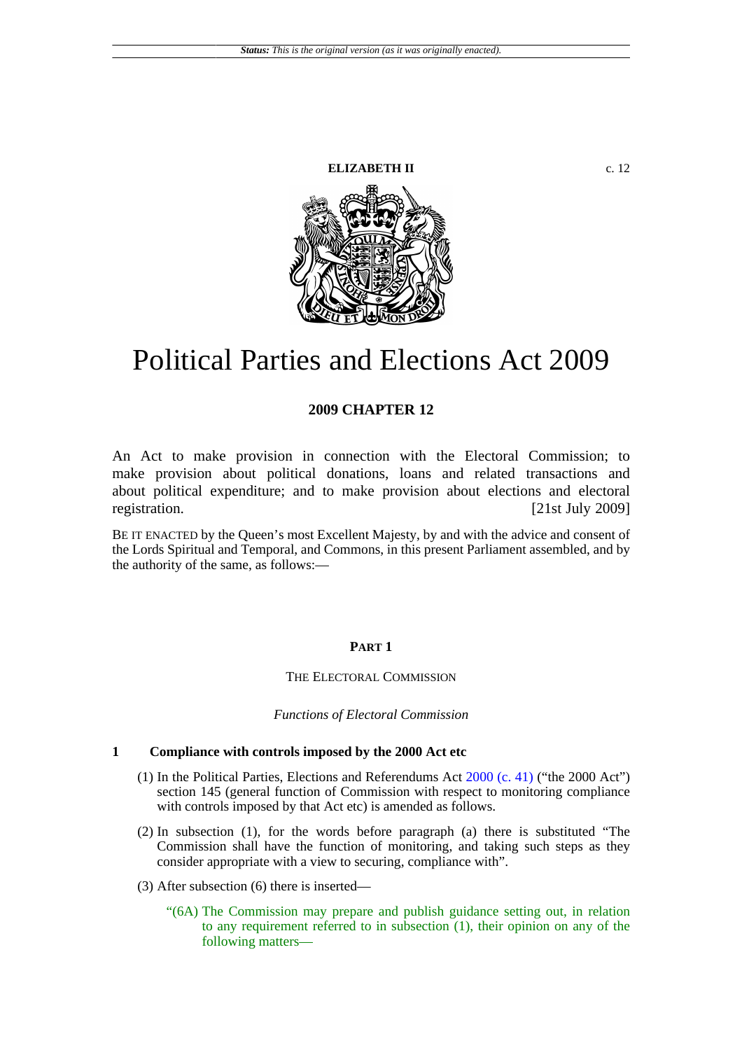**ELIZABETH II** c. 12

# Political Parties and Elections Act 2009

**2009 CHAPTER 12**

An Act to make provision in connection with the Electoral Commission; to make provision about political donations, loans and related transactions and about political expenditure; and to make provision about elections and electoral registration. [21st July 2009]

BE IT ENACTED by the Queen's most Excellent Majesty, by and with the advice and consent of the Lords Spiritual and Temporal, and Commons, in this present Parliament assembled, and by the authority of the same, as follows:—

## PART 1

### THE ELECTORAL COMMISSION

*Functions of Electoral Commission*

#### 1 Compliance with controls imposed by the 2000 Act etc

(1) In the Political Parties, Elections and Referendums Act 2000 (c. 41) ("the 2000 Act") section 145 (general function of Commission with respect to monitoring compliance with controls imposed by that Act etc) is amended as follows.

(2) In subsection (1), for the words before paragraph (a) there is substituted "The Commission shall have the function of monitoring, and taking such steps as they consider appropriate with a view to securing, compliance with".

(3) After subsection (6) there is inserted—

"(6A) The Commission may prepare and publish guidance setting out, in relation to any requirement referred to in subsection (1), their opinion on any of the following matters—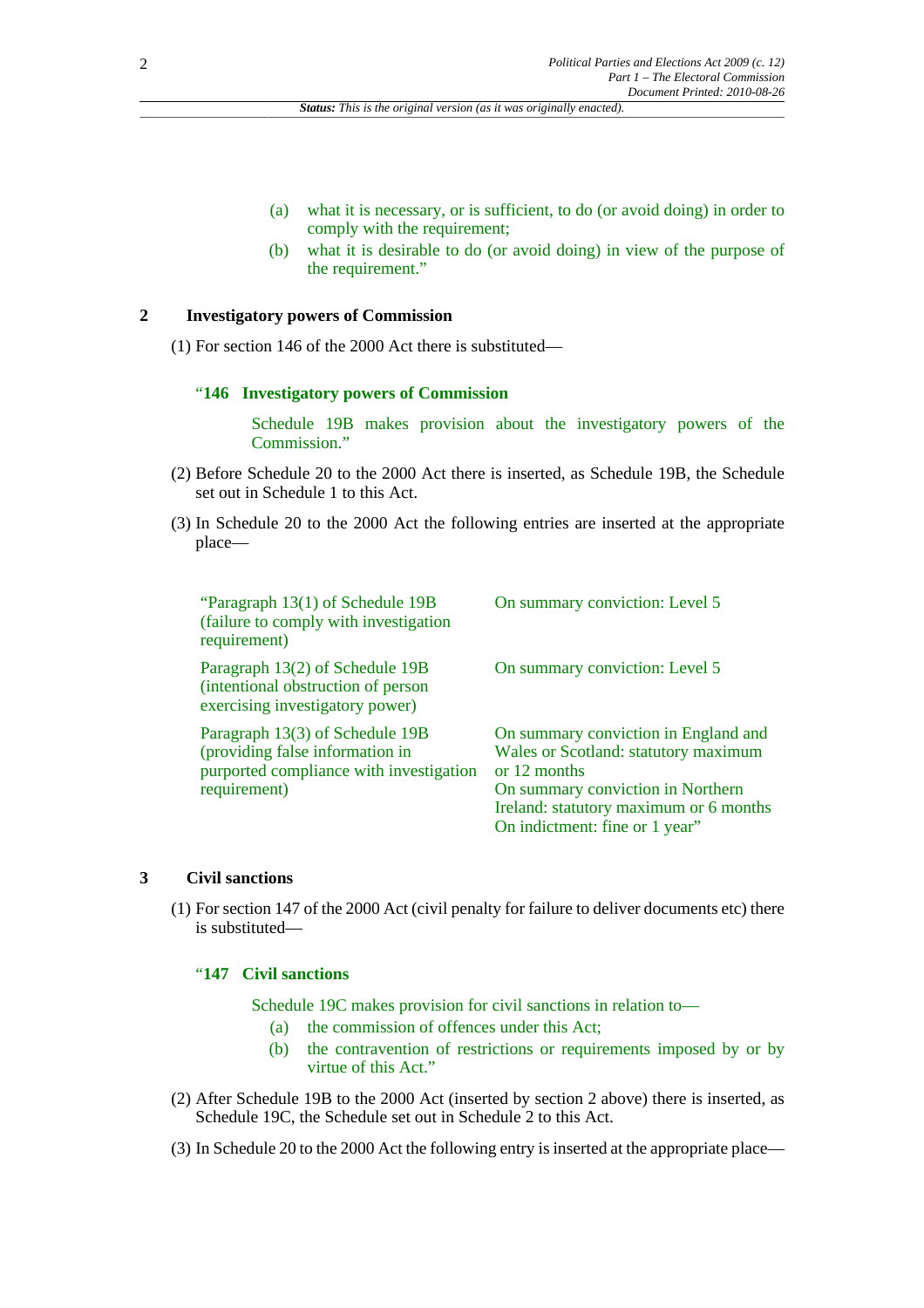(a) what it is necessary, or is sufficient, to do (or avoid doing) in order to comply with the requirement;

(b) what it is desirable to do (or avoid doing) in view of the purpose of the requirement."

## 2 Investigatory powers of Commission

(1) For section 146 of the 2000 Act there is substituted—

### "146 Investigatory powers of Commission

Schedule 19B makes provision about the investigatory powers of the Commission."

(2) Before Schedule 20 to the 2000 Act there is inserted, as Schedule 19B, the Schedule set out in Schedule 1 to this Act.

(3) In Schedule 20 to the 2000 Act the following entries are inserted at the appropriate place—

| | |
|---|---|
| "Paragraph 13(1) of Schedule 19B (failure to comply with investigation requirement) | On summary conviction: Level 5 |
| Paragraph 13(2) of Schedule 19B (intentional obstruction of person exercising investigatory power) | On summary conviction: Level 5 |
| Paragraph 13(3) of Schedule 19B (providing false information in purported compliance with investigation requirement) | On summary conviction in England and Wales or Scotland: statutory maximum or 12 months<br>On summary conviction in Northern Ireland: statutory maximum or 6 months<br>On indictment: fine or 1 year" |

## 3 Civil sanctions

(1) For section 147 of the 2000 Act (civil penalty for failure to deliver documents etc) there is substituted—

### "147 Civil sanctions

Schedule 19C makes provision for civil sanctions in relation to—

(a) the commission of offences under this Act;

(b) the contravention of restrictions or requirements imposed by or by virtue of this Act."

(2) After Schedule 19B to the 2000 Act (inserted by section 2 above) there is inserted, as Schedule 19C, the Schedule set out in Schedule 2 to this Act.

(3) In Schedule 20 to the 2000 Act the following entry is inserted at the appropriate place—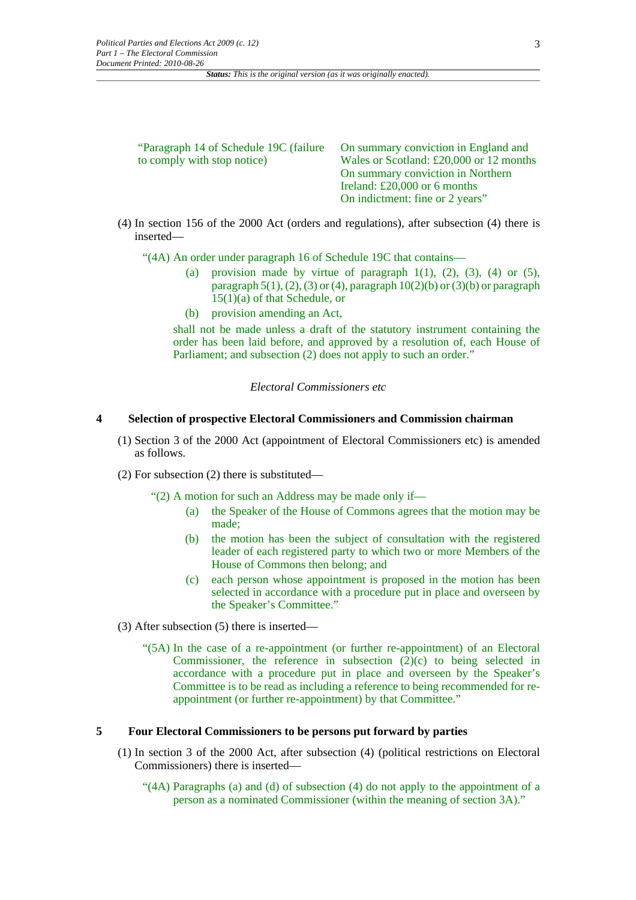| | |
|---|---|
| "Paragraph 14 of Schedule 19C (failure to comply with stop notice) | On summary conviction in England and Wales or Scotland: £20,000 or 12 months<br>On summary conviction in Northern Ireland: £20,000 or 6 months<br>On indictment: fine or 2 years" |

(4) In section 156 of the 2000 Act (orders and regulations), after subsection (4) there is inserted—

"(4A) An order under paragraph 16 of Schedule 19C that contains—

(a) provision made by virtue of paragraph 1(1), (2), (3), (4) or (5), paragraph 5(1), (2), (3) or (4), paragraph 10(2)(b) or (3)(b) or paragraph 15(1)(a) of that Schedule, or

(b) provision amending an Act,

shall not be made unless a draft of the statutory instrument containing the order has been laid before, and approved by a resolution of, each House of Parliament; and subsection (2) does not apply to such an order."

*Electoral Commissioners etc*

## 4 Selection of prospective Electoral Commissioners and Commission chairman

(1) Section 3 of the 2000 Act (appointment of Electoral Commissioners etc) is amended as follows.

(2) For subsection (2) there is substituted—

"(2) A motion for such an Address may be made only if—

(a) the Speaker of the House of Commons agrees that the motion may be made;

(b) the motion has been the subject of consultation with the registered leader of each registered party to which two or more Members of the House of Commons then belong; and

(c) each person whose appointment is proposed in the motion has been selected in accordance with a procedure put in place and overseen by the Speaker's Committee."

(3) After subsection (5) there is inserted—

"(5A) In the case of a re-appointment (or further re-appointment) of an Electoral Commissioner, the reference in subsection (2)(c) to being selected in accordance with a procedure put in place and overseen by the Speaker's Committee is to be read as including a reference to being recommended for re-appointment (or further re-appointment) by that Committee."

## 5 Four Electoral Commissioners to be persons put forward by parties

(1) In section 3 of the 2000 Act, after subsection (4) (political restrictions on Electoral Commissioners) there is inserted—

"(4A) Paragraphs (a) and (d) of subsection (4) do not apply to the appointment of a person as a nominated Commissioner (within the meaning of section 3A)."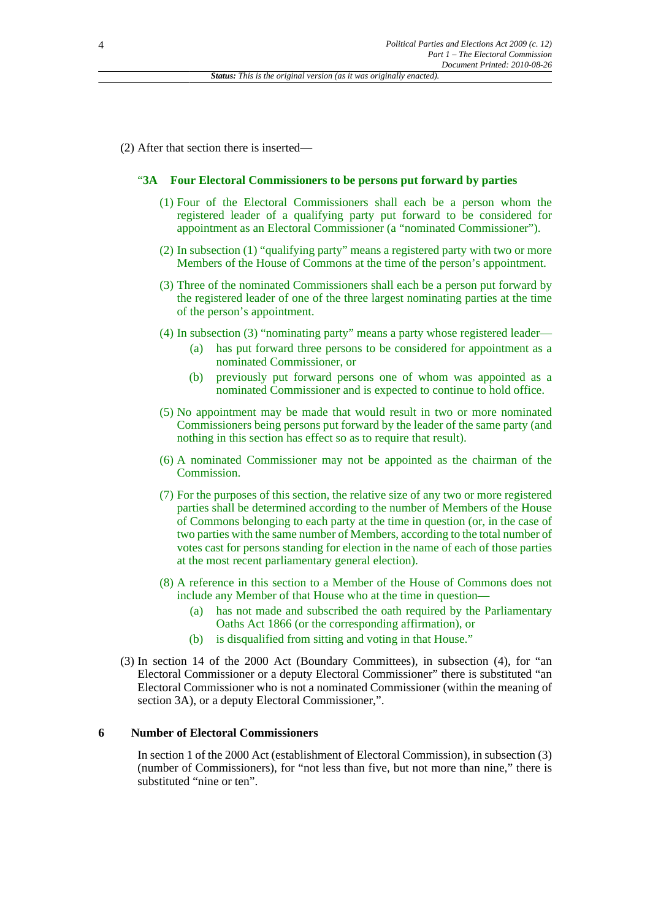(2) After that section there is inserted—

### "3A Four Electoral Commissioners to be persons put forward by parties

(1) Four of the Electoral Commissioners shall each be a person whom the registered leader of a qualifying party put forward to be considered for appointment as an Electoral Commissioner (a "nominated Commissioner").

(2) In subsection (1) "qualifying party" means a registered party with two or more Members of the House of Commons at the time of the person's appointment.

(3) Three of the nominated Commissioners shall each be a person put forward by the registered leader of one of the three largest nominating parties at the time of the person's appointment.

(4) In subsection (3) "nominating party" means a party whose registered leader—

- (a) has put forward three persons to be considered for appointment as a nominated Commissioner, or
- (b) previously put forward persons one of whom was appointed as a nominated Commissioner and is expected to continue to hold office.

(5) No appointment may be made that would result in two or more nominated Commissioners being persons put forward by the leader of the same party (and nothing in this section has effect so as to require that result).

(6) A nominated Commissioner may not be appointed as the chairman of the Commission.

(7) For the purposes of this section, the relative size of any two or more registered parties shall be determined according to the number of Members of the House of Commons belonging to each party at the time in question (or, in the case of two parties with the same number of Members, according to the total number of votes cast for persons standing for election in the name of each of those parties at the most recent parliamentary general election).

(8) A reference in this section to a Member of the House of Commons does not include any Member of that House who at the time in question—

- (a) has not made and subscribed the oath required by the Parliamentary Oaths Act 1866 (or the corresponding affirmation), or
- (b) is disqualified from sitting and voting in that House."

(3) In section 14 of the 2000 Act (Boundary Committees), in subsection (4), for "an Electoral Commissioner or a deputy Electoral Commissioner" there is substituted "an Electoral Commissioner who is not a nominated Commissioner (within the meaning of section 3A), or a deputy Electoral Commissioner,".

## 6 Number of Electoral Commissioners

In section 1 of the 2000 Act (establishment of Electoral Commission), in subsection (3) (number of Commissioners), for "not less than five, but not more than nine," there is substituted "nine or ten".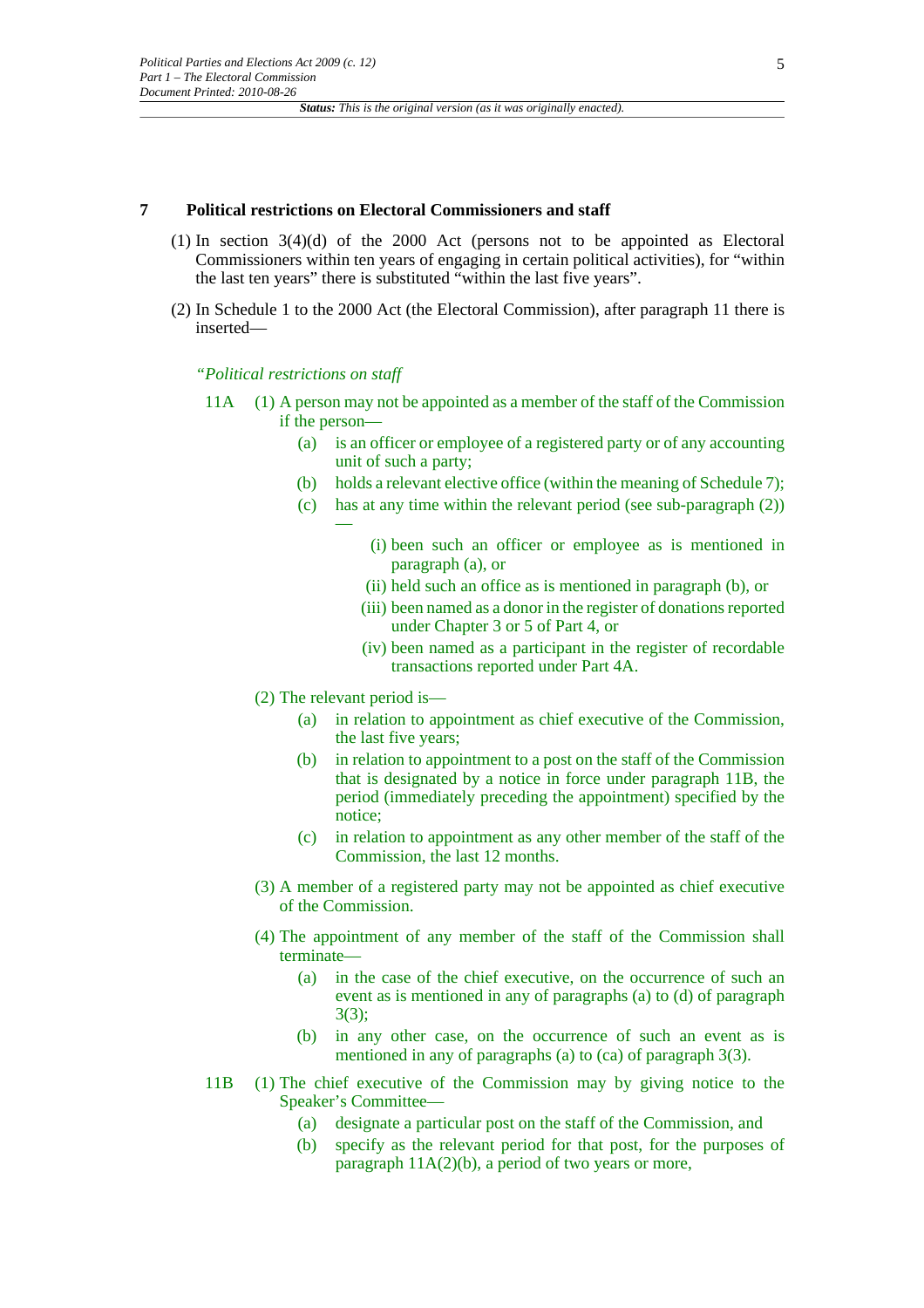## 7 Political restrictions on Electoral Commissioners and staff

(1) In section 3(4)(d) of the 2000 Act (persons not to be appointed as Electoral Commissioners within ten years of engaging in certain political activities), for "within the last ten years" there is substituted "within the last five years".

(2) In Schedule 1 to the 2000 Act (the Electoral Commission), after paragraph 11 there is inserted—

*"Political restrictions on staff*

11A (1) A person may not be appointed as a member of the staff of the Commission if the person—

- (a) is an officer or employee of a registered party or of any accounting unit of such a party;
- (b) holds a relevant elective office (within the meaning of Schedule 7);
- (c) has at any time within the relevant period (see sub-paragraph (2))—
  - (i) been such an officer or employee as is mentioned in paragraph (a), or
  - (ii) held such an office as is mentioned in paragraph (b), or
  - (iii) been named as a donor in the register of donations reported under Chapter 3 or 5 of Part 4, or
  - (iv) been named as a participant in the register of recordable transactions reported under Part 4A.

(2) The relevant period is—

- (a) in relation to appointment as chief executive of the Commission, the last five years;
- (b) in relation to appointment to a post on the staff of the Commission that is designated by a notice in force under paragraph 11B, the period (immediately preceding the appointment) specified by the notice;
- (c) in relation to appointment as any other member of the staff of the Commission, the last 12 months.

(3) A member of a registered party may not be appointed as chief executive of the Commission.

(4) The appointment of any member of the staff of the Commission shall terminate—

- (a) in the case of the chief executive, on the occurrence of such an event as is mentioned in any of paragraphs (a) to (d) of paragraph 3(3);
- (b) in any other case, on the occurrence of such an event as is mentioned in any of paragraphs (a) to (ca) of paragraph 3(3).

11B (1) The chief executive of the Commission may by giving notice to the Speaker's Committee—

- (a) designate a particular post on the staff of the Commission, and
- (b) specify as the relevant period for that post, for the purposes of paragraph 11A(2)(b), a period of two years or more,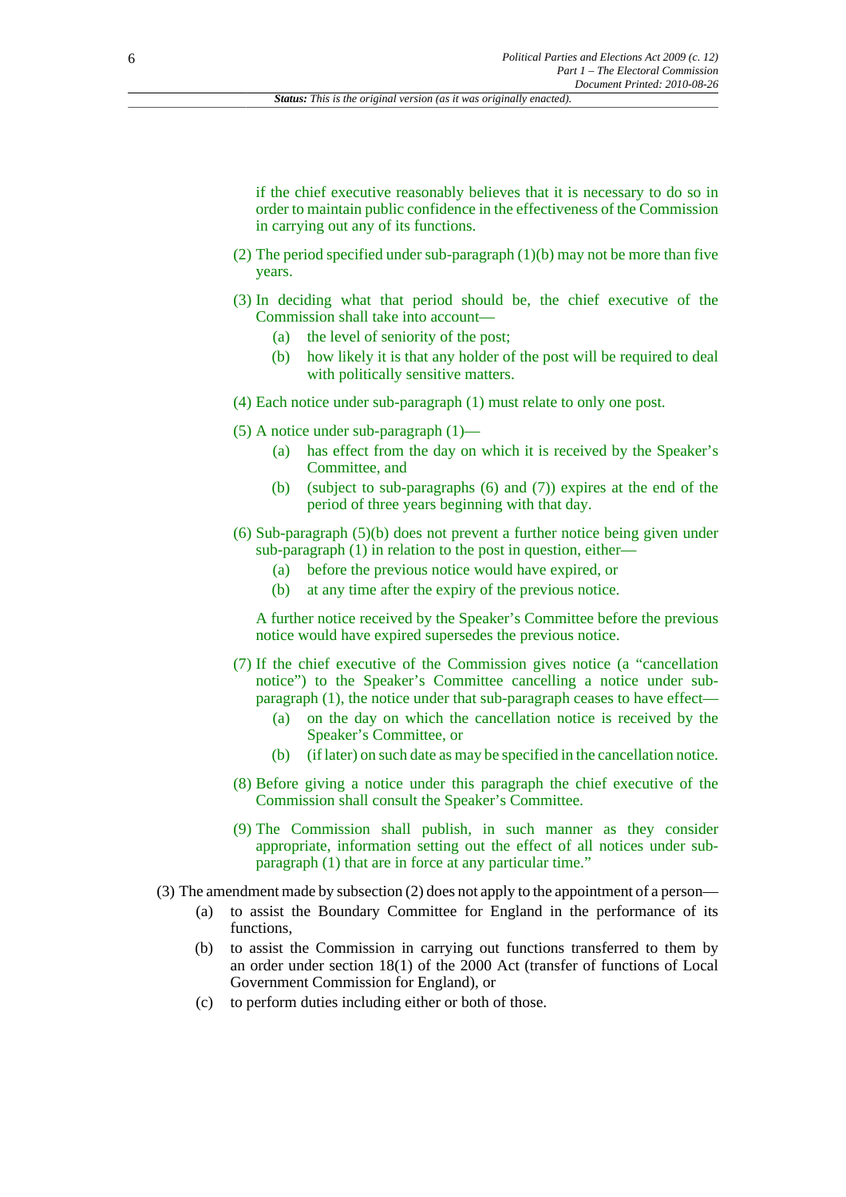if the chief executive reasonably believes that it is necessary to do so in order to maintain public confidence in the effectiveness of the Commission in carrying out any of its functions.

(2) The period specified under sub-paragraph (1)(b) may not be more than five years.

(3) In deciding what that period should be, the chief executive of the Commission shall take into account—

- (a) the level of seniority of the post;
- (b) how likely it is that any holder of the post will be required to deal with politically sensitive matters.

(4) Each notice under sub-paragraph (1) must relate to only one post.

(5) A notice under sub-paragraph (1)—

- (a) has effect from the day on which it is received by the Speaker's Committee, and
- (b) (subject to sub-paragraphs (6) and (7)) expires at the end of the period of three years beginning with that day.

(6) Sub-paragraph (5)(b) does not prevent a further notice being given under sub-paragraph (1) in relation to the post in question, either—

- (a) before the previous notice would have expired, or
- (b) at any time after the expiry of the previous notice.

A further notice received by the Speaker's Committee before the previous notice would have expired supersedes the previous notice.

(7) If the chief executive of the Commission gives notice (a "cancellation notice") to the Speaker's Committee cancelling a notice under sub-paragraph (1), the notice under that sub-paragraph ceases to have effect—

- (a) on the day on which the cancellation notice is received by the Speaker's Committee, or
- (b) (if later) on such date as may be specified in the cancellation notice.

(8) Before giving a notice under this paragraph the chief executive of the Commission shall consult the Speaker's Committee.

(9) The Commission shall publish, in such manner as they consider appropriate, information setting out the effect of all notices under sub-paragraph (1) that are in force at any particular time."

(3) The amendment made by subsection (2) does not apply to the appointment of a person—

- (a) to assist the Boundary Committee for England in the performance of its functions,
- (b) to assist the Commission in carrying out functions transferred to them by an order under section 18(1) of the 2000 Act (transfer of functions of Local Government Commission for England), or
- (c) to perform duties including either or both of those.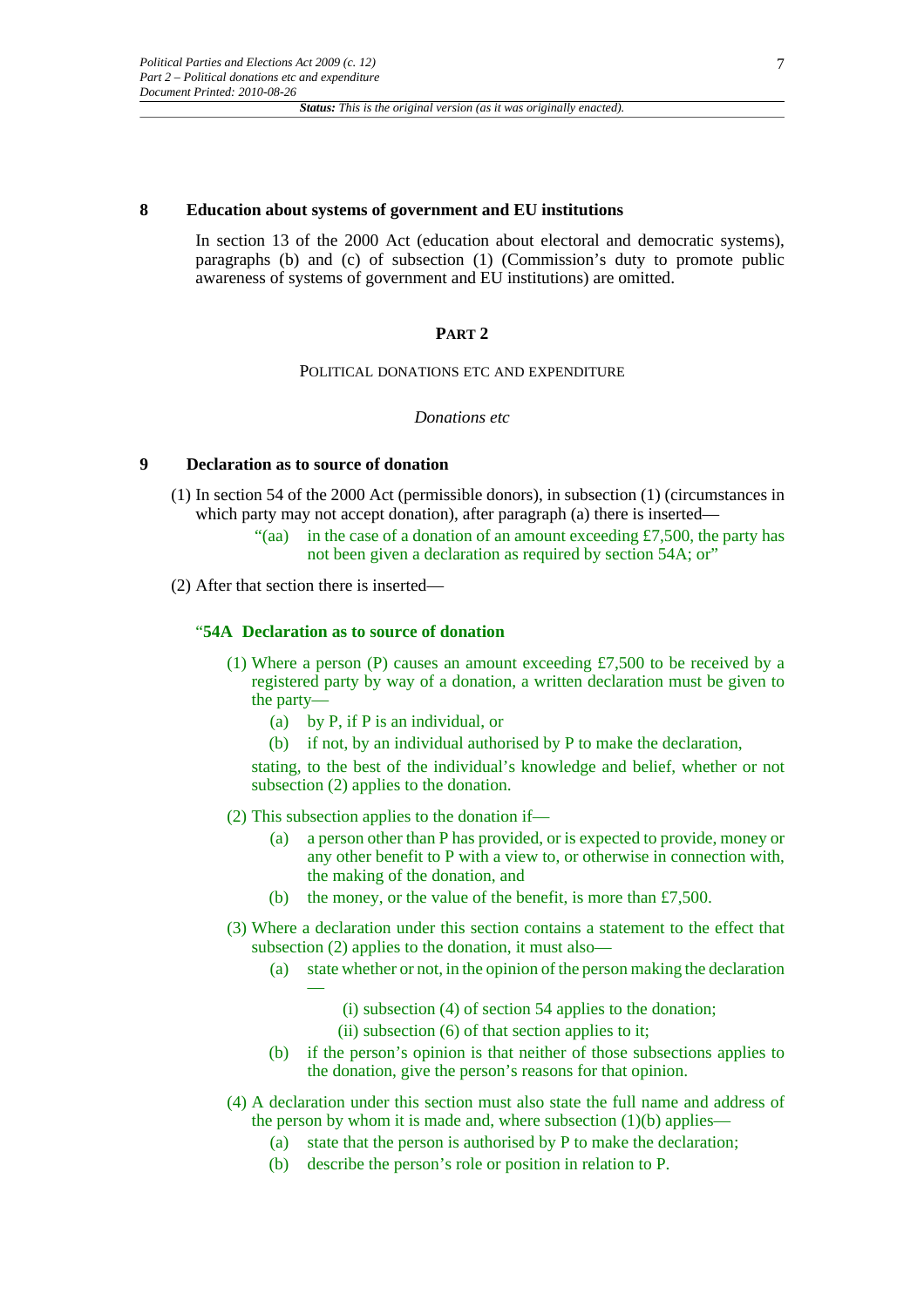## 8 Education about systems of government and EU institutions

In section 13 of the 2000 Act (education about electoral and democratic systems), paragraphs (b) and (c) of subsection (1) (Commission's duty to promote public awareness of systems of government and EU institutions) are omitted.

# PART 2

## POLITICAL DONATIONS ETC AND EXPENDITURE

### *Donations etc*

## 9 Declaration as to source of donation

(1) In section 54 of the 2000 Act (permissible donors), in subsection (1) (circumstances in which party may not accept donation), after paragraph (a) there is inserted—

> "(aa) in the case of a donation of an amount exceeding £7,500, the party has not been given a declaration as required by section 54A; or"

(2) After that section there is inserted—

> "**54A Declaration as to source of donation**
>
> (1) Where a person (P) causes an amount exceeding £7,500 to be received by a registered party by way of a donation, a written declaration must be given to the party—
>
> (a) by P, if P is an individual, or
>
> (b) if not, by an individual authorised by P to make the declaration,
>
> stating, to the best of the individual's knowledge and belief, whether or not subsection (2) applies to the donation.
>
> (2) This subsection applies to the donation if—
>
> (a) a person other than P has provided, or is expected to provide, money or any other benefit to P with a view to, or otherwise in connection with, the making of the donation, and
>
> (b) the money, or the value of the benefit, is more than £7,500.
>
> (3) Where a declaration under this section contains a statement to the effect that subsection (2) applies to the donation, it must also—
>
> (a) state whether or not, in the opinion of the person making the declaration—
>
> (i) subsection (4) of section 54 applies to the donation;
>
> (ii) subsection (6) of that section applies to it;
>
> (b) if the person's opinion is that neither of those subsections applies to the donation, give the person's reasons for that opinion.
>
> (4) A declaration under this section must also state the full name and address of the person by whom it is made and, where subsection (1)(b) applies—
>
> (a) state that the person is authorised by P to make the declaration;
>
> (b) describe the person's role or position in relation to P.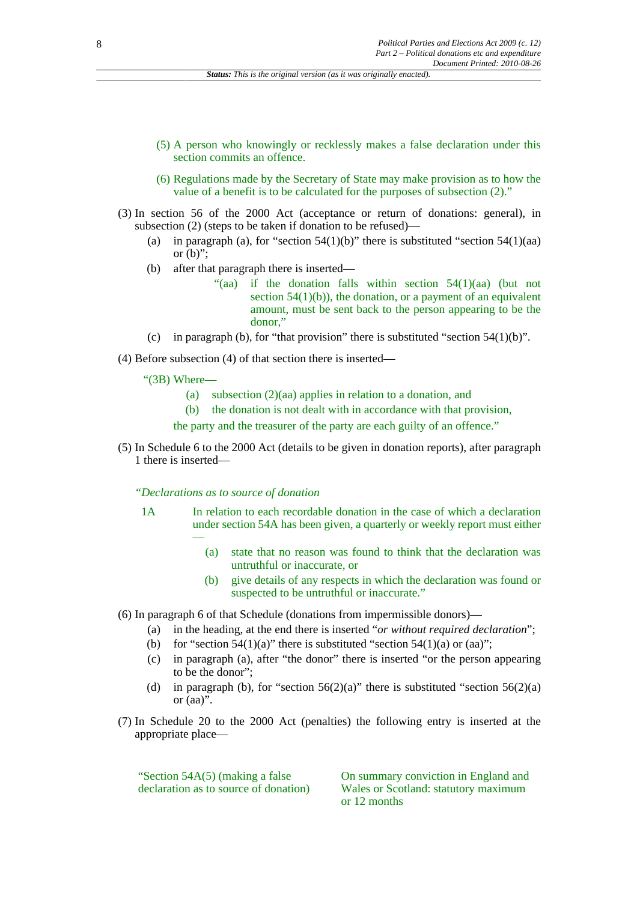(5) A person who knowingly or recklessly makes a false declaration under this section commits an offence.

(6) Regulations made by the Secretary of State may make provision as to how the value of a benefit is to be calculated for the purposes of subsection (2)."

(3) In section 56 of the 2000 Act (acceptance or return of donations: general), in subsection (2) (steps to be taken if donation to be refused)—

(a) in paragraph (a), for "section 54(1)(b)" there is substituted "section 54(1)(aa) or (b)";

(b) after that paragraph there is inserted—

"(aa) if the donation falls within section 54(1)(aa) (but not section 54(1)(b)), the donation, or a payment of an equivalent amount, must be sent back to the person appearing to be the donor,"

(c) in paragraph (b), for "that provision" there is substituted "section 54(1)(b)".

(4) Before subsection (4) of that section there is inserted—

"(3B) Where—

(a) subsection (2)(aa) applies in relation to a donation, and

(b) the donation is not dealt with in accordance with that provision,

the party and the treasurer of the party are each guilty of an offence."

(5) In Schedule 6 to the 2000 Act (details to be given in donation reports), after paragraph 1 there is inserted—

*"Declarations as to source of donation*

1A In relation to each recordable donation in the case of which a declaration under section 54A has been given, a quarterly or weekly report must either —

(a) state that no reason was found to think that the declaration was untruthful or inaccurate, or

(b) give details of any respects in which the declaration was found or suspected to be untruthful or inaccurate."

(6) In paragraph 6 of that Schedule (donations from impermissible donors)—

(a) in the heading, at the end there is inserted "*or without required declaration*";

(b) for "section 54(1)(a)" there is substituted "section 54(1)(a) or (aa)";

(c) in paragraph (a), after "the donor" there is inserted "or the person appearing to be the donor";

(d) in paragraph (b), for "section 56(2)(a)" there is substituted "section 56(2)(a) or (aa)".

(7) In Schedule 20 to the 2000 Act (penalties) the following entry is inserted at the appropriate place—

| | |
|---|---|
| "Section 54A(5) (making a false declaration as to source of donation) | On summary conviction in England and Wales or Scotland: statutory maximum or 12 months |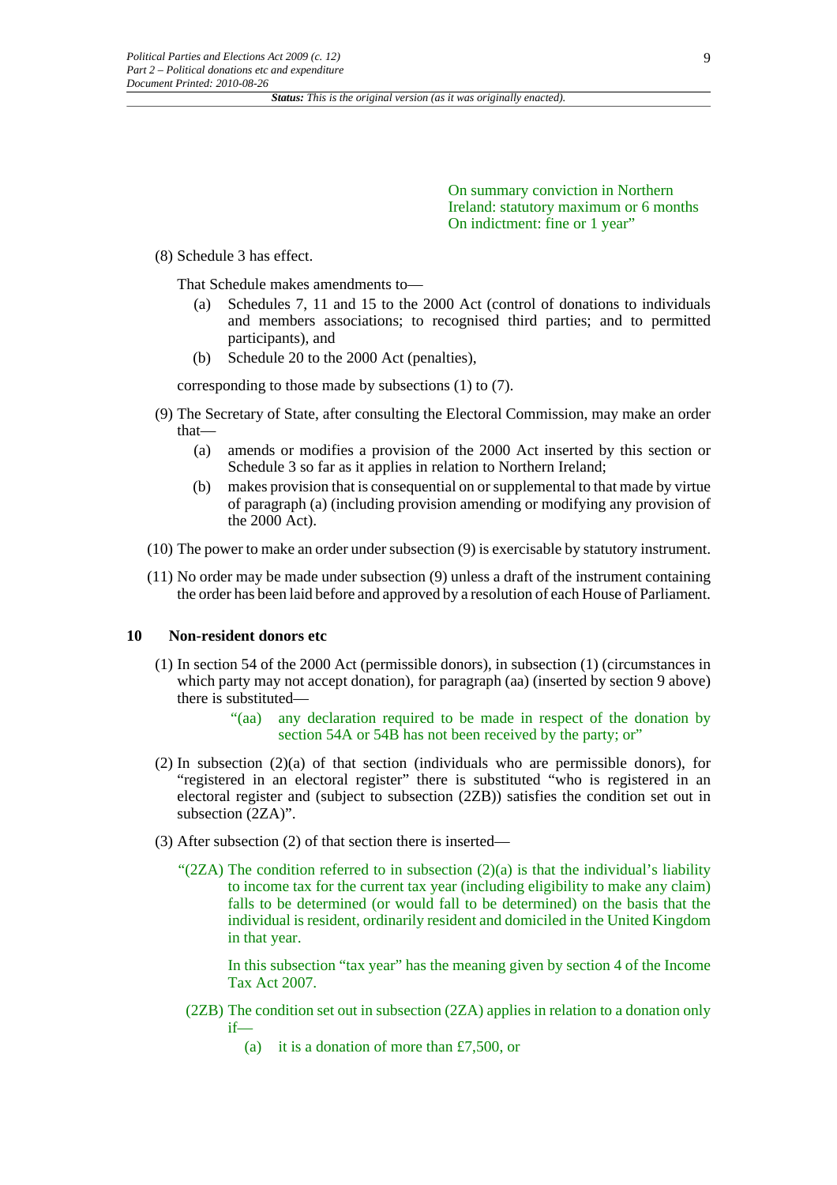On summary conviction in Northern Ireland: statutory maximum or 6 months
On indictment: fine or 1 year"

(8) Schedule 3 has effect.

That Schedule makes amendments to—

- (a) Schedules 7, 11 and 15 to the 2000 Act (control of donations to individuals and members associations; to recognised third parties; and to permitted participants), and
- (b) Schedule 20 to the 2000 Act (penalties),

corresponding to those made by subsections (1) to (7).

(9) The Secretary of State, after consulting the Electoral Commission, may make an order that—

- (a) amends or modifies a provision of the 2000 Act inserted by this section or Schedule 3 so far as it applies in relation to Northern Ireland;
- (b) makes provision that is consequential on or supplemental to that made by virtue of paragraph (a) (including provision amending or modifying any provision of the 2000 Act).

(10) The power to make an order under subsection (9) is exercisable by statutory instrument.

(11) No order may be made under subsection (9) unless a draft of the instrument containing the order has been laid before and approved by a resolution of each House of Parliament.

### 10 Non-resident donors etc

(1) In section 54 of the 2000 Act (permissible donors), in subsection (1) (circumstances in which party may not accept donation), for paragraph (aa) (inserted by section 9 above) there is substituted—

> "(aa) any declaration required to be made in respect of the donation by section 54A or 54B has not been received by the party; or"

(2) In subsection (2)(a) of that section (individuals who are permissible donors), for "registered in an electoral register" there is substituted "who is registered in an electoral register and (subject to subsection (2ZB)) satisfies the condition set out in subsection (2ZA)".

(3) After subsection (2) of that section there is inserted—

> "(2ZA) The condition referred to in subsection (2)(a) is that the individual's liability to income tax for the current tax year (including eligibility to make any claim) falls to be determined (or would fall to be determined) on the basis that the individual is resident, ordinarily resident and domiciled in the United Kingdom in that year.
>
> In this subsection "tax year" has the meaning given by section 4 of the Income Tax Act 2007.
>
> (2ZB) The condition set out in subsection (2ZA) applies in relation to a donation only if—
>
> (a) it is a donation of more than £7,500, or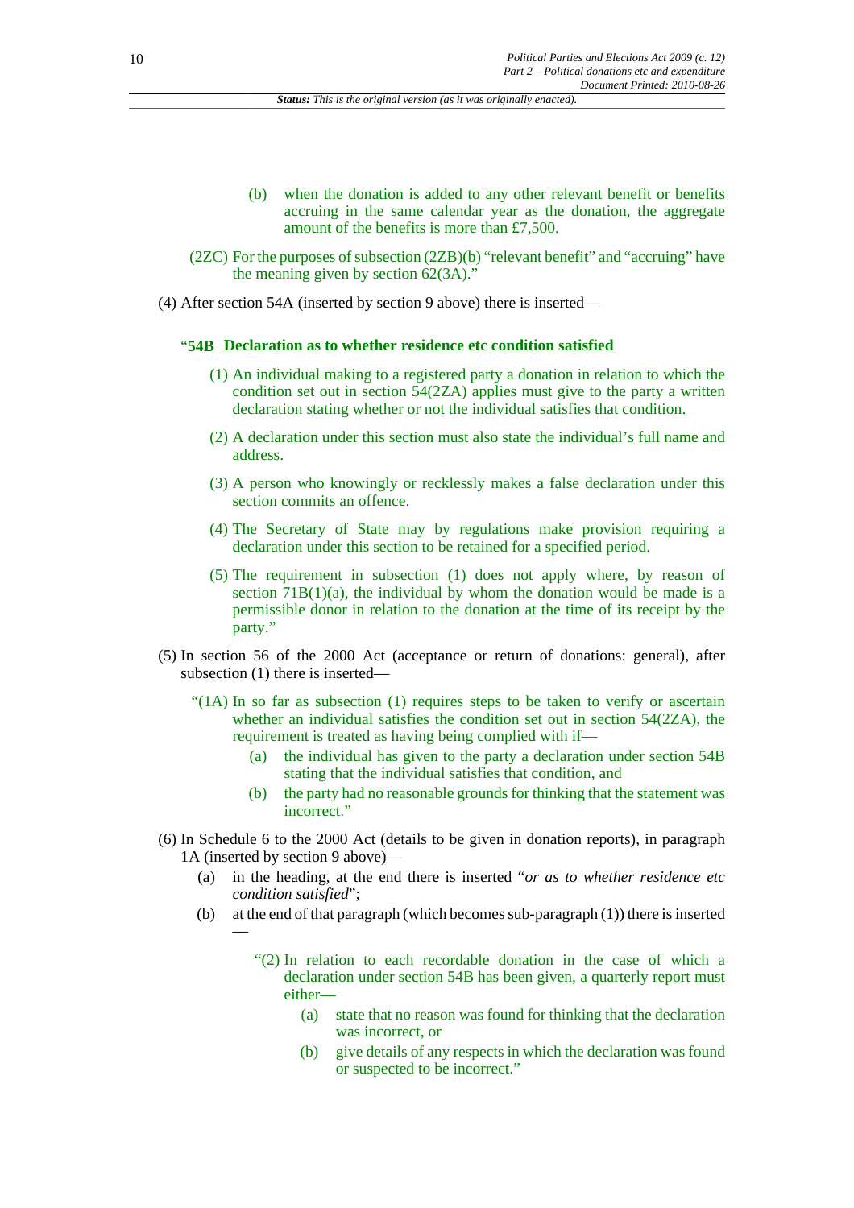(b) when the donation is added to any other relevant benefit or benefits accruing in the same calendar year as the donation, the aggregate amount of the benefits is more than £7,500.

(2ZC) For the purposes of subsection (2ZB)(b) "relevant benefit" and "accruing" have the meaning given by section 62(3A)."

(4) After section 54A (inserted by section 9 above) there is inserted—

"**54B Declaration as to whether residence etc condition satisfied**

(1) An individual making to a registered party a donation in relation to which the condition set out in section 54(2ZA) applies must give to the party a written declaration stating whether or not the individual satisfies that condition.

(2) A declaration under this section must also state the individual's full name and address.

(3) A person who knowingly or recklessly makes a false declaration under this section commits an offence.

(4) The Secretary of State may by regulations make provision requiring a declaration under this section to be retained for a specified period.

(5) The requirement in subsection (1) does not apply where, by reason of section 71B(1)(a), the individual by whom the donation would be made is a permissible donor in relation to the donation at the time of its receipt by the party."

(5) In section 56 of the 2000 Act (acceptance or return of donations: general), after subsection (1) there is inserted—

"(1A) In so far as subsection (1) requires steps to be taken to verify or ascertain whether an individual satisfies the condition set out in section 54(2ZA), the requirement is treated as having being complied with if—

(a) the individual has given to the party a declaration under section 54B stating that the individual satisfies that condition, and

(b) the party had no reasonable grounds for thinking that the statement was incorrect."

(6) In Schedule 6 to the 2000 Act (details to be given in donation reports), in paragraph 1A (inserted by section 9 above)—

(a) in the heading, at the end there is inserted "*or as to whether residence etc condition satisfied*";

(b) at the end of that paragraph (which becomes sub-paragraph (1)) there is inserted —

"(2) In relation to each recordable donation in the case of which a declaration under section 54B has been given, a quarterly report must either—

(a) state that no reason was found for thinking that the declaration was incorrect, or

(b) give details of any respects in which the declaration was found or suspected to be incorrect."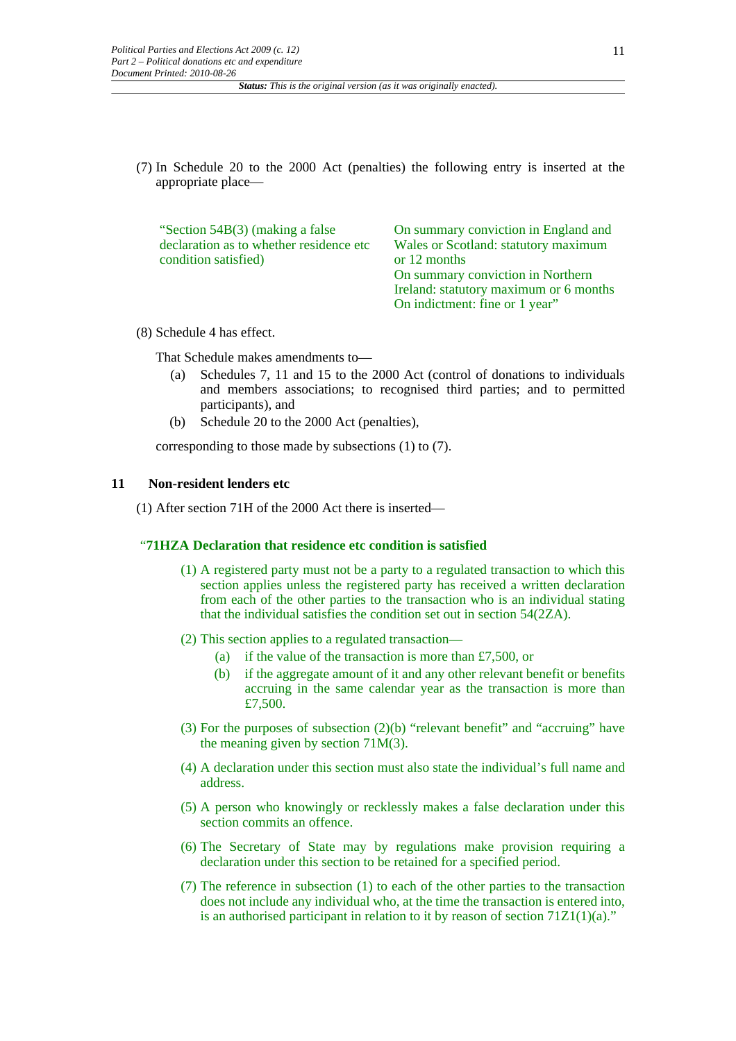(7) In Schedule 20 to the 2000 Act (penalties) the following entry is inserted at the appropriate place—

| | |
|---|---|
| "Section 54B(3) (making a false declaration as to whether residence etc condition satisfied) | On summary conviction in England and Wales or Scotland: statutory maximum or 12 months<br>On summary conviction in Northern Ireland: statutory maximum or 6 months<br>On indictment: fine or 1 year" |

(8) Schedule 4 has effect.

That Schedule makes amendments to—

(a) Schedules 7, 11 and 15 to the 2000 Act (control of donations to individuals and members associations; to recognised third parties; and to permitted participants), and

(b) Schedule 20 to the 2000 Act (penalties),

corresponding to those made by subsections (1) to (7).

## 11 Non-resident lenders etc

(1) After section 71H of the 2000 Act there is inserted—

### "71HZA Declaration that residence etc condition is satisfied

(1) A registered party must not be a party to a regulated transaction to which this section applies unless the registered party has received a written declaration from each of the other parties to the transaction who is an individual stating that the individual satisfies the condition set out in section 54(2ZA).

(2) This section applies to a regulated transaction—

(a) if the value of the transaction is more than £7,500, or

(b) if the aggregate amount of it and any other relevant benefit or benefits accruing in the same calendar year as the transaction is more than £7,500.

(3) For the purposes of subsection (2)(b) "relevant benefit" and "accruing" have the meaning given by section 71M(3).

(4) A declaration under this section must also state the individual's full name and address.

(5) A person who knowingly or recklessly makes a false declaration under this section commits an offence.

(6) The Secretary of State may by regulations make provision requiring a declaration under this section to be retained for a specified period.

(7) The reference in subsection (1) to each of the other parties to the transaction does not include any individual who, at the time the transaction is entered into, is an authorised participant in relation to it by reason of section 71Z1(1)(a)."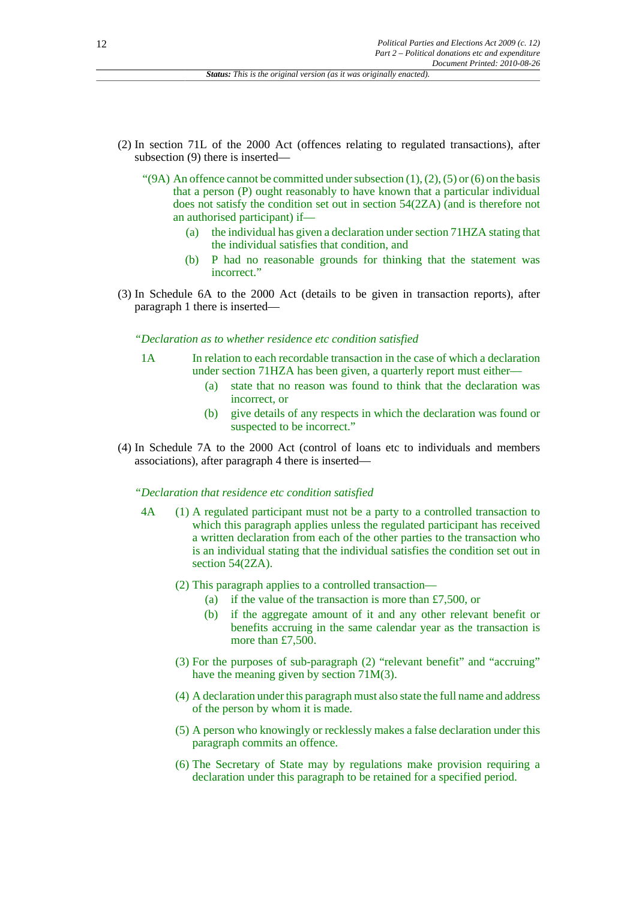(2) In section 71L of the 2000 Act (offences relating to regulated transactions), after subsection (9) there is inserted—

"(9A) An offence cannot be committed under subsection (1), (2), (5) or (6) on the basis that a person (P) ought reasonably to have known that a particular individual does not satisfy the condition set out in section 54(2ZA) (and is therefore not an authorised participant) if—

(a) the individual has given a declaration under section 71HZA stating that the individual satisfies that condition, and

(b) P had no reasonable grounds for thinking that the statement was incorrect."

(3) In Schedule 6A to the 2000 Act (details to be given in transaction reports), after paragraph 1 there is inserted—

*"Declaration as to whether residence etc condition satisfied*

1A In relation to each recordable transaction in the case of which a declaration under section 71HZA has been given, a quarterly report must either—

(a) state that no reason was found to think that the declaration was incorrect, or

(b) give details of any respects in which the declaration was found or suspected to be incorrect."

(4) In Schedule 7A to the 2000 Act (control of loans etc to individuals and members associations), after paragraph 4 there is inserted—

*"Declaration that residence etc condition satisfied*

4A (1) A regulated participant must not be a party to a controlled transaction to which this paragraph applies unless the regulated participant has received a written declaration from each of the other parties to the transaction who is an individual stating that the individual satisfies the condition set out in section 54(2ZA).

(2) This paragraph applies to a controlled transaction—

(a) if the value of the transaction is more than £7,500, or

(b) if the aggregate amount of it and any other relevant benefit or benefits accruing in the same calendar year as the transaction is more than £7,500.

(3) For the purposes of sub-paragraph (2) "relevant benefit" and "accruing" have the meaning given by section 71M(3).

(4) A declaration under this paragraph must also state the full name and address of the person by whom it is made.

(5) A person who knowingly or recklessly makes a false declaration under this paragraph commits an offence.

(6) The Secretary of State may by regulations make provision requiring a declaration under this paragraph to be retained for a specified period.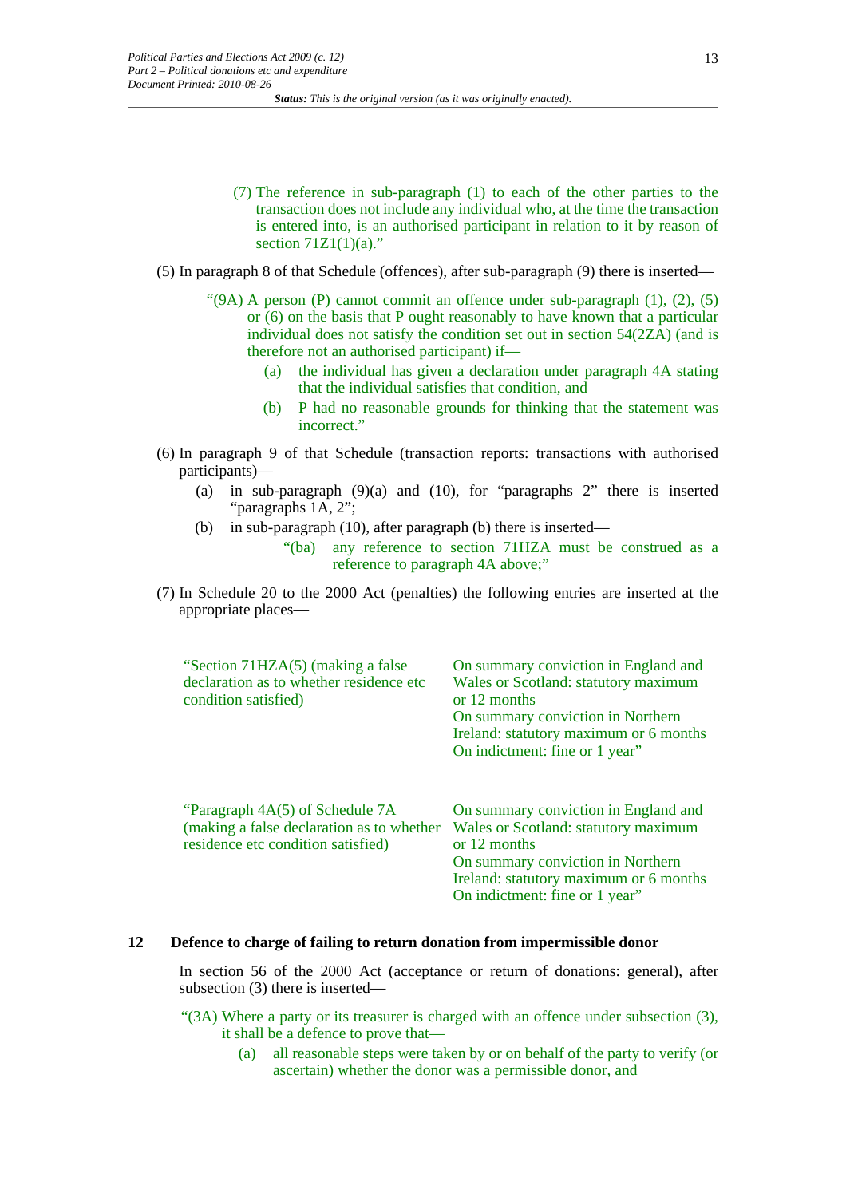(7) The reference in sub-paragraph (1) to each of the other parties to the transaction does not include any individual who, at the time the transaction is entered into, is an authorised participant in relation to it by reason of section 71Z1(1)(a)."

(5) In paragraph 8 of that Schedule (offences), after sub-paragraph (9) there is inserted—

"(9A) A person (P) cannot commit an offence under sub-paragraph (1), (2), (5) or (6) on the basis that P ought reasonably to have known that a particular individual does not satisfy the condition set out in section 54(2ZA) (and is therefore not an authorised participant) if—

(a) the individual has given a declaration under paragraph 4A stating that the individual satisfies that condition, and

(b) P had no reasonable grounds for thinking that the statement was incorrect."

(6) In paragraph 9 of that Schedule (transaction reports: transactions with authorised participants)—

(a) in sub-paragraph (9)(a) and (10), for "paragraphs 2" there is inserted "paragraphs 1A, 2";

(b) in sub-paragraph (10), after paragraph (b) there is inserted—

"(ba) any reference to section 71HZA must be construed as a reference to paragraph 4A above;"

(7) In Schedule 20 to the 2000 Act (penalties) the following entries are inserted at the appropriate places—

| | |
|---|---|
| "Section 71HZA(5) (making a false declaration as to whether residence etc condition satisfied) | On summary conviction in England and Wales or Scotland: statutory maximum or 12 months<br>On summary conviction in Northern Ireland: statutory maximum or 6 months<br>On indictment: fine or 1 year" |
| "Paragraph 4A(5) of Schedule 7A (making a false declaration as to whether residence etc condition satisfied) | On summary conviction in England and Wales or Scotland: statutory maximum or 12 months<br>On summary conviction in Northern Ireland: statutory maximum or 6 months<br>On indictment: fine or 1 year" |

### 12 Defence to charge of failing to return donation from impermissible donor

In section 56 of the 2000 Act (acceptance or return of donations: general), after subsection (3) there is inserted—

"(3A) Where a party or its treasurer is charged with an offence under subsection (3), it shall be a defence to prove that—

(a) all reasonable steps were taken by or on behalf of the party to verify (or ascertain) whether the donor was a permissible donor, and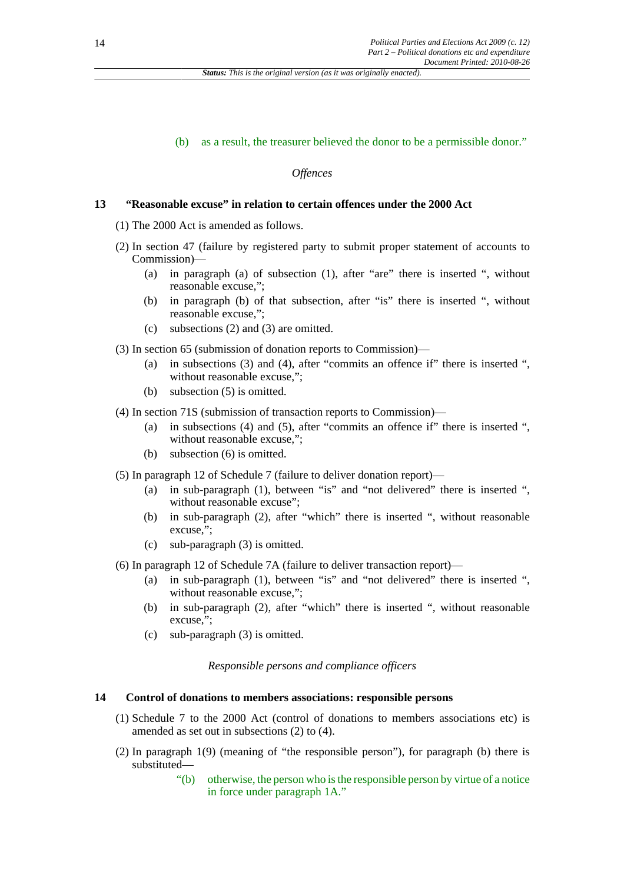(b) as a result, the treasurer believed the donor to be a permissible donor."

*Offences*

### 13 "Reasonable excuse" in relation to certain offences under the 2000 Act

(1) The 2000 Act is amended as follows.

(2) In section 47 (failure by registered party to submit proper statement of accounts to Commission)—

- (a) in paragraph (a) of subsection (1), after "are" there is inserted ", without reasonable excuse,";
- (b) in paragraph (b) of that subsection, after "is" there is inserted ", without reasonable excuse,";
- (c) subsections (2) and (3) are omitted.

(3) In section 65 (submission of donation reports to Commission)—

- (a) in subsections (3) and (4), after "commits an offence if" there is inserted ", without reasonable excuse,";
- (b) subsection (5) is omitted.

(4) In section 71S (submission of transaction reports to Commission)—

- (a) in subsections (4) and (5), after "commits an offence if" there is inserted ", without reasonable excuse,";
- (b) subsection (6) is omitted.

(5) In paragraph 12 of Schedule 7 (failure to deliver donation report)—

- (a) in sub-paragraph (1), between "is" and "not delivered" there is inserted ", without reasonable excuse";
- (b) in sub-paragraph (2), after "which" there is inserted ", without reasonable excuse,";
- (c) sub-paragraph (3) is omitted.

(6) In paragraph 12 of Schedule 7A (failure to deliver transaction report)—

- (a) in sub-paragraph (1), between "is" and "not delivered" there is inserted ", without reasonable excuse,";
- (b) in sub-paragraph (2), after "which" there is inserted ", without reasonable excuse,";
- (c) sub-paragraph (3) is omitted.

*Responsible persons and compliance officers*

### 14 Control of donations to members associations: responsible persons

(1) Schedule 7 to the 2000 Act (control of donations to members associations etc) is amended as set out in subsections (2) to (4).

(2) In paragraph 1(9) (meaning of "the responsible person"), for paragraph (b) there is substituted—

"(b) otherwise, the person who is the responsible person by virtue of a notice in force under paragraph 1A."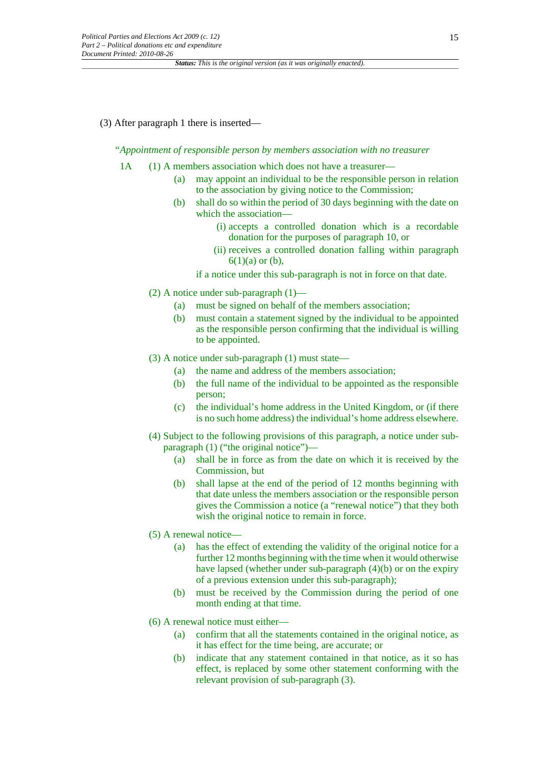(3) After paragraph 1 there is inserted—

"*Appointment of responsible person by members association with no treasurer*

1A (1) A members association which does not have a treasurer—

(a) may appoint an individual to be the responsible person in relation to the association by giving notice to the Commission;

(b) shall do so within the period of 30 days beginning with the date on which the association—

(i) accepts a controlled donation which is a recordable donation for the purposes of paragraph 10, or

(ii) receives a controlled donation falling within paragraph 6(1)(a) or (b),

if a notice under this sub-paragraph is not in force on that date.

(2) A notice under sub-paragraph (1)—

(a) must be signed on behalf of the members association;

(b) must contain a statement signed by the individual to be appointed as the responsible person confirming that the individual is willing to be appointed.

(3) A notice under sub-paragraph (1) must state—

(a) the name and address of the members association;

(b) the full name of the individual to be appointed as the responsible person;

(c) the individual's home address in the United Kingdom, or (if there is no such home address) the individual's home address elsewhere.

(4) Subject to the following provisions of this paragraph, a notice under sub-paragraph (1) ("the original notice")—

(a) shall be in force as from the date on which it is received by the Commission, but

(b) shall lapse at the end of the period of 12 months beginning with that date unless the members association or the responsible person gives the Commission a notice (a "renewal notice") that they both wish the original notice to remain in force.

(5) A renewal notice—

(a) has the effect of extending the validity of the original notice for a further 12 months beginning with the time when it would otherwise have lapsed (whether under sub-paragraph (4)(b) or on the expiry of a previous extension under this sub-paragraph);

(b) must be received by the Commission during the period of one month ending at that time.

(6) A renewal notice must either—

(a) confirm that all the statements contained in the original notice, as it has effect for the time being, are accurate; or

(b) indicate that any statement contained in that notice, as it so has effect, is replaced by some other statement conforming with the relevant provision of sub-paragraph (3).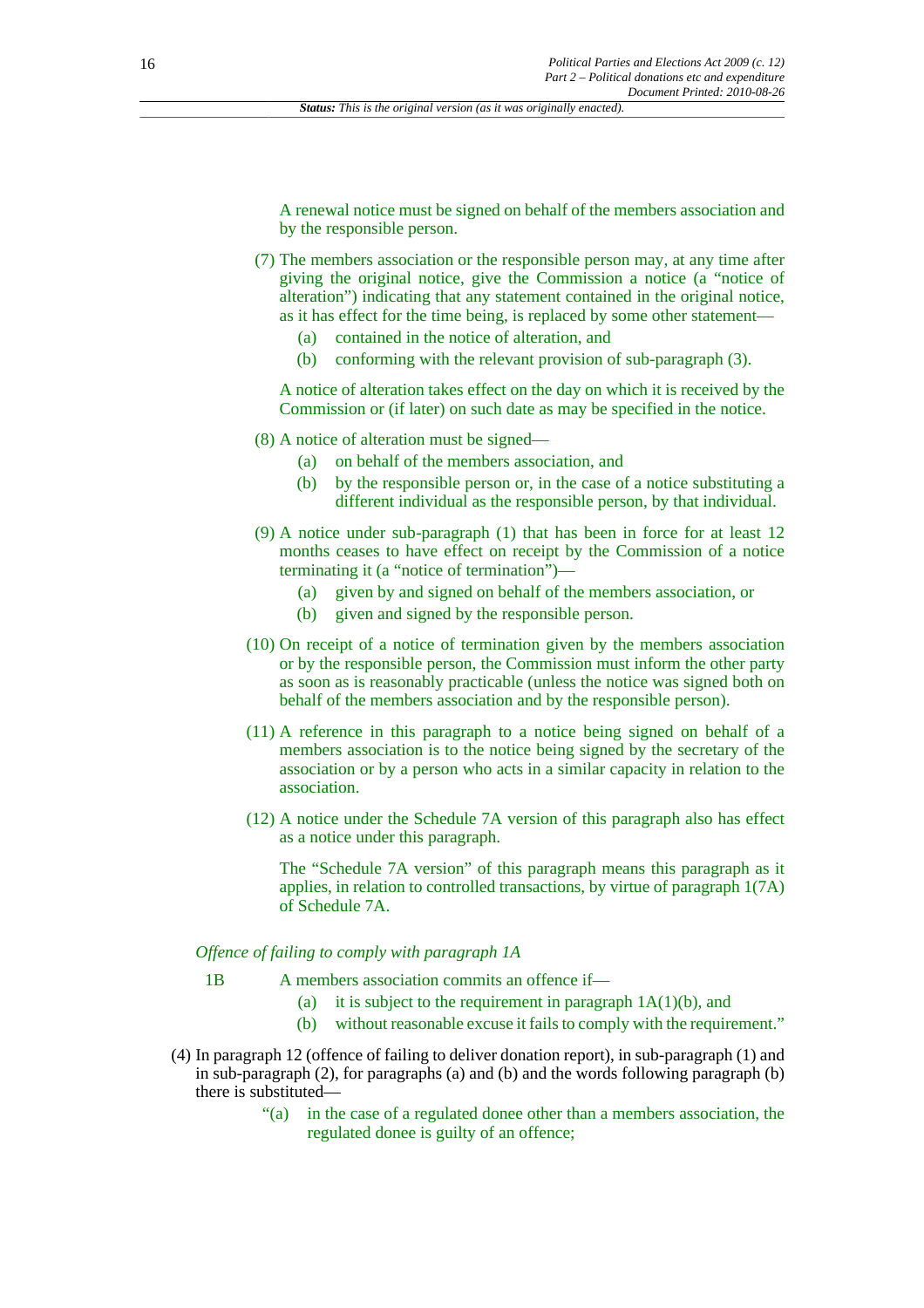*Status: This is the original version (as it was originally enacted).*

A renewal notice must be signed on behalf of the members association and by the responsible person.

(7) The members association or the responsible person may, at any time after giving the original notice, give the Commission a notice (a "notice of alteration") indicating that any statement contained in the original notice, as it has effect for the time being, is replaced by some other statement—

(a) contained in the notice of alteration, and

(b) conforming with the relevant provision of sub-paragraph (3).

A notice of alteration takes effect on the day on which it is received by the Commission or (if later) on such date as may be specified in the notice.

(8) A notice of alteration must be signed—

(a) on behalf of the members association, and

(b) by the responsible person or, in the case of a notice substituting a different individual as the responsible person, by that individual.

(9) A notice under sub-paragraph (1) that has been in force for at least 12 months ceases to have effect on receipt by the Commission of a notice terminating it (a "notice of termination")—

(a) given by and signed on behalf of the members association, or

(b) given and signed by the responsible person.

(10) On receipt of a notice of termination given by the members association or by the responsible person, the Commission must inform the other party as soon as is reasonably practicable (unless the notice was signed both on behalf of the members association and by the responsible person).

(11) A reference in this paragraph to a notice being signed on behalf of a members association is to the notice being signed by the secretary of the association or by a person who acts in a similar capacity in relation to the association.

(12) A notice under the Schedule 7A version of this paragraph also has effect as a notice under this paragraph.

The "Schedule 7A version" of this paragraph means this paragraph as it applies, in relation to controlled transactions, by virtue of paragraph 1(7A) of Schedule 7A.

*Offence of failing to comply with paragraph 1A*

1B A members association commits an offence if—

(a) it is subject to the requirement in paragraph 1A(1)(b), and

(b) without reasonable excuse it fails to comply with the requirement."

(4) In paragraph 12 (offence of failing to deliver donation report), in sub-paragraph (1) and in sub-paragraph (2), for paragraphs (a) and (b) and the words following paragraph (b) there is substituted—

"(a) in the case of a regulated donee other than a members association, the regulated donee is guilty of an offence;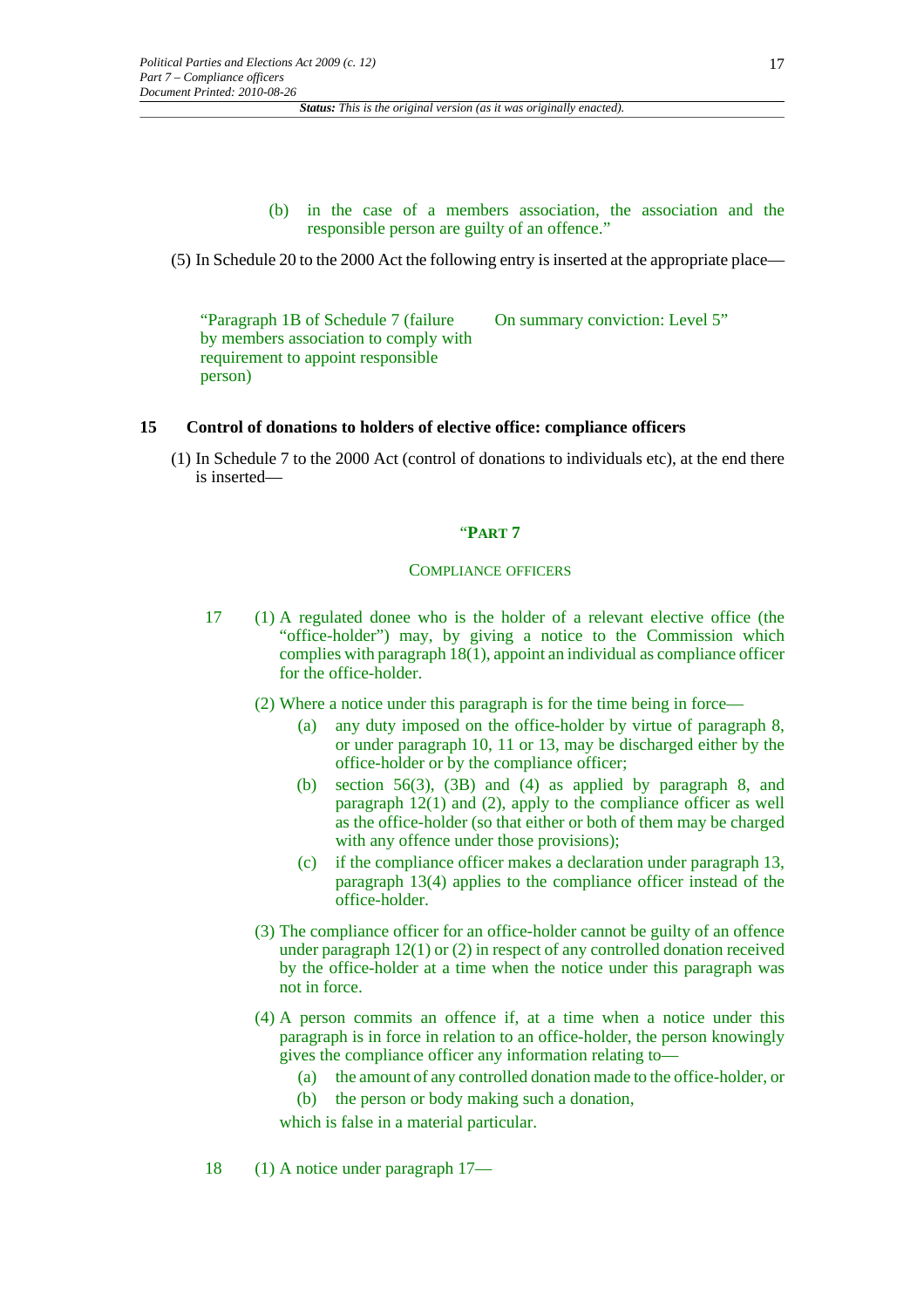(b) in the case of a members association, the association and the responsible person are guilty of an offence."

(5) In Schedule 20 to the 2000 Act the following entry is inserted at the appropriate place—

| | |
|---|---|
| "Paragraph 1B of Schedule 7 (failure by members association to comply with requirement to appoint responsible person) | On summary conviction: Level 5" |

### 15 Control of donations to holders of elective office: compliance officers

(1) In Schedule 7 to the 2000 Act (control of donations to individuals etc), at the end there is inserted—

"PART 7

COMPLIANCE OFFICERS

17 (1) A regulated donee who is the holder of a relevant elective office (the "office-holder") may, by giving a notice to the Commission which complies with paragraph 18(1), appoint an individual as compliance officer for the office-holder.

(2) Where a notice under this paragraph is for the time being in force—

(a) any duty imposed on the office-holder by virtue of paragraph 8, or under paragraph 10, 11 or 13, may be discharged either by the office-holder or by the compliance officer;

(b) section 56(3), (3B) and (4) as applied by paragraph 8, and paragraph 12(1) and (2), apply to the compliance officer as well as the office-holder (so that either or both of them may be charged with any offence under those provisions);

(c) if the compliance officer makes a declaration under paragraph 13, paragraph 13(4) applies to the compliance officer instead of the office-holder.

(3) The compliance officer for an office-holder cannot be guilty of an offence under paragraph 12(1) or (2) in respect of any controlled donation received by the office-holder at a time when the notice under this paragraph was not in force.

(4) A person commits an offence if, at a time when a notice under this paragraph is in force in relation to an office-holder, the person knowingly gives the compliance officer any information relating to—

(a) the amount of any controlled donation made to the office-holder, or

(b) the person or body making such a donation,

which is false in a material particular.

18 (1) A notice under paragraph 17—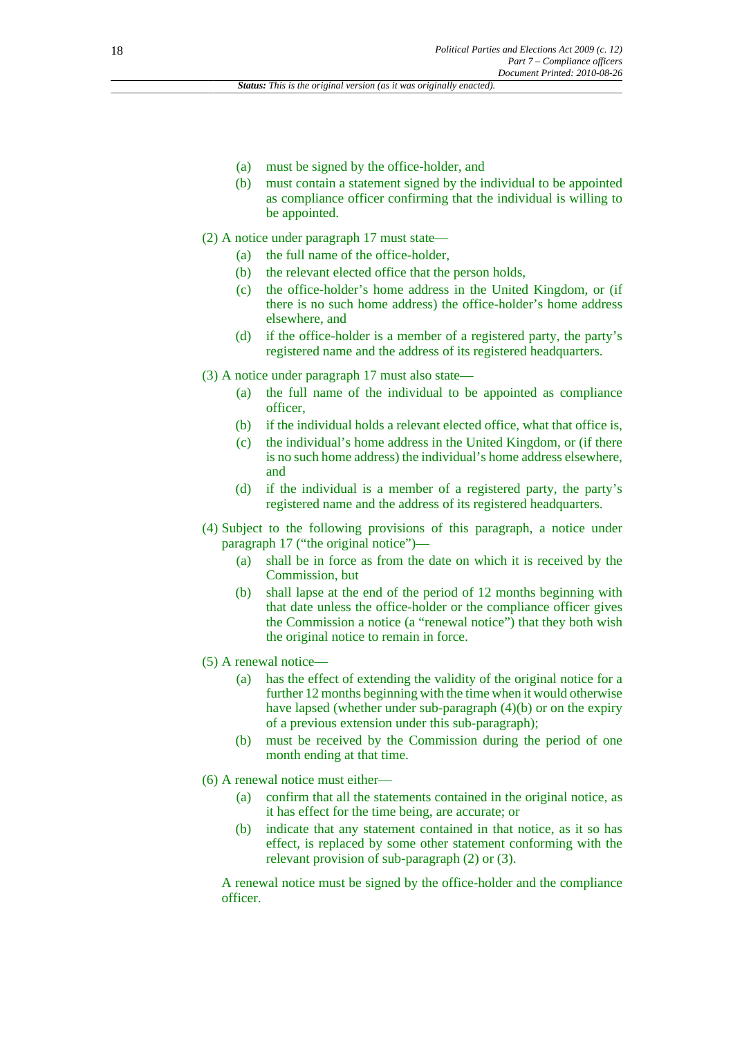(a) must be signed by the office-holder, and

(b) must contain a statement signed by the individual to be appointed as compliance officer confirming that the individual is willing to be appointed.

(2) A notice under paragraph 17 must state—

(a) the full name of the office-holder,

(b) the relevant elected office that the person holds,

(c) the office-holder's home address in the United Kingdom, or (if there is no such home address) the office-holder's home address elsewhere, and

(d) if the office-holder is a member of a registered party, the party's registered name and the address of its registered headquarters.

(3) A notice under paragraph 17 must also state—

(a) the full name of the individual to be appointed as compliance officer,

(b) if the individual holds a relevant elected office, what that office is,

(c) the individual's home address in the United Kingdom, or (if there is no such home address) the individual's home address elsewhere, and

(d) if the individual is a member of a registered party, the party's registered name and the address of its registered headquarters.

(4) Subject to the following provisions of this paragraph, a notice under paragraph 17 ("the original notice")—

(a) shall be in force as from the date on which it is received by the Commission, but

(b) shall lapse at the end of the period of 12 months beginning with that date unless the office-holder or the compliance officer gives the Commission a notice (a "renewal notice") that they both wish the original notice to remain in force.

(5) A renewal notice—

(a) has the effect of extending the validity of the original notice for a further 12 months beginning with the time when it would otherwise have lapsed (whether under sub-paragraph (4)(b) or on the expiry of a previous extension under this sub-paragraph);

(b) must be received by the Commission during the period of one month ending at that time.

(6) A renewal notice must either—

(a) confirm that all the statements contained in the original notice, as it has effect for the time being, are accurate; or

(b) indicate that any statement contained in that notice, as it so has effect, is replaced by some other statement conforming with the relevant provision of sub-paragraph (2) or (3).

A renewal notice must be signed by the office-holder and the compliance officer.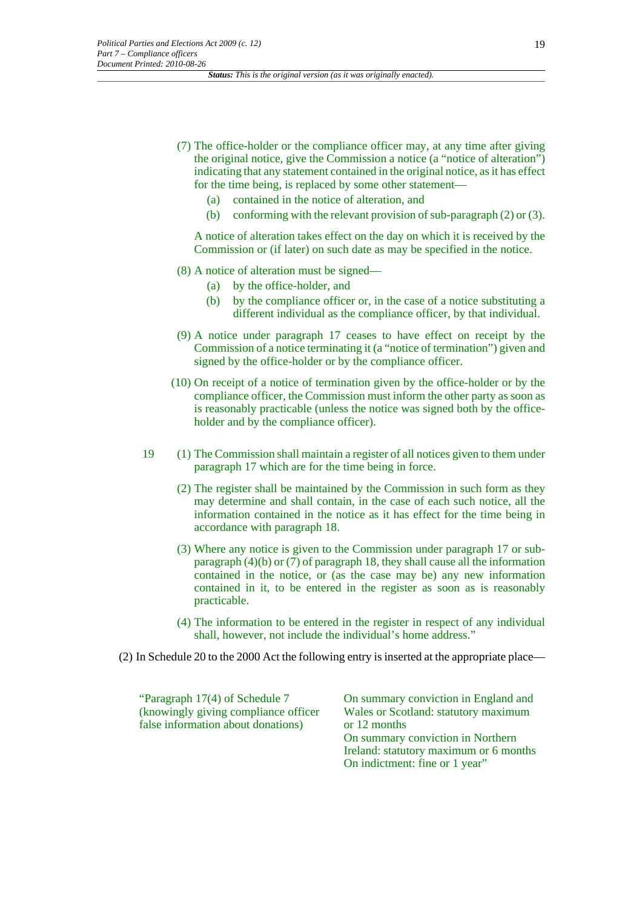(7) The office-holder or the compliance officer may, at any time after giving the original notice, give the Commission a notice (a "notice of alteration") indicating that any statement contained in the original notice, as it has effect for the time being, is replaced by some other statement—

(a) contained in the notice of alteration, and

(b) conforming with the relevant provision of sub-paragraph (2) or (3).

A notice of alteration takes effect on the day on which it is received by the Commission or (if later) on such date as may be specified in the notice.

(8) A notice of alteration must be signed—

(a) by the office-holder, and

(b) by the compliance officer or, in the case of a notice substituting a different individual as the compliance officer, by that individual.

(9) A notice under paragraph 17 ceases to have effect on receipt by the Commission of a notice terminating it (a "notice of termination") given and signed by the office-holder or by the compliance officer.

(10) On receipt of a notice of termination given by the office-holder or by the compliance officer, the Commission must inform the other party as soon as is reasonably practicable (unless the notice was signed both by the office-holder and by the compliance officer).

19 (1) The Commission shall maintain a register of all notices given to them under paragraph 17 which are for the time being in force.

(2) The register shall be maintained by the Commission in such form as they may determine and shall contain, in the case of each such notice, all the information contained in the notice as it has effect for the time being in accordance with paragraph 18.

(3) Where any notice is given to the Commission under paragraph 17 or sub-paragraph (4)(b) or (7) of paragraph 18, they shall cause all the information contained in the notice, or (as the case may be) any new information contained in it, to be entered in the register as soon as is reasonably practicable.

(4) The information to be entered in the register in respect of any individual shall, however, not include the individual's home address."

(2) In Schedule 20 to the 2000 Act the following entry is inserted at the appropriate place—

| | |
|---|---|
| "Paragraph 17(4) of Schedule 7 (knowingly giving compliance officer false information about donations) | On summary conviction in England and Wales or Scotland: statutory maximum or 12 months<br>On summary conviction in Northern Ireland: statutory maximum or 6 months<br>On indictment: fine or 1 year" |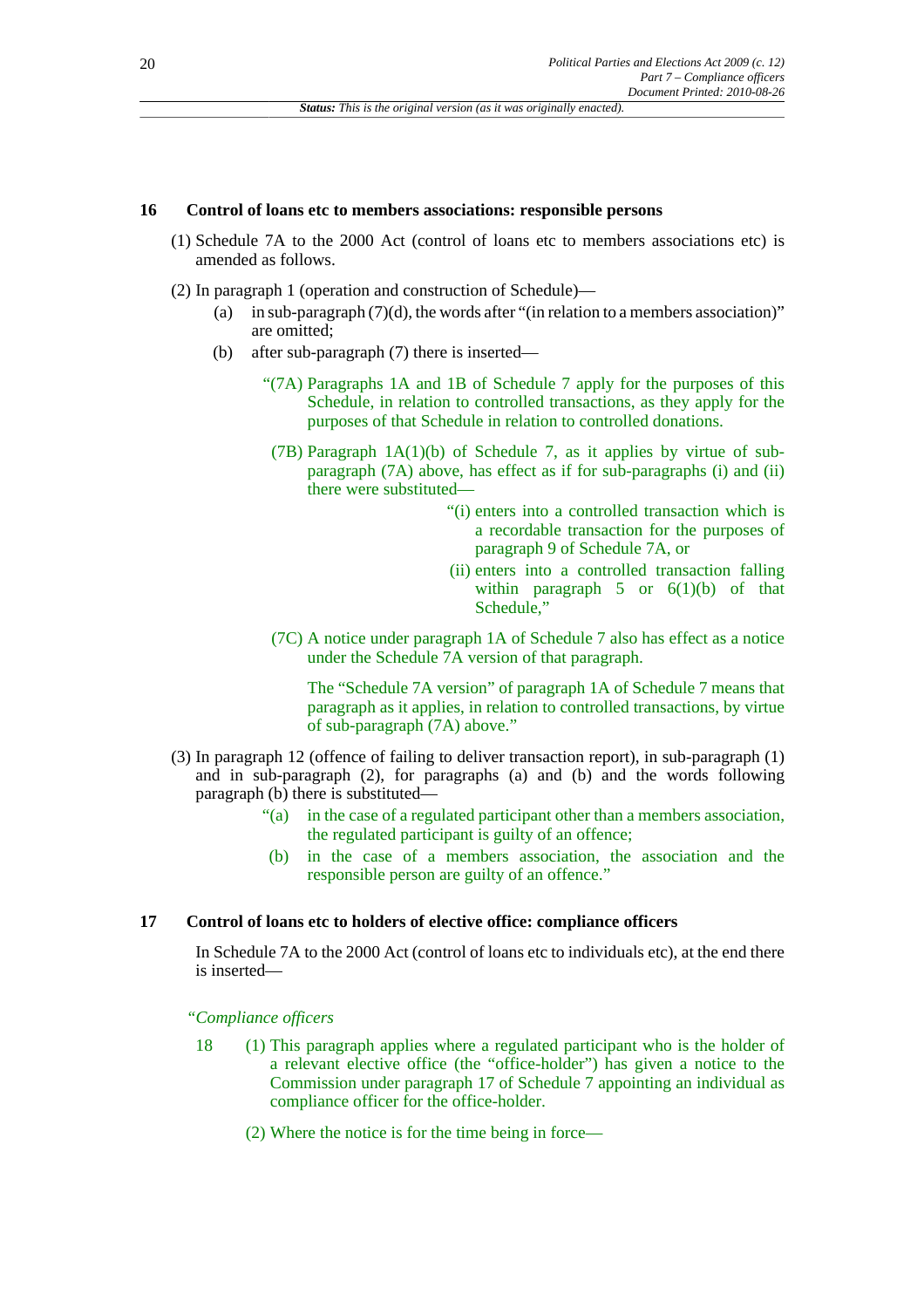### 16 Control of loans etc to members associations: responsible persons

(1) Schedule 7A to the 2000 Act (control of loans etc to members associations etc) is amended as follows.

(2) In paragraph 1 (operation and construction of Schedule)—

- (a) in sub-paragraph (7)(d), the words after "(in relation to a members association)" are omitted;
- (b) after sub-paragraph (7) there is inserted—

> "(7A) Paragraphs 1A and 1B of Schedule 7 apply for the purposes of this Schedule, in relation to controlled transactions, as they apply for the purposes of that Schedule in relation to controlled donations.
>
> (7B) Paragraph 1A(1)(b) of Schedule 7, as it applies by virtue of sub-paragraph (7A) above, has effect as if for sub-paragraphs (i) and (ii) there were substituted—
>
> > "(i) enters into a controlled transaction which is a recordable transaction for the purposes of paragraph 9 of Schedule 7A, or
> >
> > (ii) enters into a controlled transaction falling within paragraph 5 or 6(1)(b) of that Schedule,"
>
> (7C) A notice under paragraph 1A of Schedule 7 also has effect as a notice under the Schedule 7A version of that paragraph.
>
> The "Schedule 7A version" of paragraph 1A of Schedule 7 means that paragraph as it applies, in relation to controlled transactions, by virtue of sub-paragraph (7A) above."

(3) In paragraph 12 (offence of failing to deliver transaction report), in sub-paragraph (1) and in sub-paragraph (2), for paragraphs (a) and (b) and the words following paragraph (b) there is substituted—

> "(a) in the case of a regulated participant other than a members association, the regulated participant is guilty of an offence;
>
> (b) in the case of a members association, the association and the responsible person are guilty of an offence."

### 17 Control of loans etc to holders of elective office: compliance officers

In Schedule 7A to the 2000 Act (control of loans etc to individuals etc), at the end there is inserted—

> "*Compliance officers*
>
> 18 (1) This paragraph applies where a regulated participant who is the holder of a relevant elective office (the "office-holder") has given a notice to the Commission under paragraph 17 of Schedule 7 appointing an individual as compliance officer for the office-holder.
>
> (2) Where the notice is for the time being in force—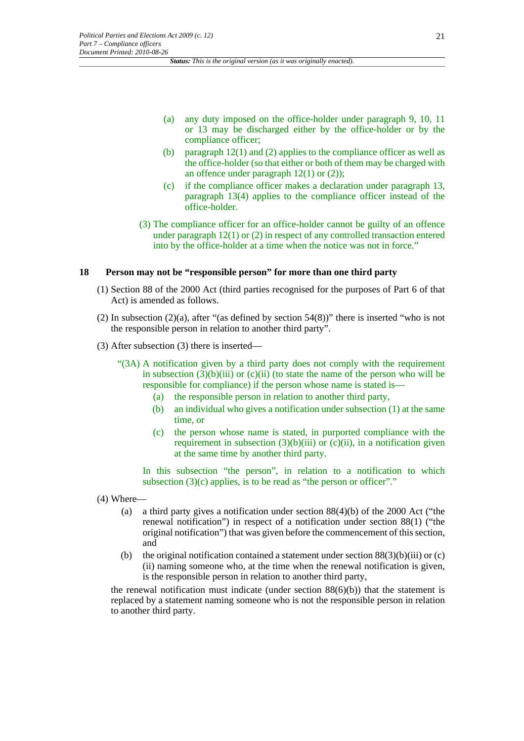(a) any duty imposed on the office-holder under paragraph 9, 10, 11 or 13 may be discharged either by the office-holder or by the compliance officer;

(b) paragraph 12(1) and (2) applies to the compliance officer as well as the office-holder (so that either or both of them may be charged with an offence under paragraph 12(1) or (2));

(c) if the compliance officer makes a declaration under paragraph 13, paragraph 13(4) applies to the compliance officer instead of the office-holder.

(3) The compliance officer for an office-holder cannot be guilty of an offence under paragraph 12(1) or (2) in respect of any controlled transaction entered into by the office-holder at a time when the notice was not in force."

### 18 Person may not be "responsible person" for more than one third party

(1) Section 88 of the 2000 Act (third parties recognised for the purposes of Part 6 of that Act) is amended as follows.

(2) In subsection (2)(a), after "(as defined by section 54(8))" there is inserted "who is not the responsible person in relation to another third party".

(3) After subsection (3) there is inserted—

"(3A) A notification given by a third party does not comply with the requirement in subsection (3)(b)(iii) or (c)(ii) (to state the name of the person who will be responsible for compliance) if the person whose name is stated is—

(a) the responsible person in relation to another third party,

(b) an individual who gives a notification under subsection (1) at the same time, or

(c) the person whose name is stated, in purported compliance with the requirement in subsection (3)(b)(iii) or (c)(ii), in a notification given at the same time by another third party.

In this subsection "the person", in relation to a notification to which subsection (3)(c) applies, is to be read as "the person or officer"."

(4) Where—

(a) a third party gives a notification under section 88(4)(b) of the 2000 Act ("the renewal notification") in respect of a notification under section 88(1) ("the original notification") that was given before the commencement of this section, and

(b) the original notification contained a statement under section 88(3)(b)(iii) or (c)(ii) naming someone who, at the time when the renewal notification is given, is the responsible person in relation to another third party,

the renewal notification must indicate (under section 88(6)(b)) that the statement is replaced by a statement naming someone who is not the responsible person in relation to another third party.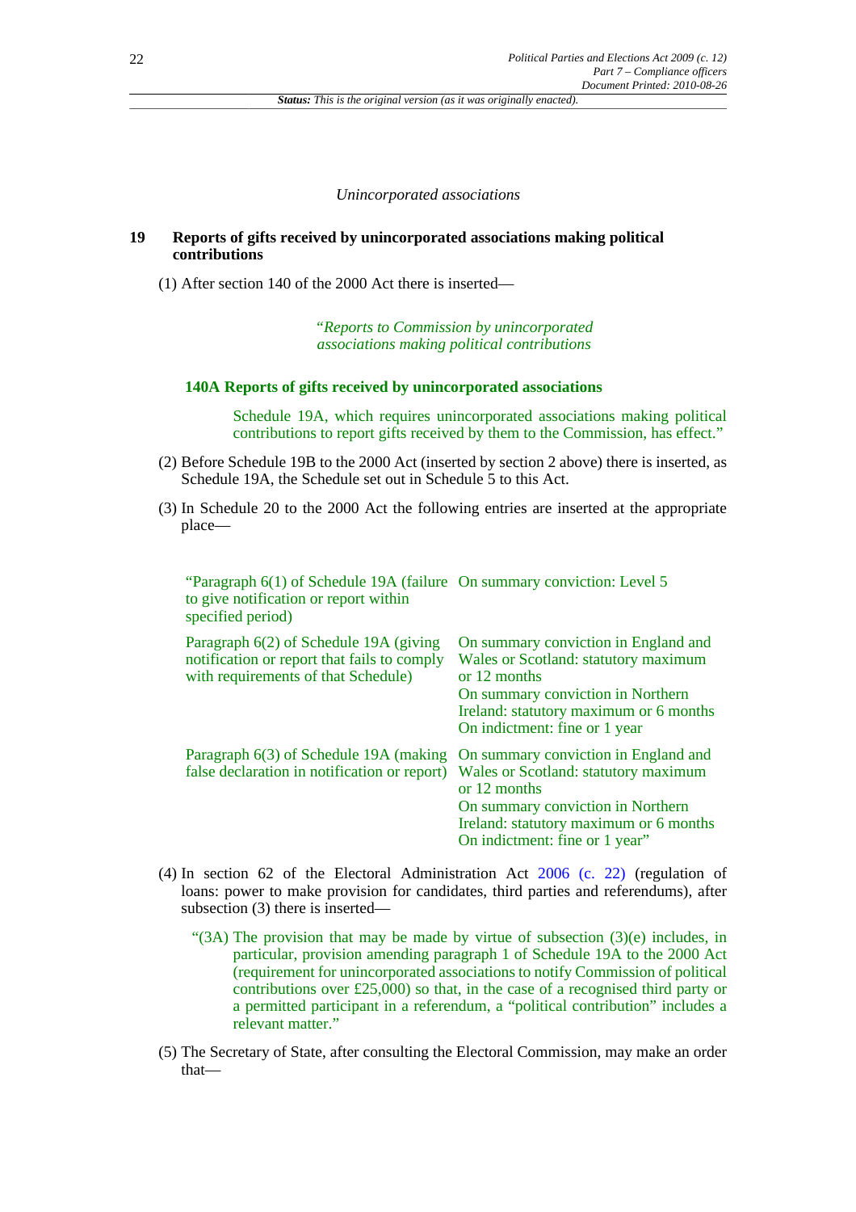*Unincorporated associations*

## 19 Reports of gifts received by unincorporated associations making political contributions

(1) After section 140 of the 2000 Act there is inserted—

"*Reports to Commission by unincorporated associations making political contributions*

### 140A Reports of gifts received by unincorporated associations

Schedule 19A, which requires unincorporated associations making political contributions to report gifts received by them to the Commission, has effect."

(2) Before Schedule 19B to the 2000 Act (inserted by section 2 above) there is inserted, as Schedule 19A, the Schedule set out in Schedule 5 to this Act.

(3) In Schedule 20 to the 2000 Act the following entries are inserted at the appropriate place—

| | |
|---|---|
| "Paragraph 6(1) of Schedule 19A (failure to give notification or report within specified period) | On summary conviction: Level 5 |
| Paragraph 6(2) of Schedule 19A (giving notification or report that fails to comply with requirements of that Schedule) | On summary conviction in England and Wales or Scotland: statutory maximum or 12 months<br>On summary conviction in Northern Ireland: statutory maximum or 6 months<br>On indictment: fine or 1 year |
| Paragraph 6(3) of Schedule 19A (making false declaration in notification or report) | On summary conviction in England and Wales or Scotland: statutory maximum or 12 months<br>On summary conviction in Northern Ireland: statutory maximum or 6 months<br>On indictment: fine or 1 year" |

(4) In section 62 of the Electoral Administration Act 2006 (c. 22) (regulation of loans: power to make provision for candidates, third parties and referendums), after subsection (3) there is inserted—

"(3A) The provision that may be made by virtue of subsection (3)(e) includes, in particular, provision amending paragraph 1 of Schedule 19A to the 2000 Act (requirement for unincorporated associations to notify Commission of political contributions over £25,000) so that, in the case of a recognised third party or a permitted participant in a referendum, a "political contribution" includes a relevant matter."

(5) The Secretary of State, after consulting the Electoral Commission, may make an order that—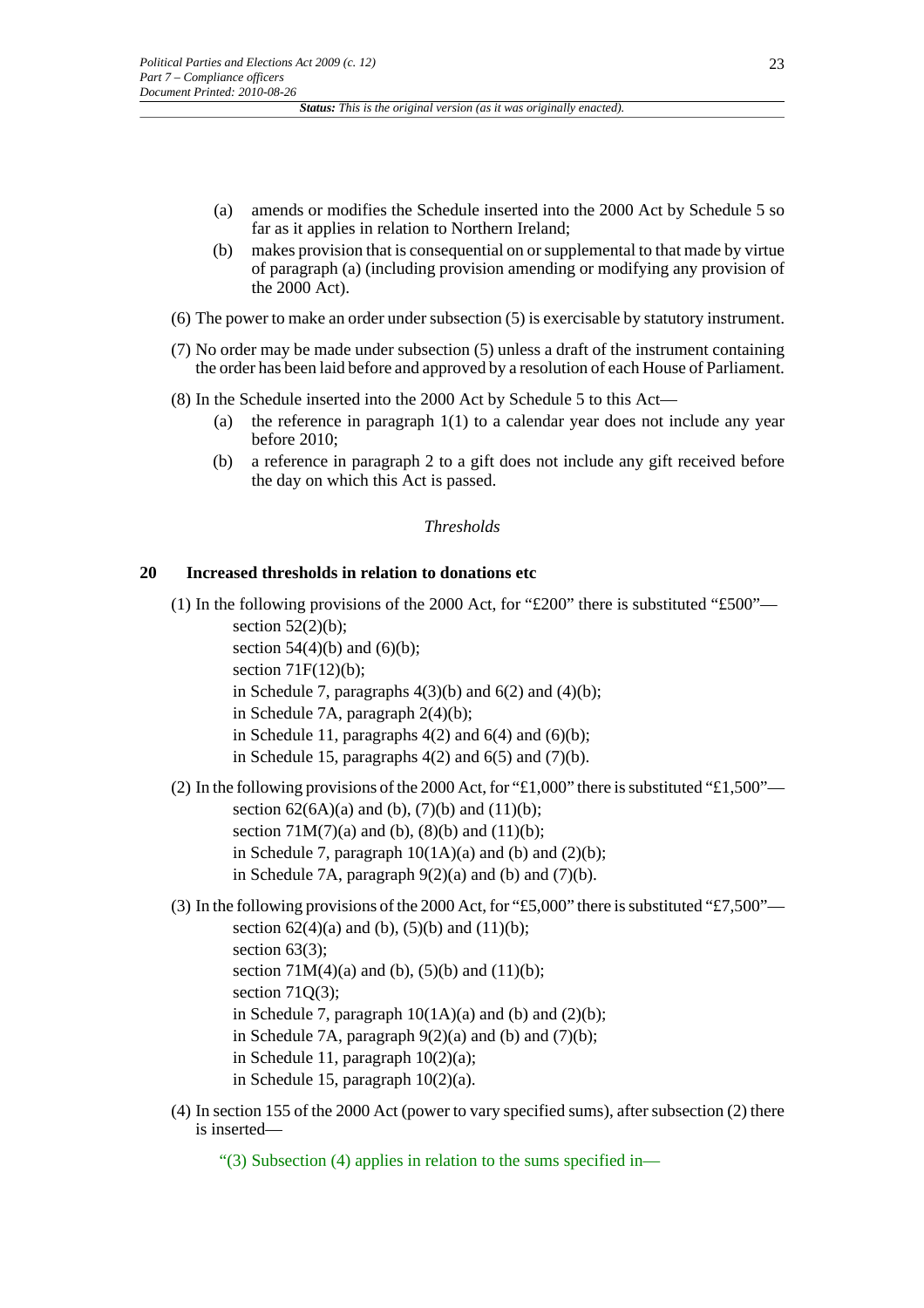(a) amends or modifies the Schedule inserted into the 2000 Act by Schedule 5 so far as it applies in relation to Northern Ireland;

(b) makes provision that is consequential on or supplemental to that made by virtue of paragraph (a) (including provision amending or modifying any provision of the 2000 Act).

(6) The power to make an order under subsection (5) is exercisable by statutory instrument.

(7) No order may be made under subsection (5) unless a draft of the instrument containing the order has been laid before and approved by a resolution of each House of Parliament.

(8) In the Schedule inserted into the 2000 Act by Schedule 5 to this Act—

(a) the reference in paragraph 1(1) to a calendar year does not include any year before 2010;

(b) a reference in paragraph 2 to a gift does not include any gift received before the day on which this Act is passed.

*Thresholds*

### 20 Increased thresholds in relation to donations etc

(1) In the following provisions of the 2000 Act, for "£200" there is substituted "£500"—

section 52(2)(b);

section 54(4)(b) and (6)(b);

section 71F(12)(b);

in Schedule 7, paragraphs 4(3)(b) and 6(2) and (4)(b);

in Schedule 7A, paragraph 2(4)(b);

in Schedule 11, paragraphs 4(2) and 6(4) and (6)(b);

in Schedule 15, paragraphs 4(2) and 6(5) and (7)(b).

(2) In the following provisions of the 2000 Act, for "£1,000" there is substituted "£1,500"—

section 62(6A)(a) and (b), (7)(b) and (11)(b);

section 71M(7)(a) and (b), (8)(b) and (11)(b);

in Schedule 7, paragraph 10(1A)(a) and (b) and (2)(b);

in Schedule 7A, paragraph 9(2)(a) and (b) and (7)(b).

(3) In the following provisions of the 2000 Act, for "£5,000" there is substituted "£7,500"—

section 62(4)(a) and (b), (5)(b) and (11)(b);

section 63(3);

section 71M(4)(a) and (b), (5)(b) and (11)(b);

section 71Q(3);

in Schedule 7, paragraph 10(1A)(a) and (b) and (2)(b);

in Schedule 7A, paragraph 9(2)(a) and (b) and (7)(b);

in Schedule 11, paragraph 10(2)(a);

in Schedule 15, paragraph 10(2)(a).

(4) In section 155 of the 2000 Act (power to vary specified sums), after subsection (2) there is inserted—

"(3) Subsection (4) applies in relation to the sums specified in—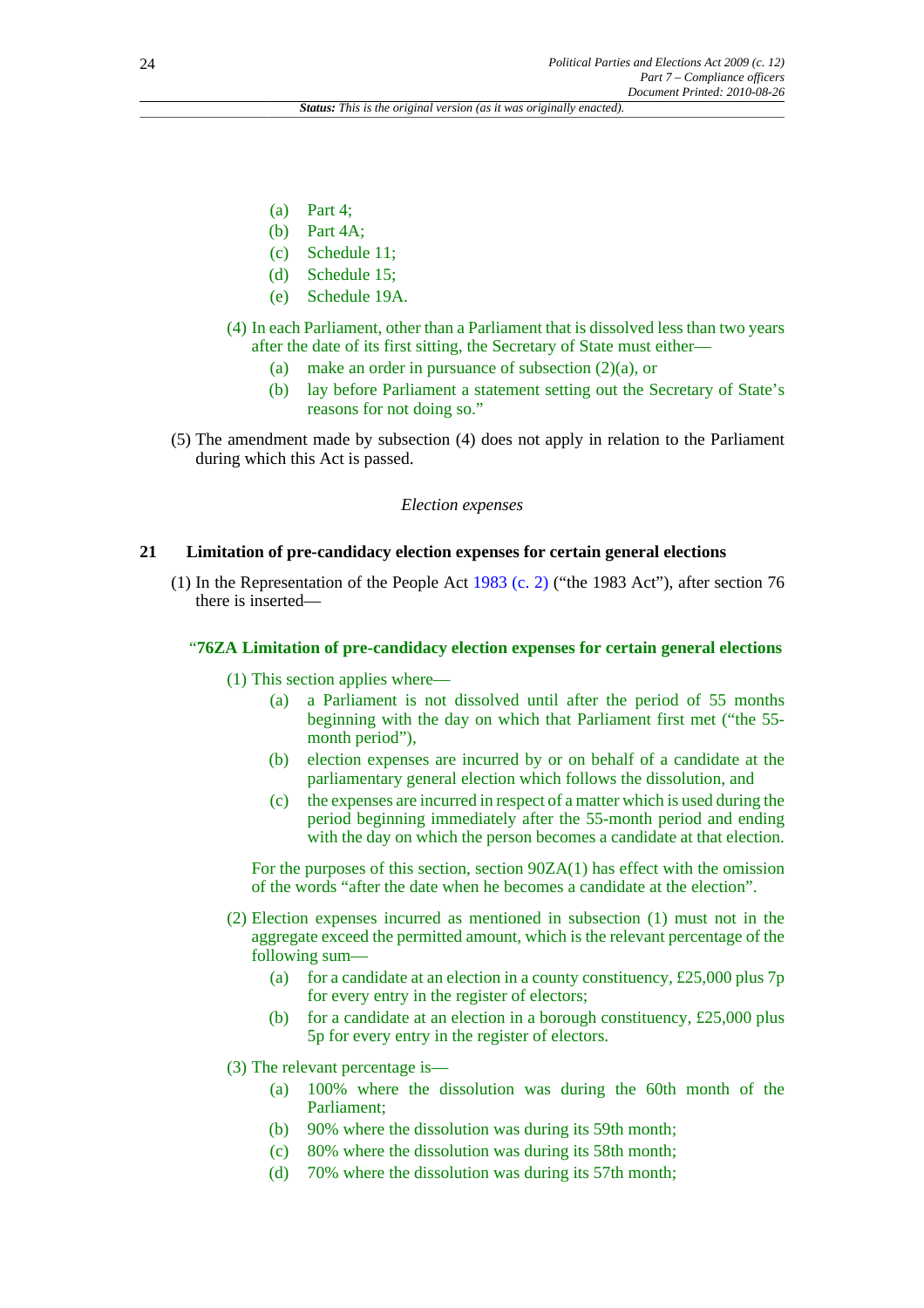(a) Part 4;

(b) Part 4A;

(c) Schedule 11;

(d) Schedule 15;

(e) Schedule 19A.

(4) In each Parliament, other than a Parliament that is dissolved less than two years after the date of its first sitting, the Secretary of State must either—

(a) make an order in pursuance of subsection (2)(a), or

(b) lay before Parliament a statement setting out the Secretary of State's reasons for not doing so."

(5) The amendment made by subsection (4) does not apply in relation to the Parliament during which this Act is passed.

*Election expenses*

### 21 Limitation of pre-candidacy election expenses for certain general elections

(1) In the Representation of the People Act 1983 (c. 2) ("the 1983 Act"), after section 76 there is inserted—

"**76ZA Limitation of pre-candidacy election expenses for certain general elections**

(1) This section applies where—

(a) a Parliament is not dissolved until after the period of 55 months beginning with the day on which that Parliament first met ("the 55-month period"),

(b) election expenses are incurred by or on behalf of a candidate at the parliamentary general election which follows the dissolution, and

(c) the expenses are incurred in respect of a matter which is used during the period beginning immediately after the 55-month period and ending with the day on which the person becomes a candidate at that election.

For the purposes of this section, section 90ZA(1) has effect with the omission of the words "after the date when he becomes a candidate at the election".

(2) Election expenses incurred as mentioned in subsection (1) must not in the aggregate exceed the permitted amount, which is the relevant percentage of the following sum—

(a) for a candidate at an election in a county constituency, £25,000 plus 7p for every entry in the register of electors;

(b) for a candidate at an election in a borough constituency, £25,000 plus 5p for every entry in the register of electors.

(3) The relevant percentage is—

(a) 100% where the dissolution was during the 60th month of the Parliament;

(b) 90% where the dissolution was during its 59th month;

(c) 80% where the dissolution was during its 58th month;

(d) 70% where the dissolution was during its 57th month;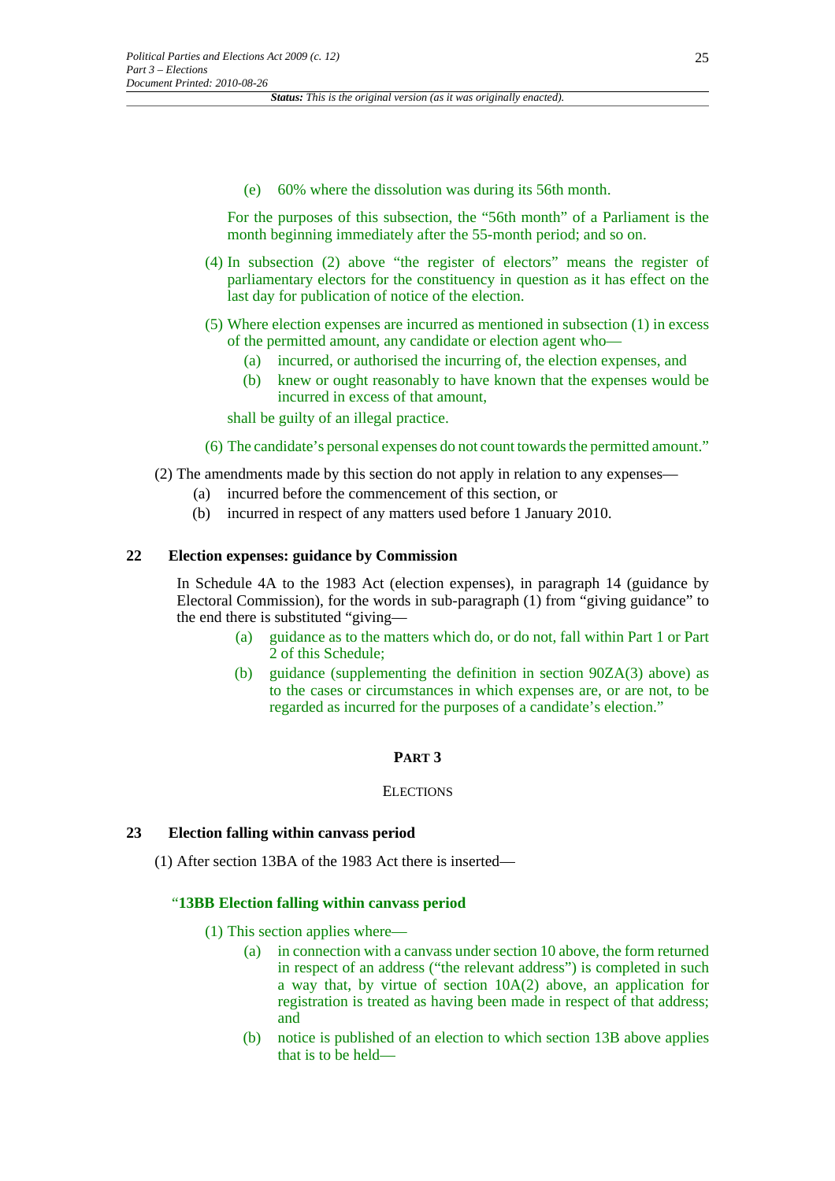(e) 60% where the dissolution was during its 56th month.

For the purposes of this subsection, the "56th month" of a Parliament is the month beginning immediately after the 55-month period; and so on.

(4) In subsection (2) above "the register of electors" means the register of parliamentary electors for the constituency in question as it has effect on the last day for publication of notice of the election.

(5) Where election expenses are incurred as mentioned in subsection (1) in excess of the permitted amount, any candidate or election agent who—

(a) incurred, or authorised the incurring of, the election expenses, and

(b) knew or ought reasonably to have known that the expenses would be incurred in excess of that amount,

shall be guilty of an illegal practice.

(6) The candidate's personal expenses do not count towards the permitted amount."

(2) The amendments made by this section do not apply in relation to any expenses—

(a) incurred before the commencement of this section, or

(b) incurred in respect of any matters used before 1 January 2010.

### 22 Election expenses: guidance by Commission

In Schedule 4A to the 1983 Act (election expenses), in paragraph 14 (guidance by Electoral Commission), for the words in sub-paragraph (1) from "giving guidance" to the end there is substituted "giving—

(a) guidance as to the matters which do, or do not, fall within Part 1 or Part 2 of this Schedule;

(b) guidance (supplementing the definition in section 90ZA(3) above) as to the cases or circumstances in which expenses are, or are not, to be regarded as incurred for the purposes of a candidate's election."

## PART 3

## ELECTIONS

### 23 Election falling within canvass period

(1) After section 13BA of the 1983 Act there is inserted—

"**13BB Election falling within canvass period**

(1) This section applies where—

(a) in connection with a canvass under section 10 above, the form returned in respect of an address ("the relevant address") is completed in such a way that, by virtue of section 10A(2) above, an application for registration is treated as having been made in respect of that address; and

(b) notice is published of an election to which section 13B above applies that is to be held—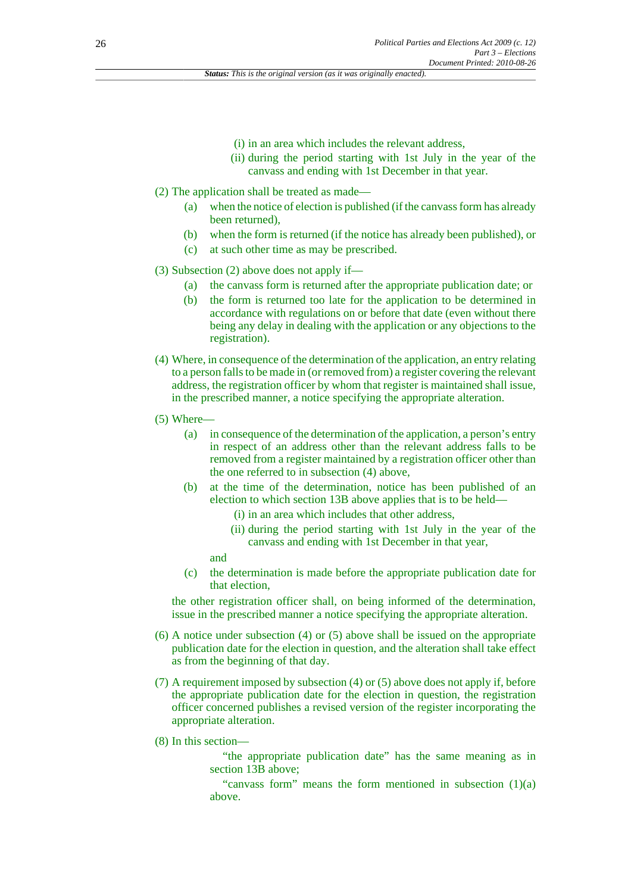(i) in an area which includes the relevant address,

(ii) during the period starting with 1st July in the year of the canvass and ending with 1st December in that year.

(2) The application shall be treated as made—

(a) when the notice of election is published (if the canvass form has already been returned),

(b) when the form is returned (if the notice has already been published), or

(c) at such other time as may be prescribed.

(3) Subsection (2) above does not apply if—

(a) the canvass form is returned after the appropriate publication date; or

(b) the form is returned too late for the application to be determined in accordance with regulations on or before that date (even without there being any delay in dealing with the application or any objections to the registration).

(4) Where, in consequence of the determination of the application, an entry relating to a person falls to be made in (or removed from) a register covering the relevant address, the registration officer by whom that register is maintained shall issue, in the prescribed manner, a notice specifying the appropriate alteration.

(5) Where—

(a) in consequence of the determination of the application, a person's entry in respect of an address other than the relevant address falls to be removed from a register maintained by a registration officer other than the one referred to in subsection (4) above,

(b) at the time of the determination, notice has been published of an election to which section 13B above applies that is to be held—

(i) in an area which includes that other address,

(ii) during the period starting with 1st July in the year of the canvass and ending with 1st December in that year,

and

(c) the determination is made before the appropriate publication date for that election,

the other registration officer shall, on being informed of the determination, issue in the prescribed manner a notice specifying the appropriate alteration.

(6) A notice under subsection (4) or (5) above shall be issued on the appropriate publication date for the election in question, and the alteration shall take effect as from the beginning of that day.

(7) A requirement imposed by subsection (4) or (5) above does not apply if, before the appropriate publication date for the election in question, the registration officer concerned publishes a revised version of the register incorporating the appropriate alteration.

(8) In this section—

"the appropriate publication date" has the same meaning as in section 13B above;

"canvass form" means the form mentioned in subsection (1)(a) above.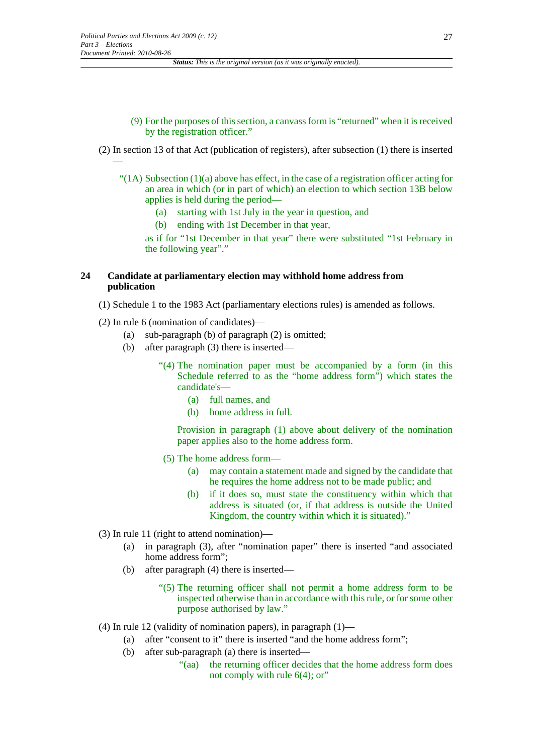(9) For the purposes of this section, a canvass form is "returned" when it is received by the registration officer."

(2) In section 13 of that Act (publication of registers), after subsection (1) there is inserted —

"(1A) Subsection (1)(a) above has effect, in the case of a registration officer acting for an area in which (or in part of which) an election to which section 13B below applies is held during the period—

(a) starting with 1st July in the year in question, and

(b) ending with 1st December in that year,

as if for "1st December in that year" there were substituted "1st February in the following year"."

## 24 Candidate at parliamentary election may withhold home address from publication

(1) Schedule 1 to the 1983 Act (parliamentary elections rules) is amended as follows.

(2) In rule 6 (nomination of candidates)—

(a) sub-paragraph (b) of paragraph (2) is omitted;

(b) after paragraph (3) there is inserted—

"(4) The nomination paper must be accompanied by a form (in this Schedule referred to as the "home address form") which states the candidate's—

(a) full names, and

(b) home address in full.

Provision in paragraph (1) above about delivery of the nomination paper applies also to the home address form.

(5) The home address form—

(a) may contain a statement made and signed by the candidate that he requires the home address not to be made public; and

(b) if it does so, must state the constituency within which that address is situated (or, if that address is outside the United Kingdom, the country within which it is situated)."

(3) In rule 11 (right to attend nomination)—

(a) in paragraph (3), after "nomination paper" there is inserted "and associated home address form";

(b) after paragraph (4) there is inserted—

"(5) The returning officer shall not permit a home address form to be inspected otherwise than in accordance with this rule, or for some other purpose authorised by law."

(4) In rule 12 (validity of nomination papers), in paragraph (1)—

(a) after "consent to it" there is inserted "and the home address form";

(b) after sub-paragraph (a) there is inserted—

"(aa) the returning officer decides that the home address form does not comply with rule 6(4); or"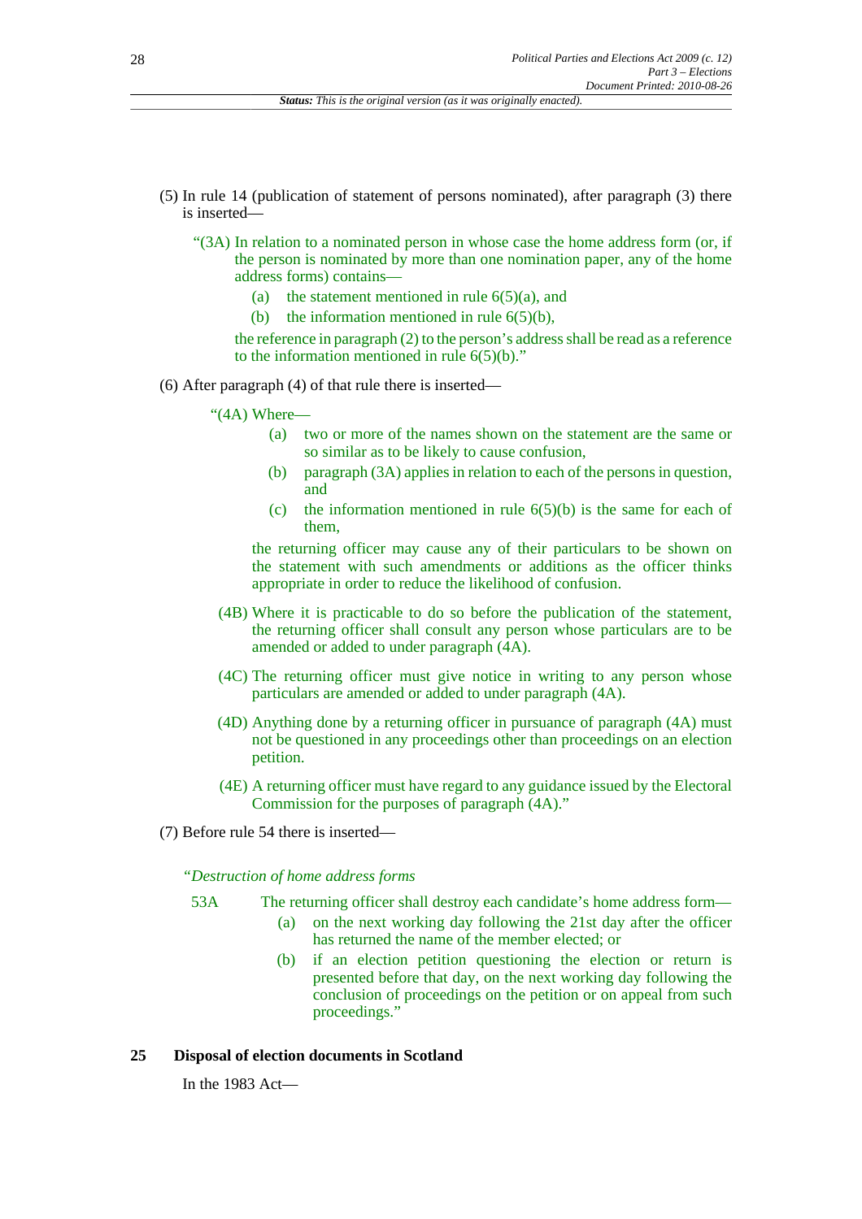(5) In rule 14 (publication of statement of persons nominated), after paragraph (3) there is inserted—

> "(3A) In relation to a nominated person in whose case the home address form (or, if the person is nominated by more than one nomination paper, any of the home address forms) contains—
>
> (a) the statement mentioned in rule 6(5)(a), and
>
> (b) the information mentioned in rule 6(5)(b),
>
> the reference in paragraph (2) to the person's address shall be read as a reference to the information mentioned in rule 6(5)(b)."

(6) After paragraph (4) of that rule there is inserted—

> "(4A) Where—
>
> (a) two or more of the names shown on the statement are the same or so similar as to be likely to cause confusion,
>
> (b) paragraph (3A) applies in relation to each of the persons in question, and
>
> (c) the information mentioned in rule 6(5)(b) is the same for each of them,
>
> the returning officer may cause any of their particulars to be shown on the statement with such amendments or additions as the officer thinks appropriate in order to reduce the likelihood of confusion.
>
> (4B) Where it is practicable to do so before the publication of the statement, the returning officer shall consult any person whose particulars are to be amended or added to under paragraph (4A).
>
> (4C) The returning officer must give notice in writing to any person whose particulars are amended or added to under paragraph (4A).
>
> (4D) Anything done by a returning officer in pursuance of paragraph (4A) must not be questioned in any proceedings other than proceedings on an election petition.
>
> (4E) A returning officer must have regard to any guidance issued by the Electoral Commission for the purposes of paragraph (4A)."

(7) Before rule 54 there is inserted—

> "*Destruction of home address forms*
>
> 53A The returning officer shall destroy each candidate's home address form—
>
> (a) on the next working day following the 21st day after the officer has returned the name of the member elected; or
>
> (b) if an election petition questioning the election or return is presented before that day, on the next working day following the conclusion of proceedings on the petition or on appeal from such proceedings."

## 25 Disposal of election documents in Scotland

In the 1983 Act—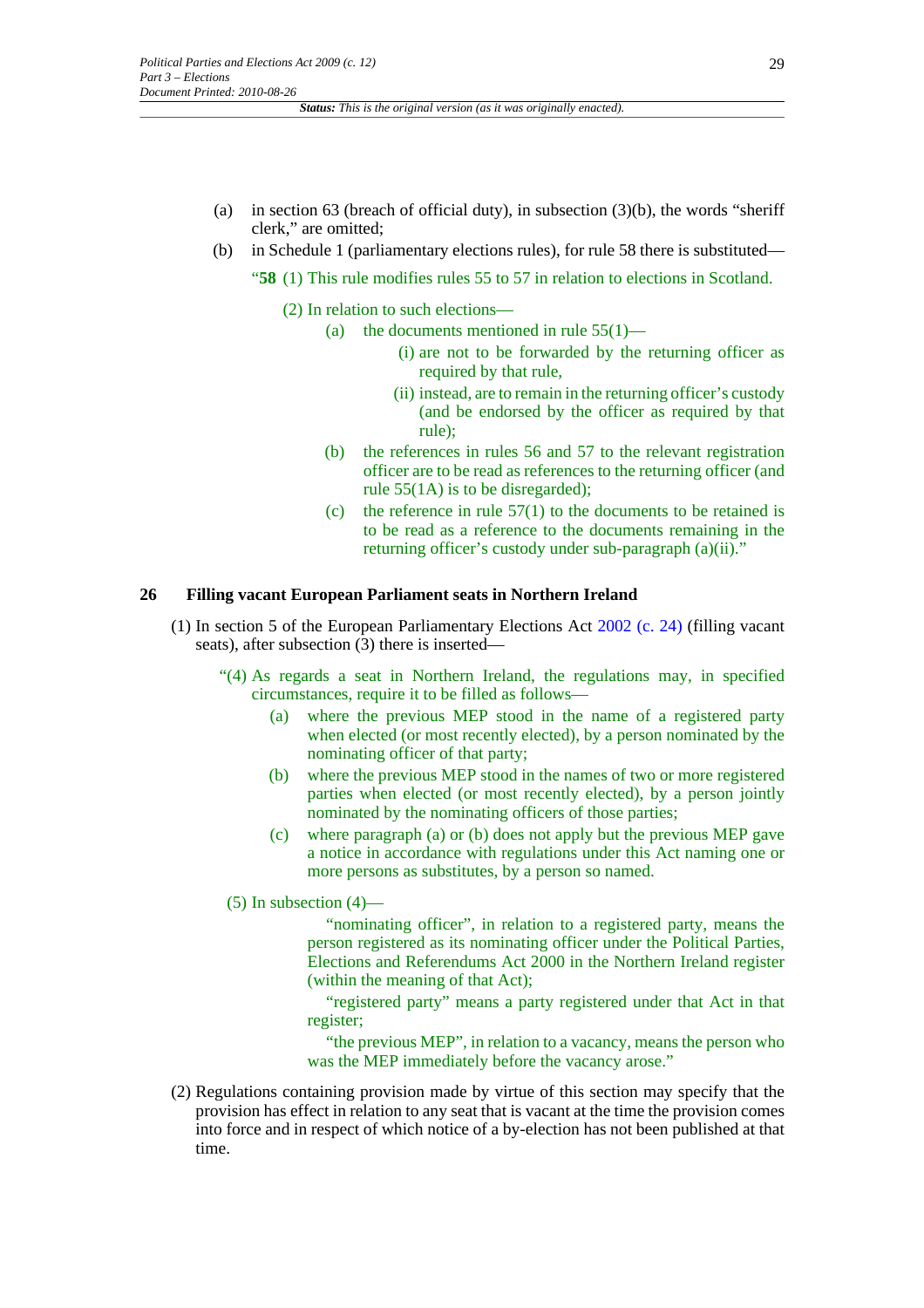(a) in section 63 (breach of official duty), in subsection (3)(b), the words "sheriff clerk," are omitted;

(b) in Schedule 1 (parliamentary elections rules), for rule 58 there is substituted—

"**58** (1) This rule modifies rules 55 to 57 in relation to elections in Scotland.

(2) In relation to such elections—

(a) the documents mentioned in rule 55(1)—

(i) are not to be forwarded by the returning officer as required by that rule,

(ii) instead, are to remain in the returning officer's custody (and be endorsed by the officer as required by that rule);

(b) the references in rules 56 and 57 to the relevant registration officer are to be read as references to the returning officer (and rule 55(1A) is to be disregarded);

(c) the reference in rule 57(1) to the documents to be retained is to be read as a reference to the documents remaining in the returning officer's custody under sub-paragraph (a)(ii)."

## 26 Filling vacant European Parliament seats in Northern Ireland

(1) In section 5 of the European Parliamentary Elections Act 2002 (c. 24) (filling vacant seats), after subsection (3) there is inserted—

"(4) As regards a seat in Northern Ireland, the regulations may, in specified circumstances, require it to be filled as follows—

(a) where the previous MEP stood in the name of a registered party when elected (or most recently elected), by a person nominated by the nominating officer of that party;

(b) where the previous MEP stood in the names of two or more registered parties when elected (or most recently elected), by a person jointly nominated by the nominating officers of those parties;

(c) where paragraph (a) or (b) does not apply but the previous MEP gave a notice in accordance with regulations under this Act naming one or more persons as substitutes, by a person so named.

(5) In subsection (4)—

"nominating officer", in relation to a registered party, means the person registered as its nominating officer under the Political Parties, Elections and Referendums Act 2000 in the Northern Ireland register (within the meaning of that Act);

"registered party" means a party registered under that Act in that register;

"the previous MEP", in relation to a vacancy, means the person who was the MEP immediately before the vacancy arose."

(2) Regulations containing provision made by virtue of this section may specify that the provision has effect in relation to any seat that is vacant at the time the provision comes into force and in respect of which notice of a by-election has not been published at that time.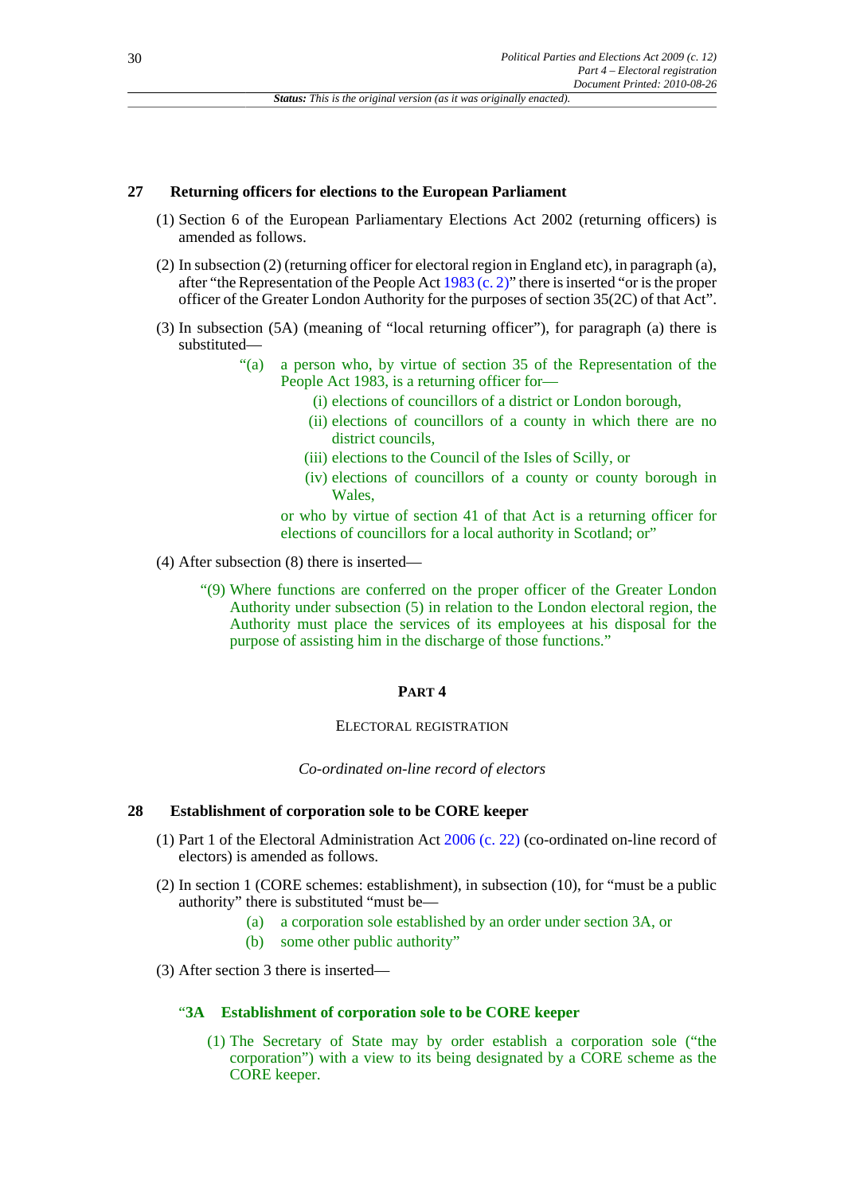## 27 Returning officers for elections to the European Parliament

(1) Section 6 of the European Parliamentary Elections Act 2002 (returning officers) is amended as follows.

(2) In subsection (2) (returning officer for electoral region in England etc), in paragraph (a), after "the Representation of the People Act 1983 (c. 2)" there is inserted "or is the proper officer of the Greater London Authority for the purposes of section 35(2C) of that Act".

(3) In subsection (5A) (meaning of "local returning officer"), for paragraph (a) there is substituted—

> "(a) a person who, by virtue of section 35 of the Representation of the People Act 1983, is a returning officer for—
>
> (i) elections of councillors of a district or London borough,
>
> (ii) elections of councillors of a county in which there are no district councils,
>
> (iii) elections to the Council of the Isles of Scilly, or
>
> (iv) elections of councillors of a county or county borough in Wales,
>
> or who by virtue of section 41 of that Act is a returning officer for elections of councillors for a local authority in Scotland; or"

(4) After subsection (8) there is inserted—

> "(9) Where functions are conferred on the proper officer of the Greater London Authority under subsection (5) in relation to the London electoral region, the Authority must place the services of its employees at his disposal for the purpose of assisting him in the discharge of those functions."

# PART 4

## ELECTORAL REGISTRATION

### *Co-ordinated on-line record of electors*

## 28 Establishment of corporation sole to be CORE keeper

(1) Part 1 of the Electoral Administration Act 2006 (c. 22) (co-ordinated on-line record of electors) is amended as follows.

(2) In section 1 (CORE schemes: establishment), in subsection (10), for "must be a public authority" there is substituted "must be—

> (a) a corporation sole established by an order under section 3A, or
>
> (b) some other public authority"

(3) After section 3 there is inserted—

> **"3A Establishment of corporation sole to be CORE keeper**
>
> (1) The Secretary of State may by order establish a corporation sole ("the corporation") with a view to its being designated by a CORE scheme as the CORE keeper.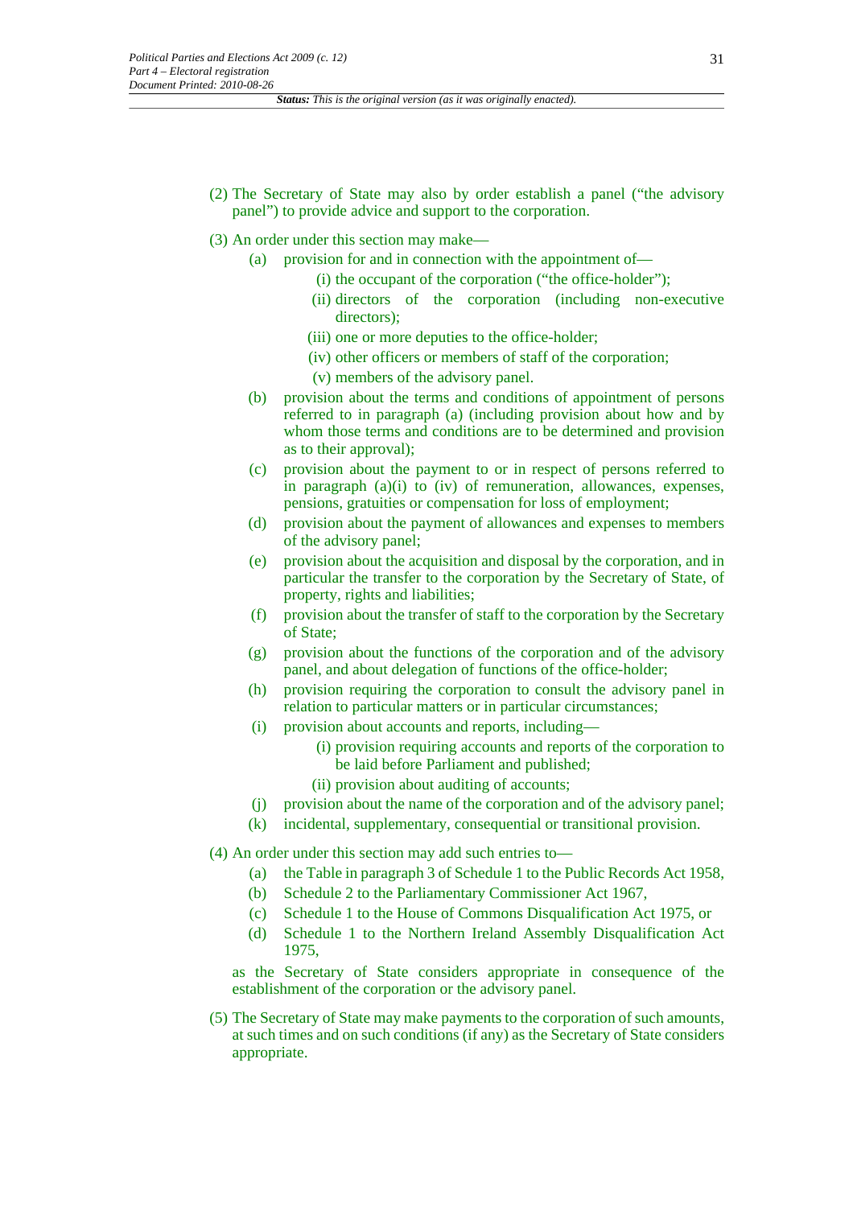(2) The Secretary of State may also by order establish a panel ("the advisory panel") to provide advice and support to the corporation.

(3) An order under this section may make—

(a) provision for and in connection with the appointment of—

(i) the occupant of the corporation ("the office-holder");

(ii) directors of the corporation (including non-executive directors);

(iii) one or more deputies to the office-holder;

(iv) other officers or members of staff of the corporation;

(v) members of the advisory panel.

(b) provision about the terms and conditions of appointment of persons referred to in paragraph (a) (including provision about how and by whom those terms and conditions are to be determined and provision as to their approval);

(c) provision about the payment to or in respect of persons referred to in paragraph (a)(i) to (iv) of remuneration, allowances, expenses, pensions, gratuities or compensation for loss of employment;

(d) provision about the payment of allowances and expenses to members of the advisory panel;

(e) provision about the acquisition and disposal by the corporation, and in particular the transfer to the corporation by the Secretary of State, of property, rights and liabilities;

(f) provision about the transfer of staff to the corporation by the Secretary of State;

(g) provision about the functions of the corporation and of the advisory panel, and about delegation of functions of the office-holder;

(h) provision requiring the corporation to consult the advisory panel in relation to particular matters or in particular circumstances;

(i) provision about accounts and reports, including—

(i) provision requiring accounts and reports of the corporation to be laid before Parliament and published;

(ii) provision about auditing of accounts;

(j) provision about the name of the corporation and of the advisory panel;

(k) incidental, supplementary, consequential or transitional provision.

(4) An order under this section may add such entries to—

(a) the Table in paragraph 3 of Schedule 1 to the Public Records Act 1958,

(b) Schedule 2 to the Parliamentary Commissioner Act 1967,

(c) Schedule 1 to the House of Commons Disqualification Act 1975, or

(d) Schedule 1 to the Northern Ireland Assembly Disqualification Act 1975,

as the Secretary of State considers appropriate in consequence of the establishment of the corporation or the advisory panel.

(5) The Secretary of State may make payments to the corporation of such amounts, at such times and on such conditions (if any) as the Secretary of State considers appropriate.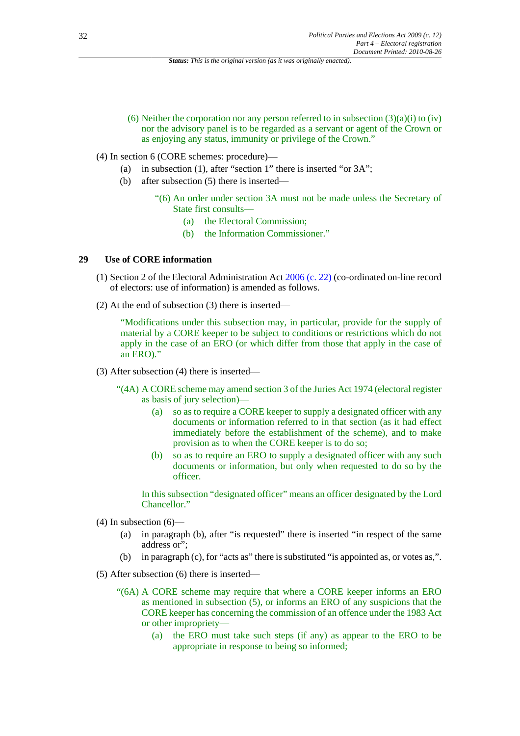(6) Neither the corporation nor any person referred to in subsection (3)(a)(i) to (iv) nor the advisory panel is to be regarded as a servant or agent of the Crown or as enjoying any status, immunity or privilege of the Crown."

(4) In section 6 (CORE schemes: procedure)—

- (a) in subsection (1), after "section 1" there is inserted "or 3A";
- (b) after subsection (5) there is inserted—

"(6) An order under section 3A must not be made unless the Secretary of State first consults—

- (a) the Electoral Commission;
- (b) the Information Commissioner."

## 29 Use of CORE information

(1) Section 2 of the Electoral Administration Act 2006 (c. 22) (co-ordinated on-line record of electors: use of information) is amended as follows.

(2) At the end of subsection (3) there is inserted—

"Modifications under this subsection may, in particular, provide for the supply of material by a CORE keeper to be subject to conditions or restrictions which do not apply in the case of an ERO (or which differ from those that apply in the case of an ERO)."

(3) After subsection (4) there is inserted—

"(4A) A CORE scheme may amend section 3 of the Juries Act 1974 (electoral register as basis of jury selection)—

- (a) so as to require a CORE keeper to supply a designated officer with any documents or information referred to in that section (as it had effect immediately before the establishment of the scheme), and to make provision as to when the CORE keeper is to do so;
- (b) so as to require an ERO to supply a designated officer with any such documents or information, but only when requested to do so by the officer.

In this subsection "designated officer" means an officer designated by the Lord Chancellor."

(4) In subsection (6)—

- (a) in paragraph (b), after "is requested" there is inserted "in respect of the same address or";
- (b) in paragraph (c), for "acts as" there is substituted "is appointed as, or votes as,".

(5) After subsection (6) there is inserted—

"(6A) A CORE scheme may require that where a CORE keeper informs an ERO as mentioned in subsection (5), or informs an ERO of any suspicions that the CORE keeper has concerning the commission of an offence under the 1983 Act or other impropriety—

- (a) the ERO must take such steps (if any) as appear to the ERO to be appropriate in response to being so informed;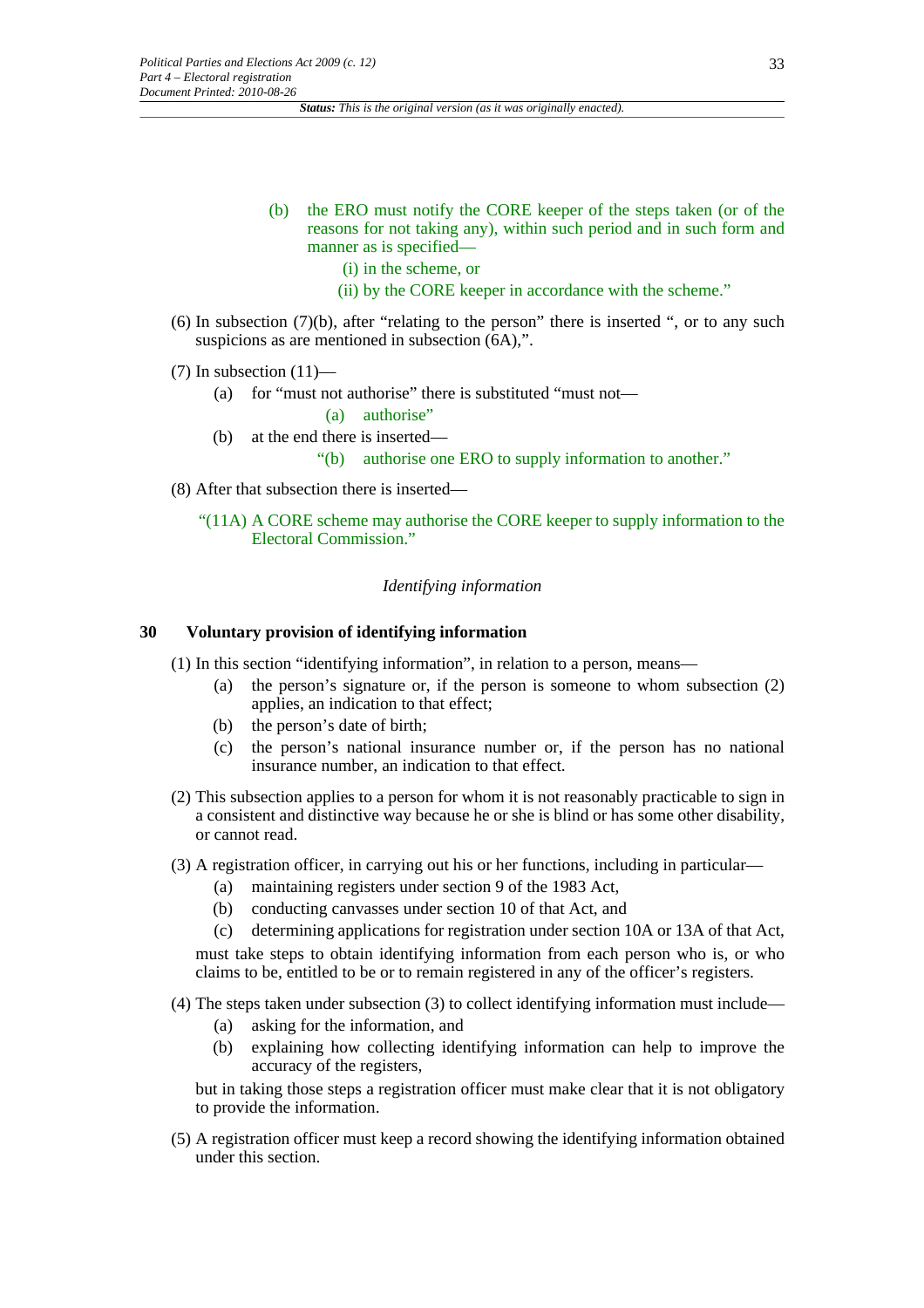(b) the ERO must notify the CORE keeper of the steps taken (or of the reasons for not taking any), within such period and in such form and manner as is specified—

(i) in the scheme, or

(ii) by the CORE keeper in accordance with the scheme."

(6) In subsection (7)(b), after "relating to the person" there is inserted ", or to any such suspicions as are mentioned in subsection (6A),".

(7) In subsection (11)—

(a) for "must not authorise" there is substituted "must not—

(a) authorise"

(b) at the end there is inserted—

"(b) authorise one ERO to supply information to another."

(8) After that subsection there is inserted—

"(11A) A CORE scheme may authorise the CORE keeper to supply information to the Electoral Commission."

*Identifying information*

### 30 Voluntary provision of identifying information

(1) In this section "identifying information", in relation to a person, means—

(a) the person's signature or, if the person is someone to whom subsection (2) applies, an indication to that effect;

(b) the person's date of birth;

(c) the person's national insurance number or, if the person has no national insurance number, an indication to that effect.

(2) This subsection applies to a person for whom it is not reasonably practicable to sign in a consistent and distinctive way because he or she is blind or has some other disability, or cannot read.

(3) A registration officer, in carrying out his or her functions, including in particular—

(a) maintaining registers under section 9 of the 1983 Act,

(b) conducting canvasses under section 10 of that Act, and

(c) determining applications for registration under section 10A or 13A of that Act,

must take steps to obtain identifying information from each person who is, or who claims to be, entitled to be or to remain registered in any of the officer's registers.

(4) The steps taken under subsection (3) to collect identifying information must include—

(a) asking for the information, and

(b) explaining how collecting identifying information can help to improve the accuracy of the registers,

but in taking those steps a registration officer must make clear that it is not obligatory to provide the information.

(5) A registration officer must keep a record showing the identifying information obtained under this section.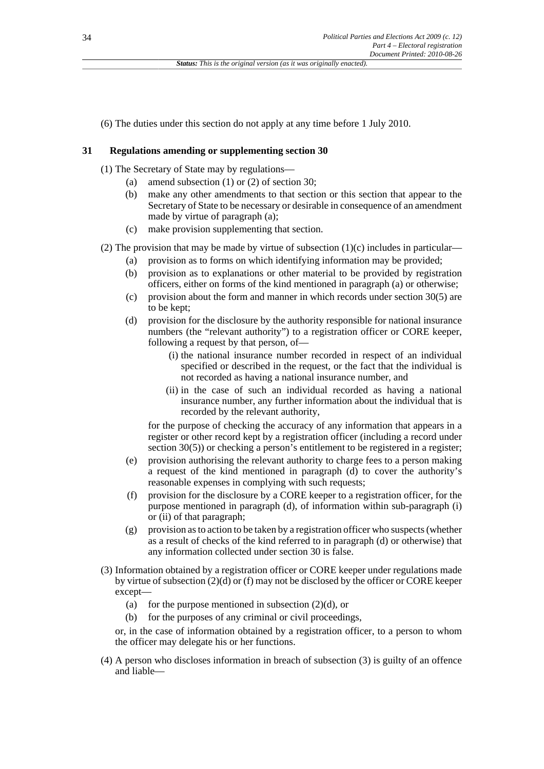(6) The duties under this section do not apply at any time before 1 July 2010.

## 31 Regulations amending or supplementing section 30

(1) The Secretary of State may by regulations—

- (a) amend subsection (1) or (2) of section 30;
- (b) make any other amendments to that section or this section that appear to the Secretary of State to be necessary or desirable in consequence of an amendment made by virtue of paragraph (a);
- (c) make provision supplementing that section.

(2) The provision that may be made by virtue of subsection (1)(c) includes in particular—

- (a) provision as to forms on which identifying information may be provided;
- (b) provision as to explanations or other material to be provided by registration officers, either on forms of the kind mentioned in paragraph (a) or otherwise;
- (c) provision about the form and manner in which records under section 30(5) are to be kept;
- (d) provision for the disclosure by the authority responsible for national insurance numbers (the "relevant authority") to a registration officer or CORE keeper, following a request by that person, of—
  - (i) the national insurance number recorded in respect of an individual specified or described in the request, or the fact that the individual is not recorded as having a national insurance number, and
  - (ii) in the case of such an individual recorded as having a national insurance number, any further information about the individual that is recorded by the relevant authority,

  for the purpose of checking the accuracy of any information that appears in a register or other record kept by a registration officer (including a record under section 30(5)) or checking a person's entitlement to be registered in a register;
- (e) provision authorising the relevant authority to charge fees to a person making a request of the kind mentioned in paragraph (d) to cover the authority's reasonable expenses in complying with such requests;
- (f) provision for the disclosure by a CORE keeper to a registration officer, for the purpose mentioned in paragraph (d), of information within sub-paragraph (i) or (ii) of that paragraph;
- (g) provision as to action to be taken by a registration officer who suspects (whether as a result of checks of the kind referred to in paragraph (d) or otherwise) that any information collected under section 30 is false.

(3) Information obtained by a registration officer or CORE keeper under regulations made by virtue of subsection (2)(d) or (f) may not be disclosed by the officer or CORE keeper except—

- (a) for the purpose mentioned in subsection (2)(d), or
- (b) for the purposes of any criminal or civil proceedings,

or, in the case of information obtained by a registration officer, to a person to whom the officer may delegate his or her functions.

(4) A person who discloses information in breach of subsection (3) is guilty of an offence and liable—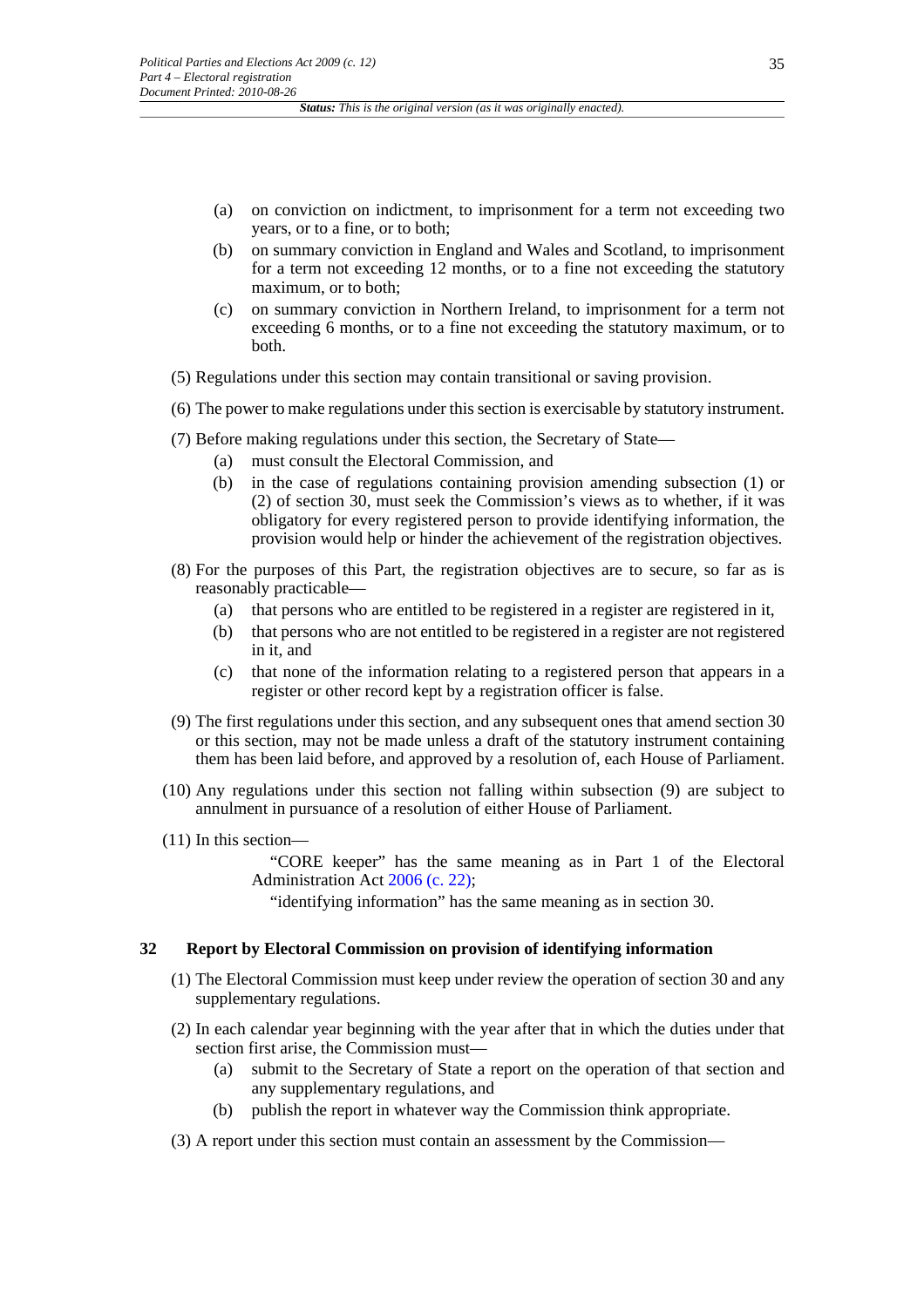(a) on conviction on indictment, to imprisonment for a term not exceeding two years, or to a fine, or to both;

(b) on summary conviction in England and Wales and Scotland, to imprisonment for a term not exceeding 12 months, or to a fine not exceeding the statutory maximum, or to both;

(c) on summary conviction in Northern Ireland, to imprisonment for a term not exceeding 6 months, or to a fine not exceeding the statutory maximum, or to both.

(5) Regulations under this section may contain transitional or saving provision.

(6) The power to make regulations under this section is exercisable by statutory instrument.

(7) Before making regulations under this section, the Secretary of State—

(a) must consult the Electoral Commission, and

(b) in the case of regulations containing provision amending subsection (1) or (2) of section 30, must seek the Commission's views as to whether, if it was obligatory for every registered person to provide identifying information, the provision would help or hinder the achievement of the registration objectives.

(8) For the purposes of this Part, the registration objectives are to secure, so far as is reasonably practicable—

(a) that persons who are entitled to be registered in a register are registered in it,

(b) that persons who are not entitled to be registered in a register are not registered in it, and

(c) that none of the information relating to a registered person that appears in a register or other record kept by a registration officer is false.

(9) The first regulations under this section, and any subsequent ones that amend section 30 or this section, may not be made unless a draft of the statutory instrument containing them has been laid before, and approved by a resolution of, each House of Parliament.

(10) Any regulations under this section not falling within subsection (9) are subject to annulment in pursuance of a resolution of either House of Parliament.

(11) In this section—

"CORE keeper" has the same meaning as in Part 1 of the Electoral Administration Act 2006 (c. 22);

"identifying information" has the same meaning as in section 30.

## 32 Report by Electoral Commission on provision of identifying information

(1) The Electoral Commission must keep under review the operation of section 30 and any supplementary regulations.

(2) In each calendar year beginning with the year after that in which the duties under that section first arise, the Commission must—

(a) submit to the Secretary of State a report on the operation of that section and any supplementary regulations, and

(b) publish the report in whatever way the Commission think appropriate.

(3) A report under this section must contain an assessment by the Commission—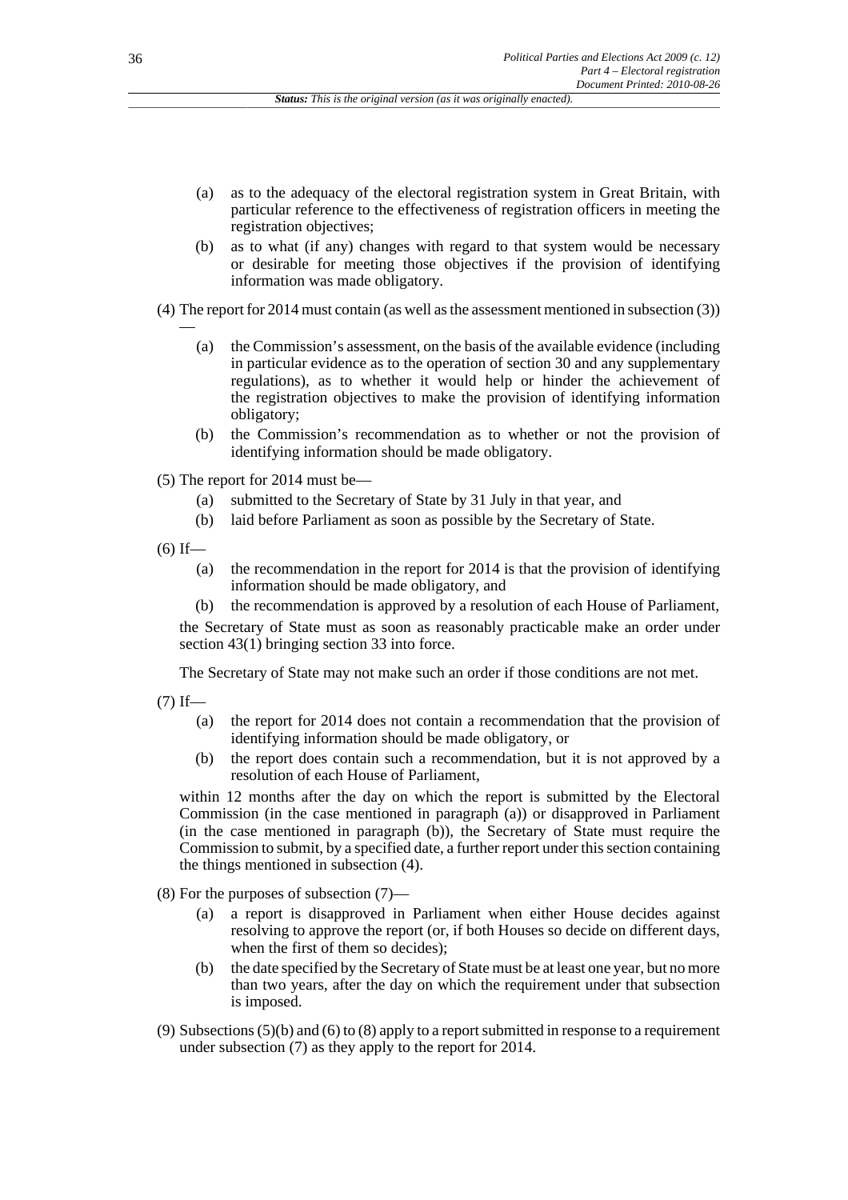(a) as to the adequacy of the electoral registration system in Great Britain, with particular reference to the effectiveness of registration officers in meeting the registration objectives;

(b) as to what (if any) changes with regard to that system would be necessary or desirable for meeting those objectives if the provision of identifying information was made obligatory.

(4) The report for 2014 must contain (as well as the assessment mentioned in subsection (3))—

(a) the Commission's assessment, on the basis of the available evidence (including in particular evidence as to the operation of section 30 and any supplementary regulations), as to whether it would help or hinder the achievement of the registration objectives to make the provision of identifying information obligatory;

(b) the Commission's recommendation as to whether or not the provision of identifying information should be made obligatory.

(5) The report for 2014 must be—

(a) submitted to the Secretary of State by 31 July in that year, and

(b) laid before Parliament as soon as possible by the Secretary of State.

(6) If—

(a) the recommendation in the report for 2014 is that the provision of identifying information should be made obligatory, and

(b) the recommendation is approved by a resolution of each House of Parliament,

the Secretary of State must as soon as reasonably practicable make an order under section 43(1) bringing section 33 into force.

The Secretary of State may not make such an order if those conditions are not met.

(7) If—

(a) the report for 2014 does not contain a recommendation that the provision of identifying information should be made obligatory, or

(b) the report does contain such a recommendation, but it is not approved by a resolution of each House of Parliament,

within 12 months after the day on which the report is submitted by the Electoral Commission (in the case mentioned in paragraph (a)) or disapproved in Parliament (in the case mentioned in paragraph (b)), the Secretary of State must require the Commission to submit, by a specified date, a further report under this section containing the things mentioned in subsection (4).

(8) For the purposes of subsection (7)—

(a) a report is disapproved in Parliament when either House decides against resolving to approve the report (or, if both Houses so decide on different days, when the first of them so decides);

(b) the date specified by the Secretary of State must be at least one year, but no more than two years, after the day on which the requirement under that subsection is imposed.

(9) Subsections (5)(b) and (6) to (8) apply to a report submitted in response to a requirement under subsection (7) as they apply to the report for 2014.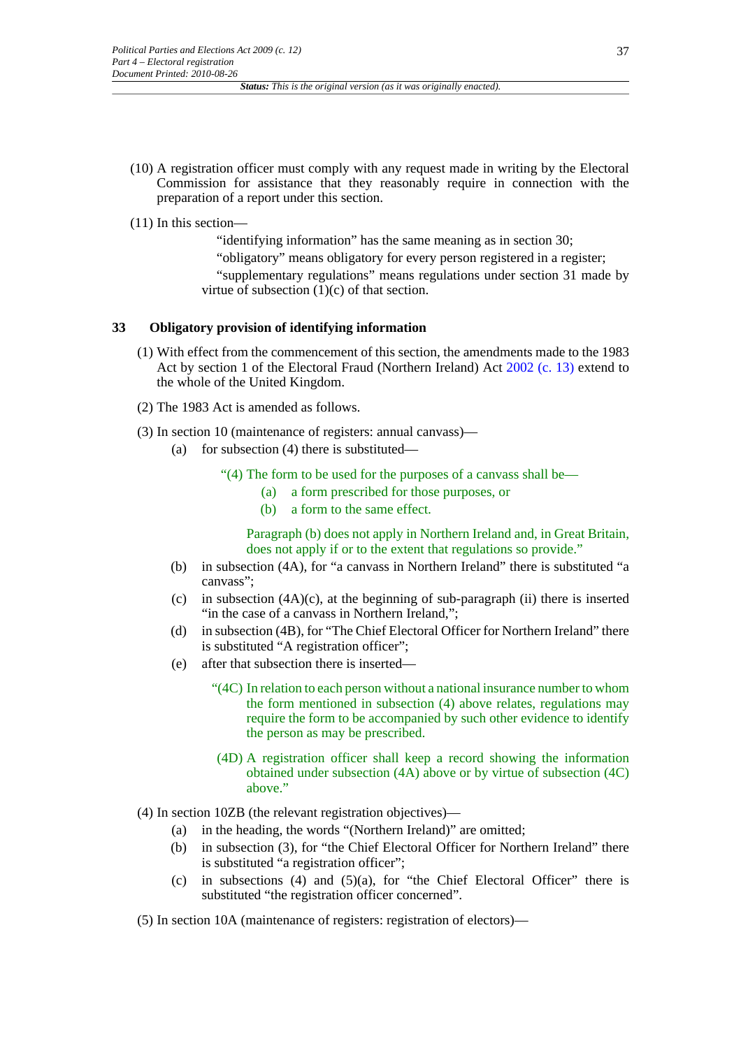(10) A registration officer must comply with any request made in writing by the Electoral Commission for assistance that they reasonably require in connection with the preparation of a report under this section.

(11) In this section—

"identifying information" has the same meaning as in section 30;

"obligatory" means obligatory for every person registered in a register;

"supplementary regulations" means regulations under section 31 made by virtue of subsection (1)(c) of that section.

### 33 Obligatory provision of identifying information

(1) With effect from the commencement of this section, the amendments made to the 1983 Act by section 1 of the Electoral Fraud (Northern Ireland) Act 2002 (c. 13) extend to the whole of the United Kingdom.

(2) The 1983 Act is amended as follows.

(3) In section 10 (maintenance of registers: annual canvass)—

- (a) for subsection (4) there is substituted—

  "(4) The form to be used for the purposes of a canvass shall be—
  - (a) a form prescribed for those purposes, or
  - (b) a form to the same effect.

  Paragraph (b) does not apply in Northern Ireland and, in Great Britain, does not apply if or to the extent that regulations so provide."

- (b) in subsection (4A), for "a canvass in Northern Ireland" there is substituted "a canvass";
- (c) in subsection (4A)(c), at the beginning of sub-paragraph (ii) there is inserted "in the case of a canvass in Northern Ireland,";
- (d) in subsection (4B), for "The Chief Electoral Officer for Northern Ireland" there is substituted "A registration officer";
- (e) after that subsection there is inserted—

  "(4C) In relation to each person without a national insurance number to whom the form mentioned in subsection (4) above relates, regulations may require the form to be accompanied by such other evidence to identify the person as may be prescribed.

  (4D) A registration officer shall keep a record showing the information obtained under subsection (4A) above or by virtue of subsection (4C) above."

(4) In section 10ZB (the relevant registration objectives)—

- (a) in the heading, the words "(Northern Ireland)" are omitted;
- (b) in subsection (3), for "the Chief Electoral Officer for Northern Ireland" there is substituted "a registration officer";
- (c) in subsections (4) and (5)(a), for "the Chief Electoral Officer" there is substituted "the registration officer concerned".

(5) In section 10A (maintenance of registers: registration of electors)—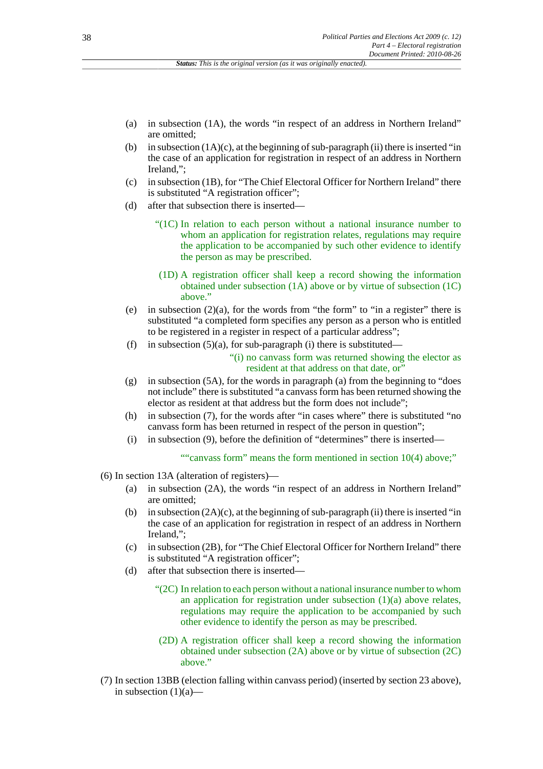- (a) in subsection (1A), the words "in respect of an address in Northern Ireland" are omitted;
- (b) in subsection (1A)(c), at the beginning of sub-paragraph (ii) there is inserted "in the case of an application for registration in respect of an address in Northern Ireland,";
- (c) in subsection (1B), for "The Chief Electoral Officer for Northern Ireland" there is substituted "A registration officer";
- (d) after that subsection there is inserted—

  > "(1C) In relation to each person without a national insurance number to whom an application for registration relates, regulations may require the application to be accompanied by such other evidence to identify the person as may be prescribed.
  >
  > (1D) A registration officer shall keep a record showing the information obtained under subsection (1A) above or by virtue of subsection (1C) above."

- (e) in subsection (2)(a), for the words from "the form" to "in a register" there is substituted "a completed form specifies any person as a person who is entitled to be registered in a register in respect of a particular address";
- (f) in subsection (5)(a), for sub-paragraph (i) there is substituted—

  > "(i) no canvass form was returned showing the elector as resident at that address on that date, or"

- (g) in subsection (5A), for the words in paragraph (a) from the beginning to "does not include" there is substituted "a canvass form has been returned showing the elector as resident at that address but the form does not include";
- (h) in subsection (7), for the words after "in cases where" there is substituted "no canvass form has been returned in respect of the person in question";
- (i) in subsection (9), before the definition of "determines" there is inserted—

  > ""canvass form" means the form mentioned in section 10(4) above;"

(6) In section 13A (alteration of registers)—

- (a) in subsection (2A), the words "in respect of an address in Northern Ireland" are omitted;
- (b) in subsection (2A)(c), at the beginning of sub-paragraph (ii) there is inserted "in the case of an application for registration in respect of an address in Northern Ireland,";
- (c) in subsection (2B), for "The Chief Electoral Officer for Northern Ireland" there is substituted "A registration officer";
- (d) after that subsection there is inserted—

  > "(2C) In relation to each person without a national insurance number to whom an application for registration under subsection (1)(a) above relates, regulations may require the application to be accompanied by such other evidence to identify the person as may be prescribed.
  >
  > (2D) A registration officer shall keep a record showing the information obtained under subsection (2A) above or by virtue of subsection (2C) above."

(7) In section 13BB (election falling within canvass period) (inserted by section 23 above), in subsection (1)(a)—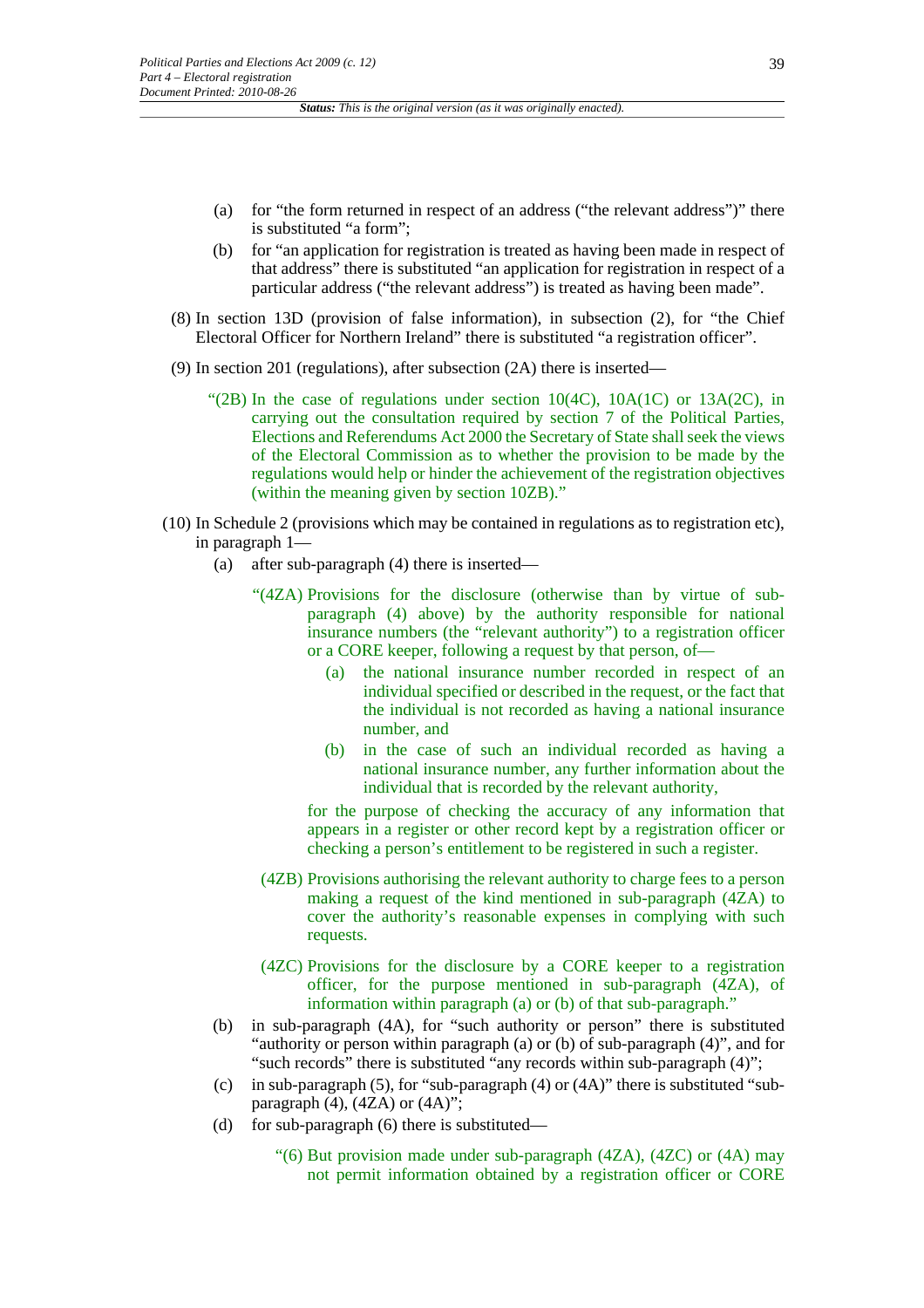(a) for "the form returned in respect of an address ("the relevant address")" there is substituted "a form";

(b) for "an application for registration is treated as having been made in respect of that address" there is substituted "an application for registration in respect of a particular address ("the relevant address") is treated as having been made".

(8) In section 13D (provision of false information), in subsection (2), for "the Chief Electoral Officer for Northern Ireland" there is substituted "a registration officer".

(9) In section 201 (regulations), after subsection (2A) there is inserted—

"(2B) In the case of regulations under section 10(4C), 10A(1C) or 13A(2C), in carrying out the consultation required by section 7 of the Political Parties, Elections and Referendums Act 2000 the Secretary of State shall seek the views of the Electoral Commission as to whether the provision to be made by the regulations would help or hinder the achievement of the registration objectives (within the meaning given by section 10ZB)."

(10) In Schedule 2 (provisions which may be contained in regulations as to registration etc), in paragraph 1—

(a) after sub-paragraph (4) there is inserted—

"(4ZA) Provisions for the disclosure (otherwise than by virtue of sub-paragraph (4) above) by the authority responsible for national insurance numbers (the "relevant authority") to a registration officer or a CORE keeper, following a request by that person, of—

(a) the national insurance number recorded in respect of an individual specified or described in the request, or the fact that the individual is not recorded as having a national insurance number, and

(b) in the case of such an individual recorded as having a national insurance number, any further information about the individual that is recorded by the relevant authority,

for the purpose of checking the accuracy of any information that appears in a register or other record kept by a registration officer or checking a person's entitlement to be registered in such a register.

(4ZB) Provisions authorising the relevant authority to charge fees to a person making a request of the kind mentioned in sub-paragraph (4ZA) to cover the authority's reasonable expenses in complying with such requests.

(4ZC) Provisions for the disclosure by a CORE keeper to a registration officer, for the purpose mentioned in sub-paragraph (4ZA), of information within paragraph (a) or (b) of that sub-paragraph."

(b) in sub-paragraph (4A), for "such authority or person" there is substituted "authority or person within paragraph (a) or (b) of sub-paragraph (4)", and for "such records" there is substituted "any records within sub-paragraph (4)";

(c) in sub-paragraph (5), for "sub-paragraph (4) or (4A)" there is substituted "sub-paragraph (4), (4ZA) or (4A)";

(d) for sub-paragraph (6) there is substituted—

"(6) But provision made under sub-paragraph (4ZA), (4ZC) or (4A) may not permit information obtained by a registration officer or CORE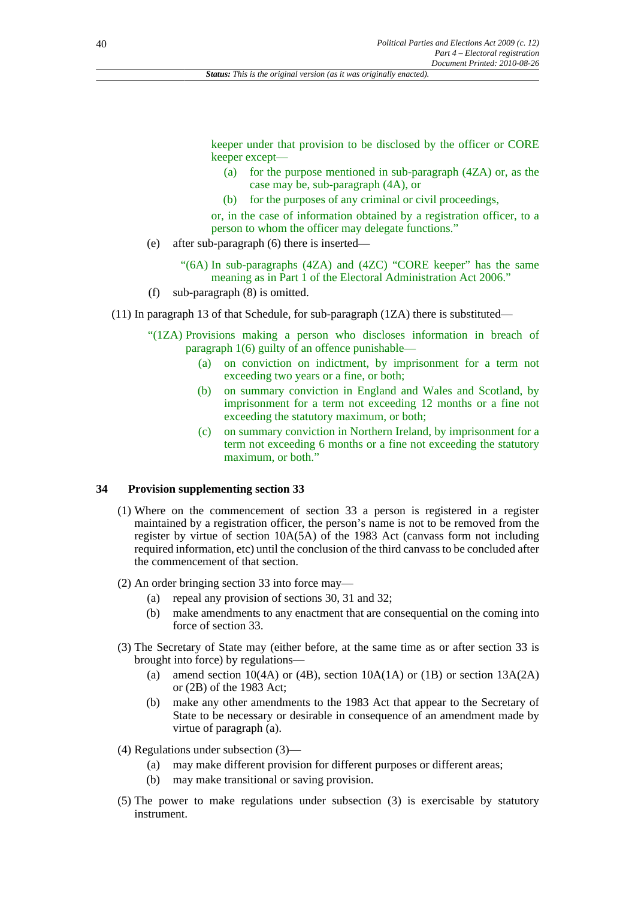keeper under that provision to be disclosed by the officer or CORE keeper except—

(a) for the purpose mentioned in sub-paragraph (4ZA) or, as the case may be, sub-paragraph (4A), or

(b) for the purposes of any criminal or civil proceedings,

or, in the case of information obtained by a registration officer, to a person to whom the officer may delegate functions."

(e) after sub-paragraph (6) there is inserted—

"(6A) In sub-paragraphs (4ZA) and (4ZC) "CORE keeper" has the same meaning as in Part 1 of the Electoral Administration Act 2006."

(f) sub-paragraph (8) is omitted.

(11) In paragraph 13 of that Schedule, for sub-paragraph (1ZA) there is substituted—

"(1ZA) Provisions making a person who discloses information in breach of paragraph 1(6) guilty of an offence punishable—

(a) on conviction on indictment, by imprisonment for a term not exceeding two years or a fine, or both;

(b) on summary conviction in England and Wales and Scotland, by imprisonment for a term not exceeding 12 months or a fine not exceeding the statutory maximum, or both;

(c) on summary conviction in Northern Ireland, by imprisonment for a term not exceeding 6 months or a fine not exceeding the statutory maximum, or both."

### 34 Provision supplementing section 33

(1) Where on the commencement of section 33 a person is registered in a register maintained by a registration officer, the person's name is not to be removed from the register by virtue of section 10A(5A) of the 1983 Act (canvass form not including required information, etc) until the conclusion of the third canvass to be concluded after the commencement of that section.

(2) An order bringing section 33 into force may—

(a) repeal any provision of sections 30, 31 and 32;

(b) make amendments to any enactment that are consequential on the coming into force of section 33.

(3) The Secretary of State may (either before, at the same time as or after section 33 is brought into force) by regulations—

(a) amend section 10(4A) or (4B), section 10A(1A) or (1B) or section 13A(2A) or (2B) of the 1983 Act;

(b) make any other amendments to the 1983 Act that appear to the Secretary of State to be necessary or desirable in consequence of an amendment made by virtue of paragraph (a).

(4) Regulations under subsection (3)—

(a) may make different provision for different purposes or different areas;

(b) may make transitional or saving provision.

(5) The power to make regulations under subsection (3) is exercisable by statutory instrument.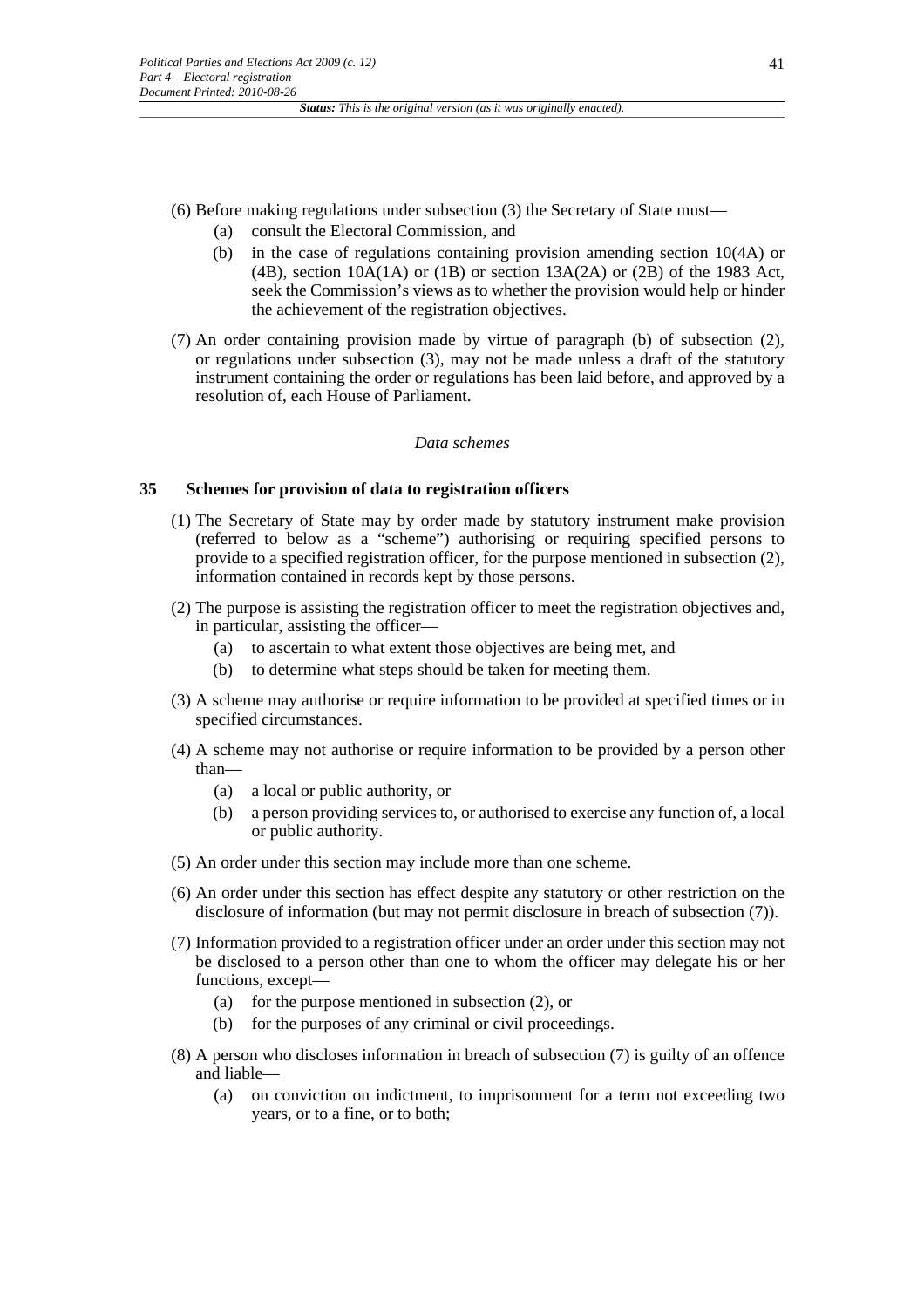(6) Before making regulations under subsection (3) the Secretary of State must—

   (a) consult the Electoral Commission, and

   (b) in the case of regulations containing provision amending section 10(4A) or (4B), section 10A(1A) or (1B) or section 13A(2A) or (2B) of the 1983 Act, seek the Commission's views as to whether the provision would help or hinder the achievement of the registration objectives.

(7) An order containing provision made by virtue of paragraph (b) of subsection (2), or regulations under subsection (3), may not be made unless a draft of the statutory instrument containing the order or regulations has been laid before, and approved by a resolution of, each House of Parliament.

*Data schemes*

## 35 Schemes for provision of data to registration officers

(1) The Secretary of State may by order made by statutory instrument make provision (referred to below as a "scheme") authorising or requiring specified persons to provide to a specified registration officer, for the purpose mentioned in subsection (2), information contained in records kept by those persons.

(2) The purpose is assisting the registration officer to meet the registration objectives and, in particular, assisting the officer—

   (a) to ascertain to what extent those objectives are being met, and

   (b) to determine what steps should be taken for meeting them.

(3) A scheme may authorise or require information to be provided at specified times or in specified circumstances.

(4) A scheme may not authorise or require information to be provided by a person other than—

   (a) a local or public authority, or

   (b) a person providing services to, or authorised to exercise any function of, a local or public authority.

(5) An order under this section may include more than one scheme.

(6) An order under this section has effect despite any statutory or other restriction on the disclosure of information (but may not permit disclosure in breach of subsection (7)).

(7) Information provided to a registration officer under an order under this section may not be disclosed to a person other than one to whom the officer may delegate his or her functions, except—

   (a) for the purpose mentioned in subsection (2), or

   (b) for the purposes of any criminal or civil proceedings.

(8) A person who discloses information in breach of subsection (7) is guilty of an offence and liable—

   (a) on conviction on indictment, to imprisonment for a term not exceeding two years, or to a fine, or to both;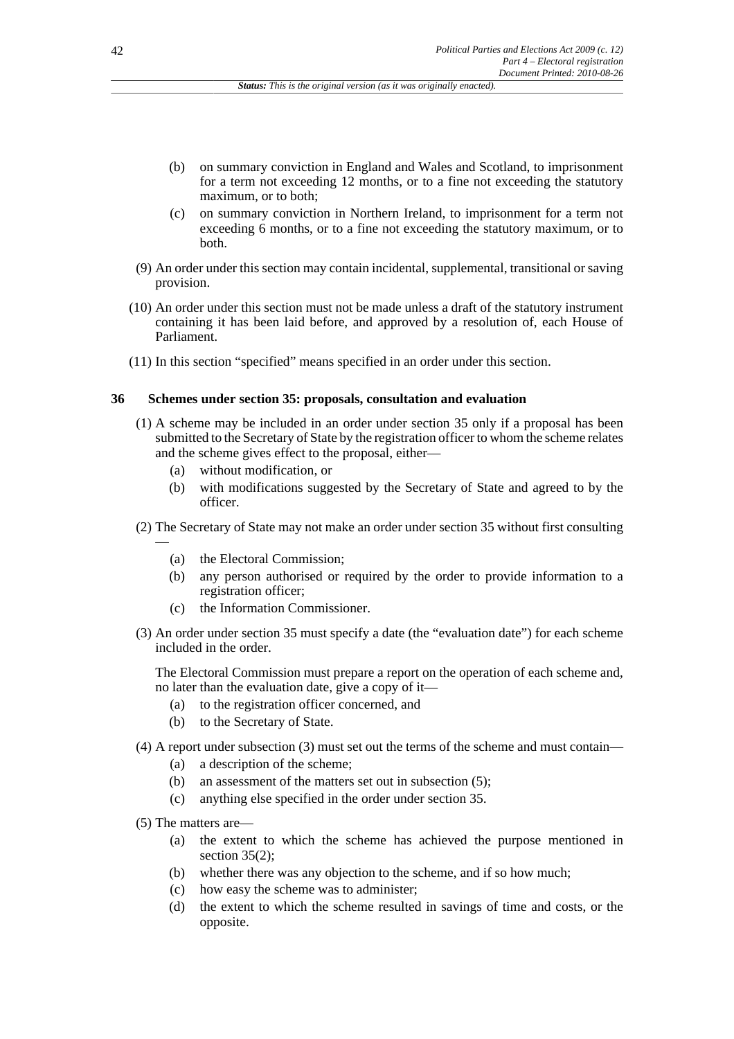(b) on summary conviction in England and Wales and Scotland, to imprisonment for a term not exceeding 12 months, or to a fine not exceeding the statutory maximum, or to both;

(c) on summary conviction in Northern Ireland, to imprisonment for a term not exceeding 6 months, or to a fine not exceeding the statutory maximum, or to both.

(9) An order under this section may contain incidental, supplemental, transitional or saving provision.

(10) An order under this section must not be made unless a draft of the statutory instrument containing it has been laid before, and approved by a resolution of, each House of Parliament.

(11) In this section "specified" means specified in an order under this section.

### 36 Schemes under section 35: proposals, consultation and evaluation

(1) A scheme may be included in an order under section 35 only if a proposal has been submitted to the Secretary of State by the registration officer to whom the scheme relates and the scheme gives effect to the proposal, either—

(a) without modification, or

(b) with modifications suggested by the Secretary of State and agreed to by the officer.

(2) The Secretary of State may not make an order under section 35 without first consulting —

(a) the Electoral Commission;

(b) any person authorised or required by the order to provide information to a registration officer;

(c) the Information Commissioner.

(3) An order under section 35 must specify a date (the "evaluation date") for each scheme included in the order.

The Electoral Commission must prepare a report on the operation of each scheme and, no later than the evaluation date, give a copy of it—

(a) to the registration officer concerned, and

(b) to the Secretary of State.

(4) A report under subsection (3) must set out the terms of the scheme and must contain—

(a) a description of the scheme;

(b) an assessment of the matters set out in subsection (5);

(c) anything else specified in the order under section 35.

(5) The matters are—

(a) the extent to which the scheme has achieved the purpose mentioned in section 35(2);

(b) whether there was any objection to the scheme, and if so how much;

(c) how easy the scheme was to administer;

(d) the extent to which the scheme resulted in savings of time and costs, or the opposite.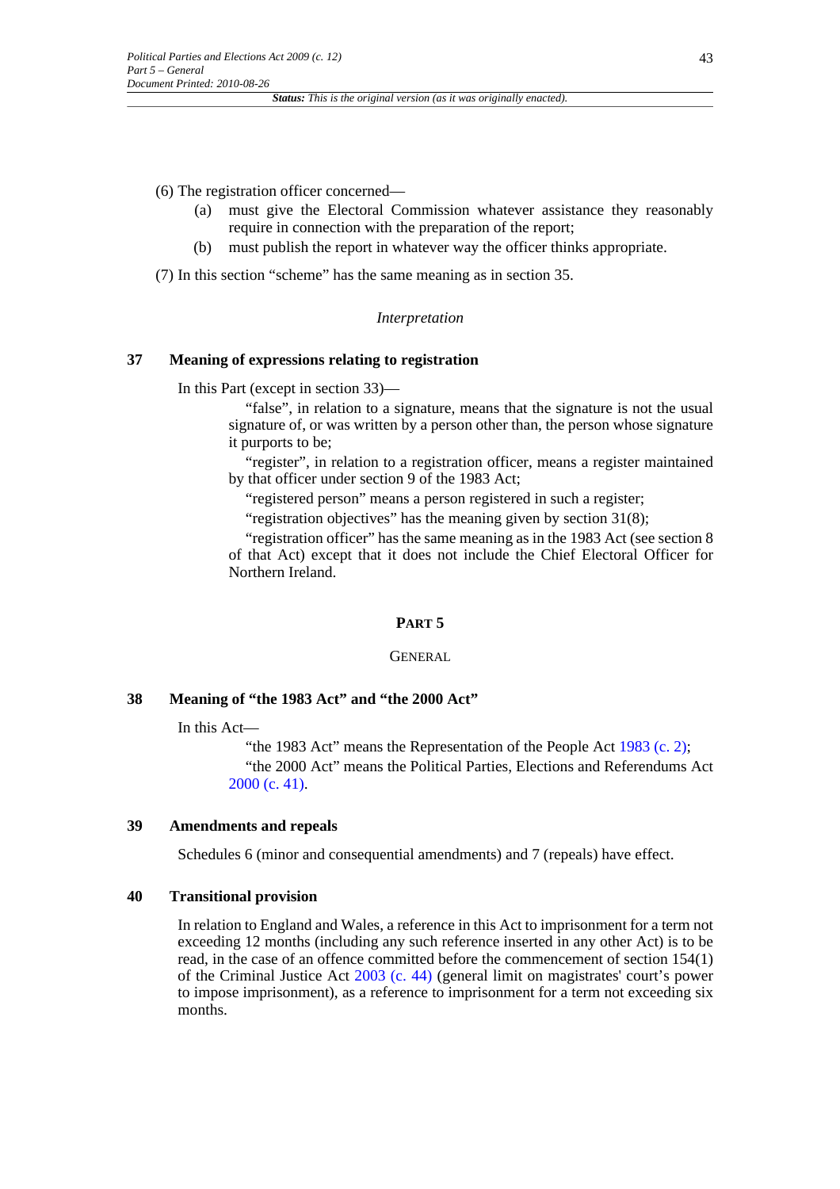(6) The registration officer concerned—

(a) must give the Electoral Commission whatever assistance they reasonably require in connection with the preparation of the report;

(b) must publish the report in whatever way the officer thinks appropriate.

(7) In this section "scheme" has the same meaning as in section 35.

*Interpretation*

### 37 Meaning of expressions relating to registration

In this Part (except in section 33)—

"false", in relation to a signature, means that the signature is not the usual signature of, or was written by a person other than, the person whose signature it purports to be;

"register", in relation to a registration officer, means a register maintained by that officer under section 9 of the 1983 Act;

"registered person" means a person registered in such a register;

"registration objectives" has the meaning given by section 31(8);

"registration officer" has the same meaning as in the 1983 Act (see section 8 of that Act) except that it does not include the Chief Electoral Officer for Northern Ireland.

## PART 5

## GENERAL

### 38 Meaning of "the 1983 Act" and "the 2000 Act"

In this Act—

"the 1983 Act" means the Representation of the People Act 1983 (c. 2);

"the 2000 Act" means the Political Parties, Elections and Referendums Act 2000 (c. 41).

### 39 Amendments and repeals

Schedules 6 (minor and consequential amendments) and 7 (repeals) have effect.

### 40 Transitional provision

In relation to England and Wales, a reference in this Act to imprisonment for a term not exceeding 12 months (including any such reference inserted in any other Act) is to be read, in the case of an offence committed before the commencement of section 154(1) of the Criminal Justice Act 2003 (c. 44) (general limit on magistrates' court's power to impose imprisonment), as a reference to imprisonment for a term not exceeding six months.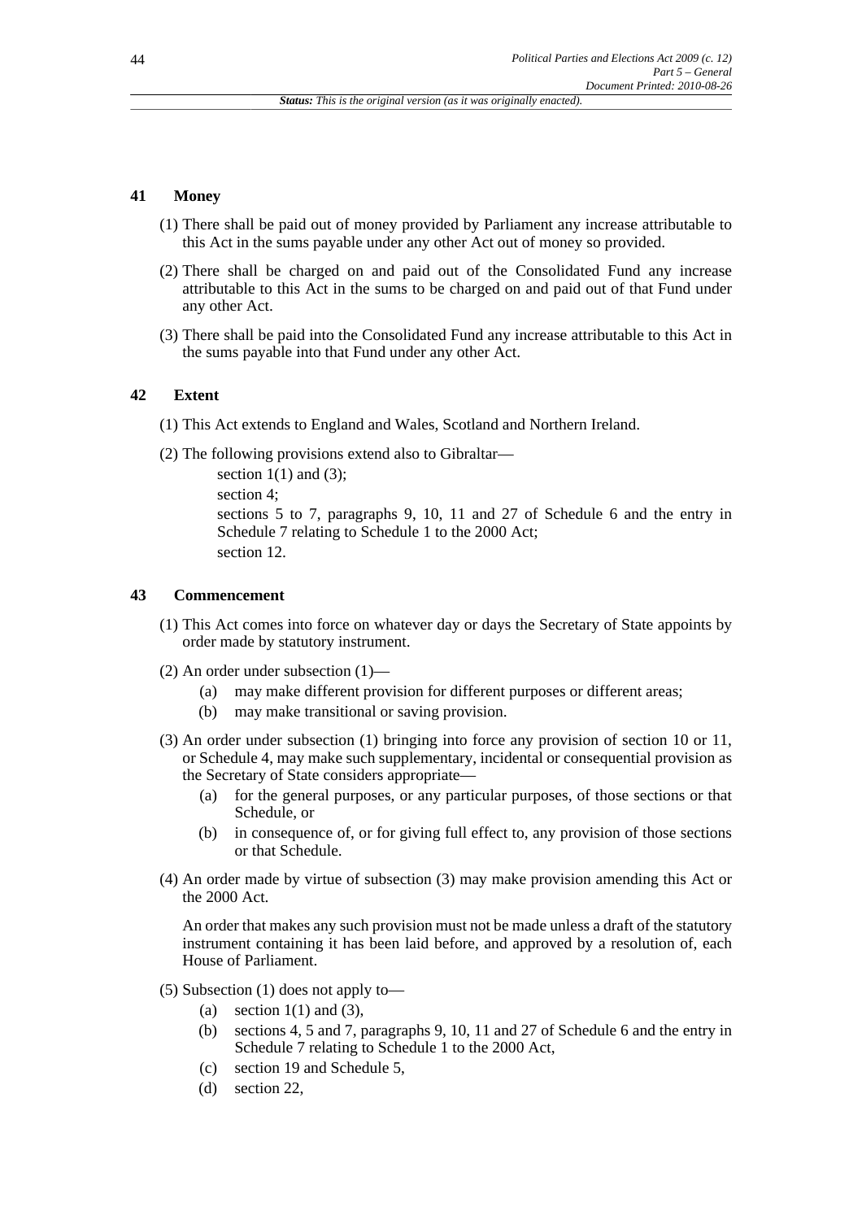### 41 Money

(1) There shall be paid out of money provided by Parliament any increase attributable to this Act in the sums payable under any other Act out of money so provided.

(2) There shall be charged on and paid out of the Consolidated Fund any increase attributable to this Act in the sums to be charged on and paid out of that Fund under any other Act.

(3) There shall be paid into the Consolidated Fund any increase attributable to this Act in the sums payable into that Fund under any other Act.

### 42 Extent

(1) This Act extends to England and Wales, Scotland and Northern Ireland.

(2) The following provisions extend also to Gibraltar—

section 1(1) and (3);

section 4;

sections 5 to 7, paragraphs 9, 10, 11 and 27 of Schedule 6 and the entry in Schedule 7 relating to Schedule 1 to the 2000 Act;

section 12.

### 43 Commencement

(1) This Act comes into force on whatever day or days the Secretary of State appoints by order made by statutory instrument.

(2) An order under subsection (1)—

- (a) may make different provision for different purposes or different areas;
- (b) may make transitional or saving provision.

(3) An order under subsection (1) bringing into force any provision of section 10 or 11, or Schedule 4, may make such supplementary, incidental or consequential provision as the Secretary of State considers appropriate—

- (a) for the general purposes, or any particular purposes, of those sections or that Schedule, or
- (b) in consequence of, or for giving full effect to, any provision of those sections or that Schedule.

(4) An order made by virtue of subsection (3) may make provision amending this Act or the 2000 Act.

An order that makes any such provision must not be made unless a draft of the statutory instrument containing it has been laid before, and approved by a resolution of, each House of Parliament.

(5) Subsection (1) does not apply to—

- (a) section 1(1) and (3),
- (b) sections 4, 5 and 7, paragraphs 9, 10, 11 and 27 of Schedule 6 and the entry in Schedule 7 relating to Schedule 1 to the 2000 Act,
- (c) section 19 and Schedule 5,
- (d) section 22,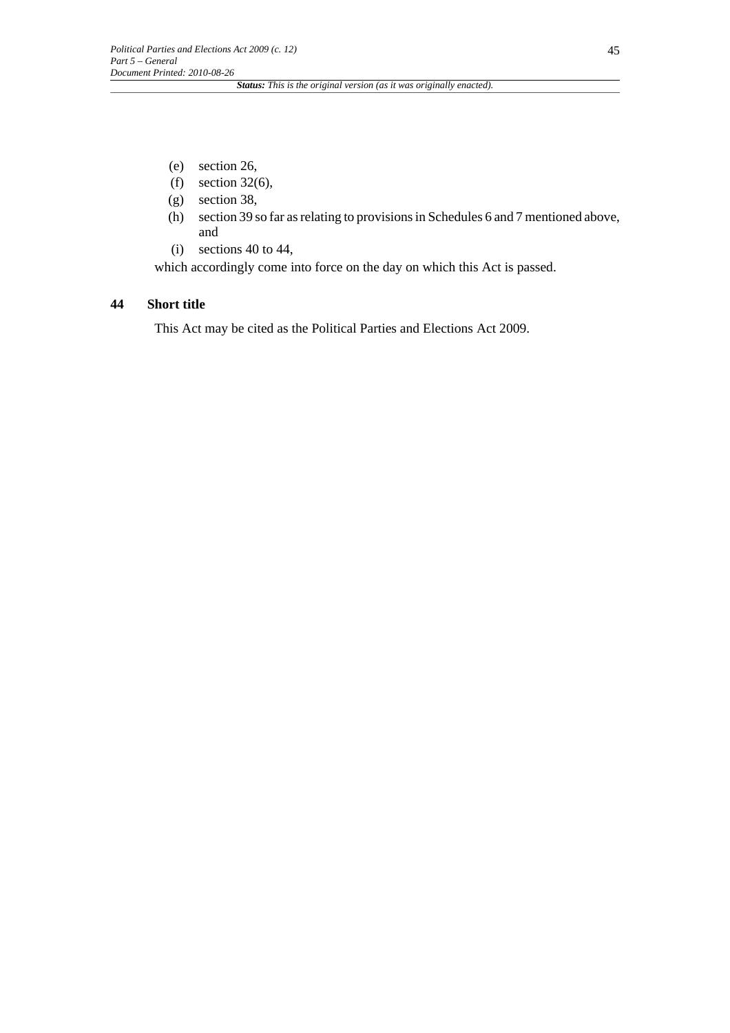- (e) section 26,
- (f) section 32(6),
- (g) section 38,
- (h) section 39 so far as relating to provisions in Schedules 6 and 7 mentioned above, and
- (i) sections 40 to 44,

which accordingly come into force on the day on which this Act is passed.

## 44 Short title

This Act may be cited as the Political Parties and Elections Act 2009.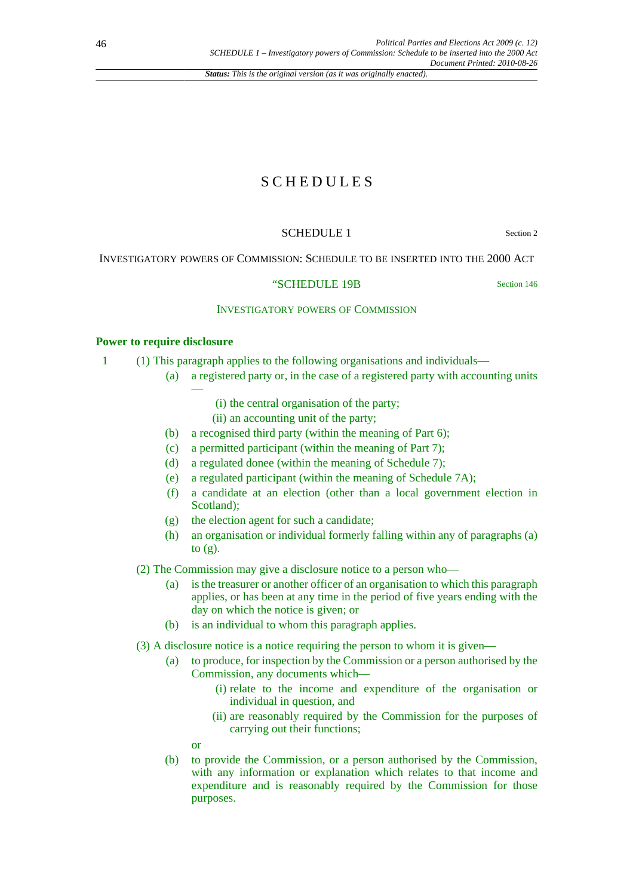*Status: This is the original version (as it was originally enacted).*

# SCHEDULES

## SCHEDULE 1

Section 2

INVESTIGATORY POWERS OF COMMISSION: SCHEDULE TO BE INSERTED INTO THE 2000 ACT

## "SCHEDULE 19B

Section 146

INVESTIGATORY POWERS OF COMMISSION

### Power to require disclosure

1 (1) This paragraph applies to the following organisations and individuals—

- (a) a registered party or, in the case of a registered party with accounting units —
  - (i) the central organisation of the party;
  - (ii) an accounting unit of the party;
- (b) a recognised third party (within the meaning of Part 6);
- (c) a permitted participant (within the meaning of Part 7);
- (d) a regulated donee (within the meaning of Schedule 7);
- (e) a regulated participant (within the meaning of Schedule 7A);
- (f) a candidate at an election (other than a local government election in Scotland);
- (g) the election agent for such a candidate;
- (h) an organisation or individual formerly falling within any of paragraphs (a) to (g).

(2) The Commission may give a disclosure notice to a person who—

- (a) is the treasurer or another officer of an organisation to which this paragraph applies, or has been at any time in the period of five years ending with the day on which the notice is given; or
- (b) is an individual to whom this paragraph applies.

(3) A disclosure notice is a notice requiring the person to whom it is given—

- (a) to produce, for inspection by the Commission or a person authorised by the Commission, any documents which—
  - (i) relate to the income and expenditure of the organisation or individual in question, and
  - (ii) are reasonably required by the Commission for the purposes of carrying out their functions;

  or
- (b) to provide the Commission, or a person authorised by the Commission, with any information or explanation which relates to that income and expenditure and is reasonably required by the Commission for those purposes.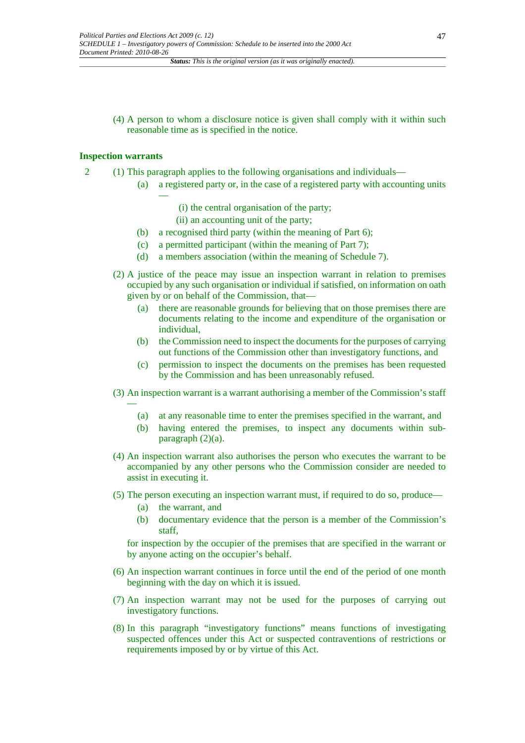(4) A person to whom a disclosure notice is given shall comply with it within such reasonable time as is specified in the notice.

### Inspection warrants

2 (1) This paragraph applies to the following organisations and individuals—

(a) a registered party or, in the case of a registered party with accounting units—

(i) the central organisation of the party;

(ii) an accounting unit of the party;

(b) a recognised third party (within the meaning of Part 6);

(c) a permitted participant (within the meaning of Part 7);

(d) a members association (within the meaning of Schedule 7).

(2) A justice of the peace may issue an inspection warrant in relation to premises occupied by any such organisation or individual if satisfied, on information on oath given by or on behalf of the Commission, that—

(a) there are reasonable grounds for believing that on those premises there are documents relating to the income and expenditure of the organisation or individual,

(b) the Commission need to inspect the documents for the purposes of carrying out functions of the Commission other than investigatory functions, and

(c) permission to inspect the documents on the premises has been requested by the Commission and has been unreasonably refused.

(3) An inspection warrant is a warrant authorising a member of the Commission's staff—

(a) at any reasonable time to enter the premises specified in the warrant, and

(b) having entered the premises, to inspect any documents within sub-paragraph (2)(a).

(4) An inspection warrant also authorises the person who executes the warrant to be accompanied by any other persons who the Commission consider are needed to assist in executing it.

(5) The person executing an inspection warrant must, if required to do so, produce—

(a) the warrant, and

(b) documentary evidence that the person is a member of the Commission's staff,

for inspection by the occupier of the premises that are specified in the warrant or by anyone acting on the occupier's behalf.

(6) An inspection warrant continues in force until the end of the period of one month beginning with the day on which it is issued.

(7) An inspection warrant may not be used for the purposes of carrying out investigatory functions.

(8) In this paragraph "investigatory functions" means functions of investigating suspected offences under this Act or suspected contraventions of restrictions or requirements imposed by or by virtue of this Act.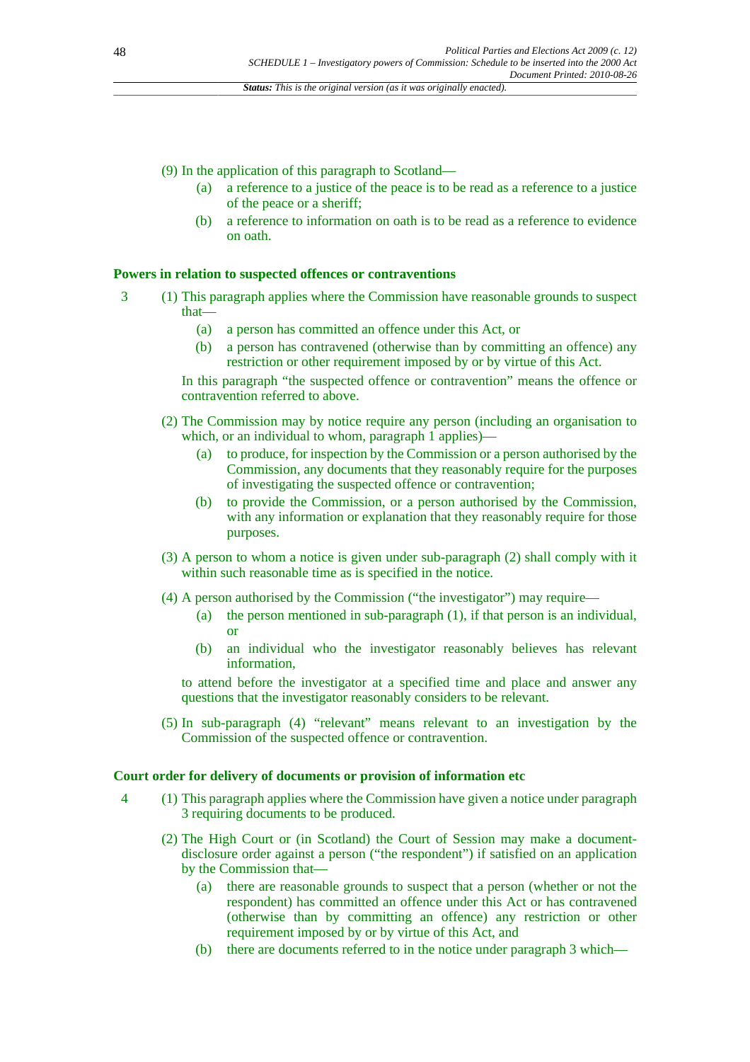(9) In the application of this paragraph to Scotland—

(a) a reference to a justice of the peace is to be read as a reference to a justice of the peace or a sheriff;

(b) a reference to information on oath is to be read as a reference to evidence on oath.

### Powers in relation to suspected offences or contraventions

3 (1) This paragraph applies where the Commission have reasonable grounds to suspect that—

(a) a person has committed an offence under this Act, or

(b) a person has contravened (otherwise than by committing an offence) any restriction or other requirement imposed by or by virtue of this Act.

In this paragraph "the suspected offence or contravention" means the offence or contravention referred to above.

(2) The Commission may by notice require any person (including an organisation to which, or an individual to whom, paragraph 1 applies)—

(a) to produce, for inspection by the Commission or a person authorised by the Commission, any documents that they reasonably require for the purposes of investigating the suspected offence or contravention;

(b) to provide the Commission, or a person authorised by the Commission, with any information or explanation that they reasonably require for those purposes.

(3) A person to whom a notice is given under sub-paragraph (2) shall comply with it within such reasonable time as is specified in the notice.

(4) A person authorised by the Commission ("the investigator") may require—

(a) the person mentioned in sub-paragraph (1), if that person is an individual, or

(b) an individual who the investigator reasonably believes has relevant information,

to attend before the investigator at a specified time and place and answer any questions that the investigator reasonably considers to be relevant.

(5) In sub-paragraph (4) "relevant" means relevant to an investigation by the Commission of the suspected offence or contravention.

### Court order for delivery of documents or provision of information etc

4 (1) This paragraph applies where the Commission have given a notice under paragraph 3 requiring documents to be produced.

(2) The High Court or (in Scotland) the Court of Session may make a document-disclosure order against a person ("the respondent") if satisfied on an application by the Commission that—

(a) there are reasonable grounds to suspect that a person (whether or not the respondent) has committed an offence under this Act or has contravened (otherwise than by committing an offence) any restriction or other requirement imposed by or by virtue of this Act, and

(b) there are documents referred to in the notice under paragraph 3 which—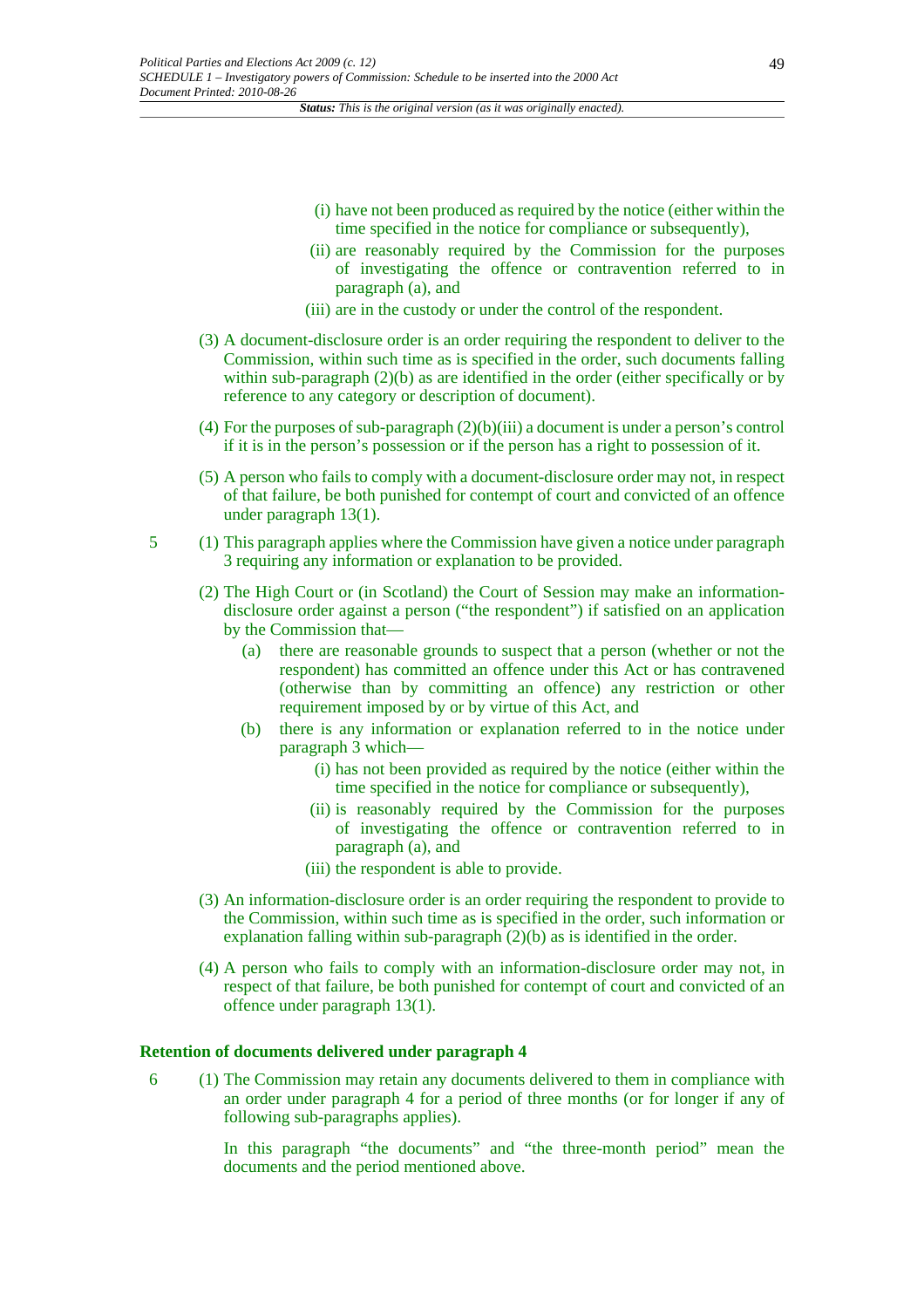(i) have not been produced as required by the notice (either within the time specified in the notice for compliance or subsequently),

(ii) are reasonably required by the Commission for the purposes of investigating the offence or contravention referred to in paragraph (a), and

(iii) are in the custody or under the control of the respondent.

(3) A document-disclosure order is an order requiring the respondent to deliver to the Commission, within such time as is specified in the order, such documents falling within sub-paragraph (2)(b) as are identified in the order (either specifically or by reference to any category or description of document).

(4) For the purposes of sub-paragraph (2)(b)(iii) a document is under a person's control if it is in the person's possession or if the person has a right to possession of it.

(5) A person who fails to comply with a document-disclosure order may not, in respect of that failure, be both punished for contempt of court and convicted of an offence under paragraph 13(1).

5 (1) This paragraph applies where the Commission have given a notice under paragraph 3 requiring any information or explanation to be provided.

(2) The High Court or (in Scotland) the Court of Session may make an information-disclosure order against a person ("the respondent") if satisfied on an application by the Commission that—

(a) there are reasonable grounds to suspect that a person (whether or not the respondent) has committed an offence under this Act or has contravened (otherwise than by committing an offence) any restriction or other requirement imposed by or by virtue of this Act, and

(b) there is any information or explanation referred to in the notice under paragraph 3 which—

(i) has not been provided as required by the notice (either within the time specified in the notice for compliance or subsequently),

(ii) is reasonably required by the Commission for the purposes of investigating the offence or contravention referred to in paragraph (a), and

(iii) the respondent is able to provide.

(3) An information-disclosure order is an order requiring the respondent to provide to the Commission, within such time as is specified in the order, such information or explanation falling within sub-paragraph (2)(b) as is identified in the order.

(4) A person who fails to comply with an information-disclosure order may not, in respect of that failure, be both punished for contempt of court and convicted of an offence under paragraph 13(1).

### Retention of documents delivered under paragraph 4

6 (1) The Commission may retain any documents delivered to them in compliance with an order under paragraph 4 for a period of three months (or for longer if any of following sub-paragraphs applies).

In this paragraph "the documents" and "the three-month period" mean the documents and the period mentioned above.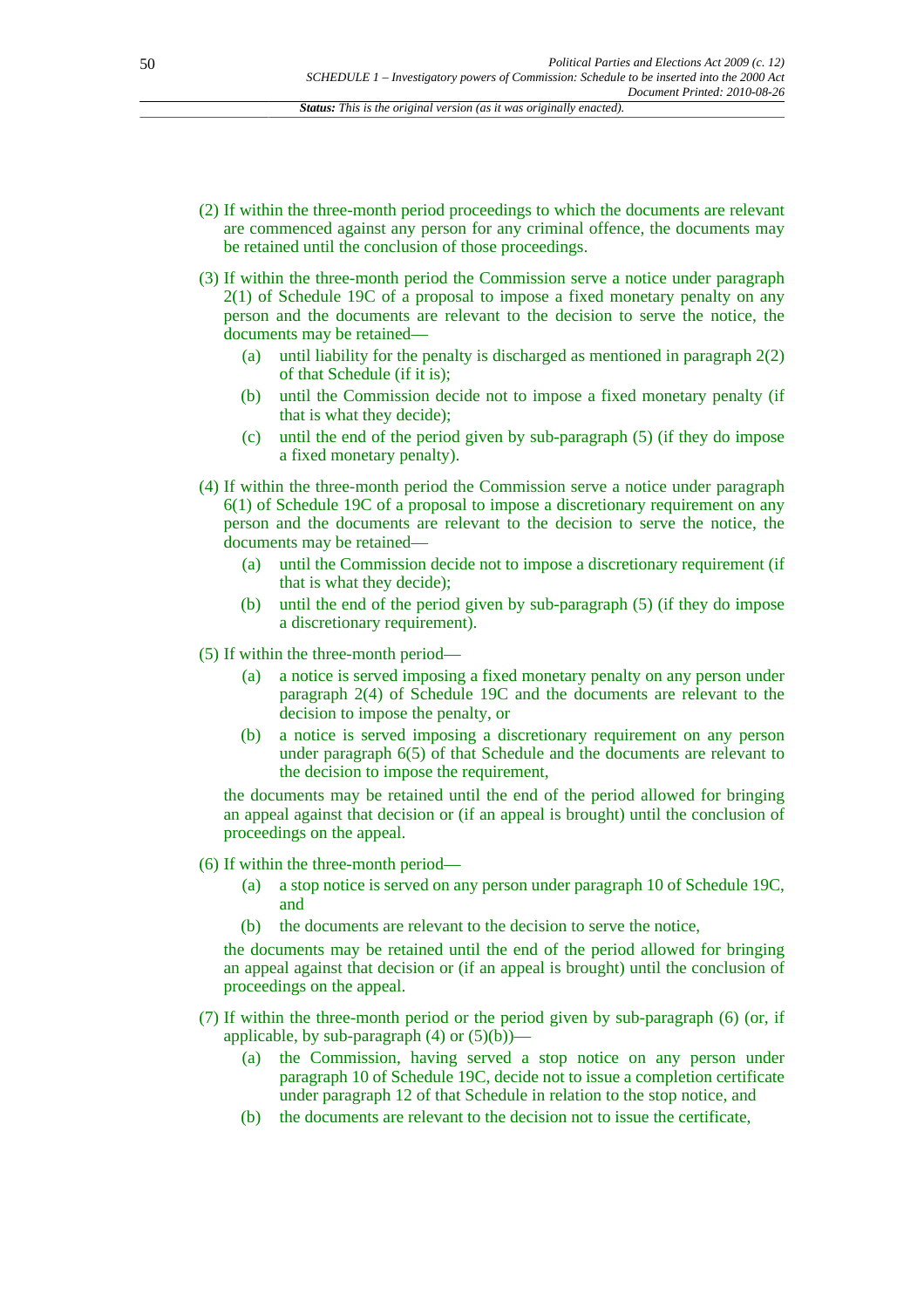(2) If within the three-month period proceedings to which the documents are relevant are commenced against any person for any criminal offence, the documents may be retained until the conclusion of those proceedings.

(3) If within the three-month period the Commission serve a notice under paragraph 2(1) of Schedule 19C of a proposal to impose a fixed monetary penalty on any person and the documents are relevant to the decision to serve the notice, the documents may be retained—

   (a) until liability for the penalty is discharged as mentioned in paragraph 2(2) of that Schedule (if it is);

   (b) until the Commission decide not to impose a fixed monetary penalty (if that is what they decide);

   (c) until the end of the period given by sub-paragraph (5) (if they do impose a fixed monetary penalty).

(4) If within the three-month period the Commission serve a notice under paragraph 6(1) of Schedule 19C of a proposal to impose a discretionary requirement on any person and the documents are relevant to the decision to serve the notice, the documents may be retained—

   (a) until the Commission decide not to impose a discretionary requirement (if that is what they decide);

   (b) until the end of the period given by sub-paragraph (5) (if they do impose a discretionary requirement).

(5) If within the three-month period—

   (a) a notice is served imposing a fixed monetary penalty on any person under paragraph 2(4) of Schedule 19C and the documents are relevant to the decision to impose the penalty, or

   (b) a notice is served imposing a discretionary requirement on any person under paragraph 6(5) of that Schedule and the documents are relevant to the decision to impose the requirement,

   the documents may be retained until the end of the period allowed for bringing an appeal against that decision or (if an appeal is brought) until the conclusion of proceedings on the appeal.

(6) If within the three-month period—

   (a) a stop notice is served on any person under paragraph 10 of Schedule 19C, and

   (b) the documents are relevant to the decision to serve the notice,

   the documents may be retained until the end of the period allowed for bringing an appeal against that decision or (if an appeal is brought) until the conclusion of proceedings on the appeal.

(7) If within the three-month period or the period given by sub-paragraph (6) (or, if applicable, by sub-paragraph (4) or (5)(b))—

   (a) the Commission, having served a stop notice on any person under paragraph 10 of Schedule 19C, decide not to issue a completion certificate under paragraph 12 of that Schedule in relation to the stop notice, and

   (b) the documents are relevant to the decision not to issue the certificate,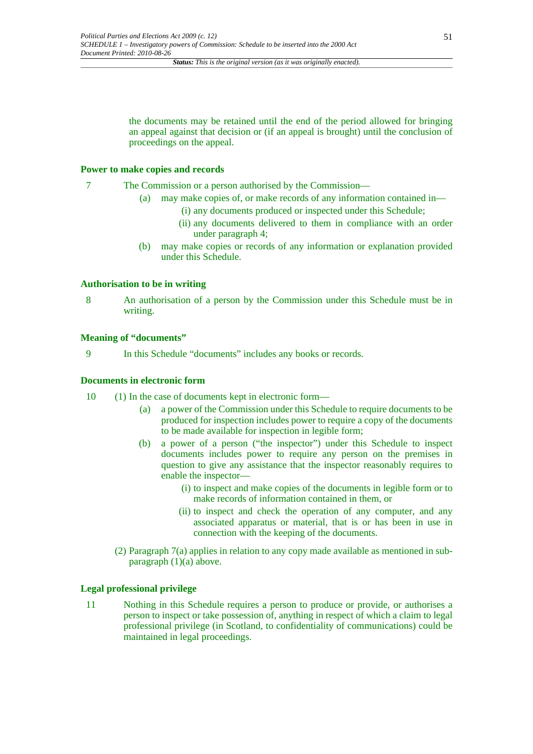the documents may be retained until the end of the period allowed for bringing an appeal against that decision or (if an appeal is brought) until the conclusion of proceedings on the appeal.

### Power to make copies and records

7 The Commission or a person authorised by the Commission—

   (a) may make copies of, or make records of any information contained in—

      (i) any documents produced or inspected under this Schedule;

      (ii) any documents delivered to them in compliance with an order under paragraph 4;

   (b) may make copies or records of any information or explanation provided under this Schedule.

### Authorisation to be in writing

8 An authorisation of a person by the Commission under this Schedule must be in writing.

### Meaning of "documents"

9 In this Schedule "documents" includes any books or records.

### Documents in electronic form

10 (1) In the case of documents kept in electronic form—

   (a) a power of the Commission under this Schedule to require documents to be produced for inspection includes power to require a copy of the documents to be made available for inspection in legible form;

   (b) a power of a person ("the inspector") under this Schedule to inspect documents includes power to require any person on the premises in question to give any assistance that the inspector reasonably requires to enable the inspector—

      (i) to inspect and make copies of the documents in legible form or to make records of information contained in them, or

      (ii) to inspect and check the operation of any computer, and any associated apparatus or material, that is or has been in use in connection with the keeping of the documents.

(2) Paragraph 7(a) applies in relation to any copy made available as mentioned in sub-paragraph (1)(a) above.

### Legal professional privilege

11 Nothing in this Schedule requires a person to produce or provide, or authorises a person to inspect or take possession of, anything in respect of which a claim to legal professional privilege (in Scotland, to confidentiality of communications) could be maintained in legal proceedings.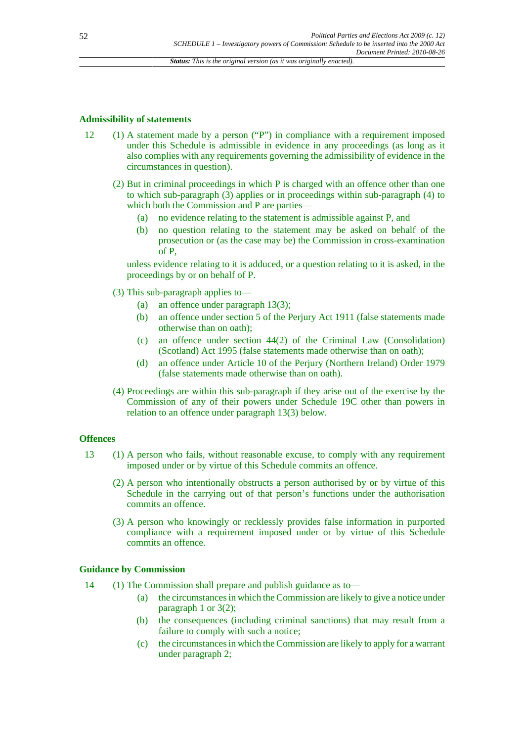### Admissibility of statements

12 (1) A statement made by a person ("P") in compliance with a requirement imposed under this Schedule is admissible in evidence in any proceedings (as long as it also complies with any requirements governing the admissibility of evidence in the circumstances in question).

(2) But in criminal proceedings in which P is charged with an offence other than one to which sub-paragraph (3) applies or in proceedings within sub-paragraph (4) to which both the Commission and P are parties—

- (a) no evidence relating to the statement is admissible against P, and
- (b) no question relating to the statement may be asked on behalf of the prosecution or (as the case may be) the Commission in cross-examination of P,

unless evidence relating to it is adduced, or a question relating to it is asked, in the proceedings by or on behalf of P.

(3) This sub-paragraph applies to—

- (a) an offence under paragraph 13(3);
- (b) an offence under section 5 of the Perjury Act 1911 (false statements made otherwise than on oath);
- (c) an offence under section 44(2) of the Criminal Law (Consolidation) (Scotland) Act 1995 (false statements made otherwise than on oath);
- (d) an offence under Article 10 of the Perjury (Northern Ireland) Order 1979 (false statements made otherwise than on oath).

(4) Proceedings are within this sub-paragraph if they arise out of the exercise by the Commission of any of their powers under Schedule 19C other than powers in relation to an offence under paragraph 13(3) below.

### Offences

13 (1) A person who fails, without reasonable excuse, to comply with any requirement imposed under or by virtue of this Schedule commits an offence.

(2) A person who intentionally obstructs a person authorised by or by virtue of this Schedule in the carrying out of that person's functions under the authorisation commits an offence.

(3) A person who knowingly or recklessly provides false information in purported compliance with a requirement imposed under or by virtue of this Schedule commits an offence.

### Guidance by Commission

14 (1) The Commission shall prepare and publish guidance as to—

- (a) the circumstances in which the Commission are likely to give a notice under paragraph 1 or 3(2);
- (b) the consequences (including criminal sanctions) that may result from a failure to comply with such a notice;
- (c) the circumstances in which the Commission are likely to apply for a warrant under paragraph 2;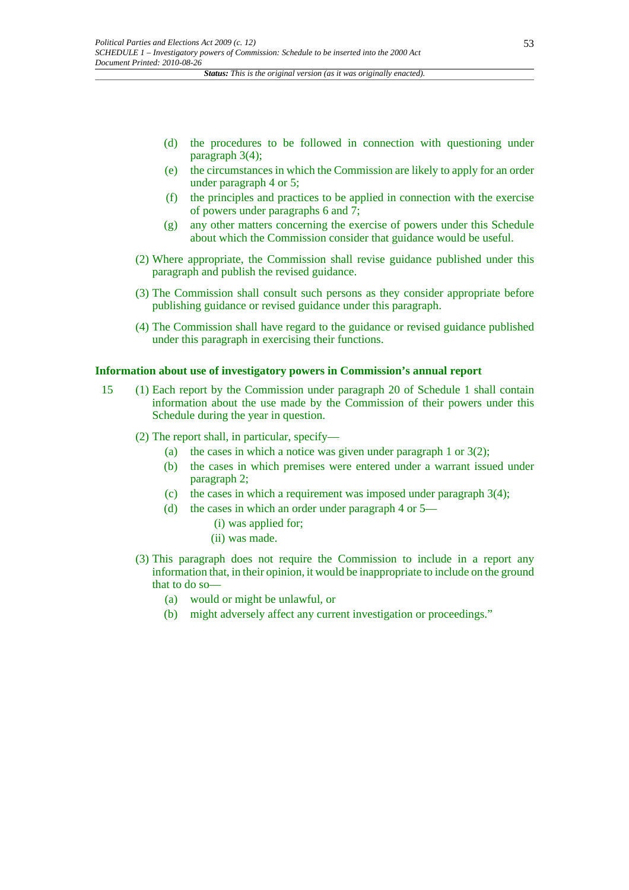(d) the procedures to be followed in connection with questioning under paragraph 3(4);

(e) the circumstances in which the Commission are likely to apply for an order under paragraph 4 or 5;

(f) the principles and practices to be applied in connection with the exercise of powers under paragraphs 6 and 7;

(g) any other matters concerning the exercise of powers under this Schedule about which the Commission consider that guidance would be useful.

(2) Where appropriate, the Commission shall revise guidance published under this paragraph and publish the revised guidance.

(3) The Commission shall consult such persons as they consider appropriate before publishing guidance or revised guidance under this paragraph.

(4) The Commission shall have regard to the guidance or revised guidance published under this paragraph in exercising their functions.

**Information about use of investigatory powers in Commission's annual report**

15 (1) Each report by the Commission under paragraph 20 of Schedule 1 shall contain information about the use made by the Commission of their powers under this Schedule during the year in question.

(2) The report shall, in particular, specify—

(a) the cases in which a notice was given under paragraph 1 or 3(2);

(b) the cases in which premises were entered under a warrant issued under paragraph 2;

(c) the cases in which a requirement was imposed under paragraph 3(4);

(d) the cases in which an order under paragraph 4 or 5—

(i) was applied for;

(ii) was made.

(3) This paragraph does not require the Commission to include in a report any information that, in their opinion, it would be inappropriate to include on the ground that to do so—

(a) would or might be unlawful, or

(b) might adversely affect any current investigation or proceedings."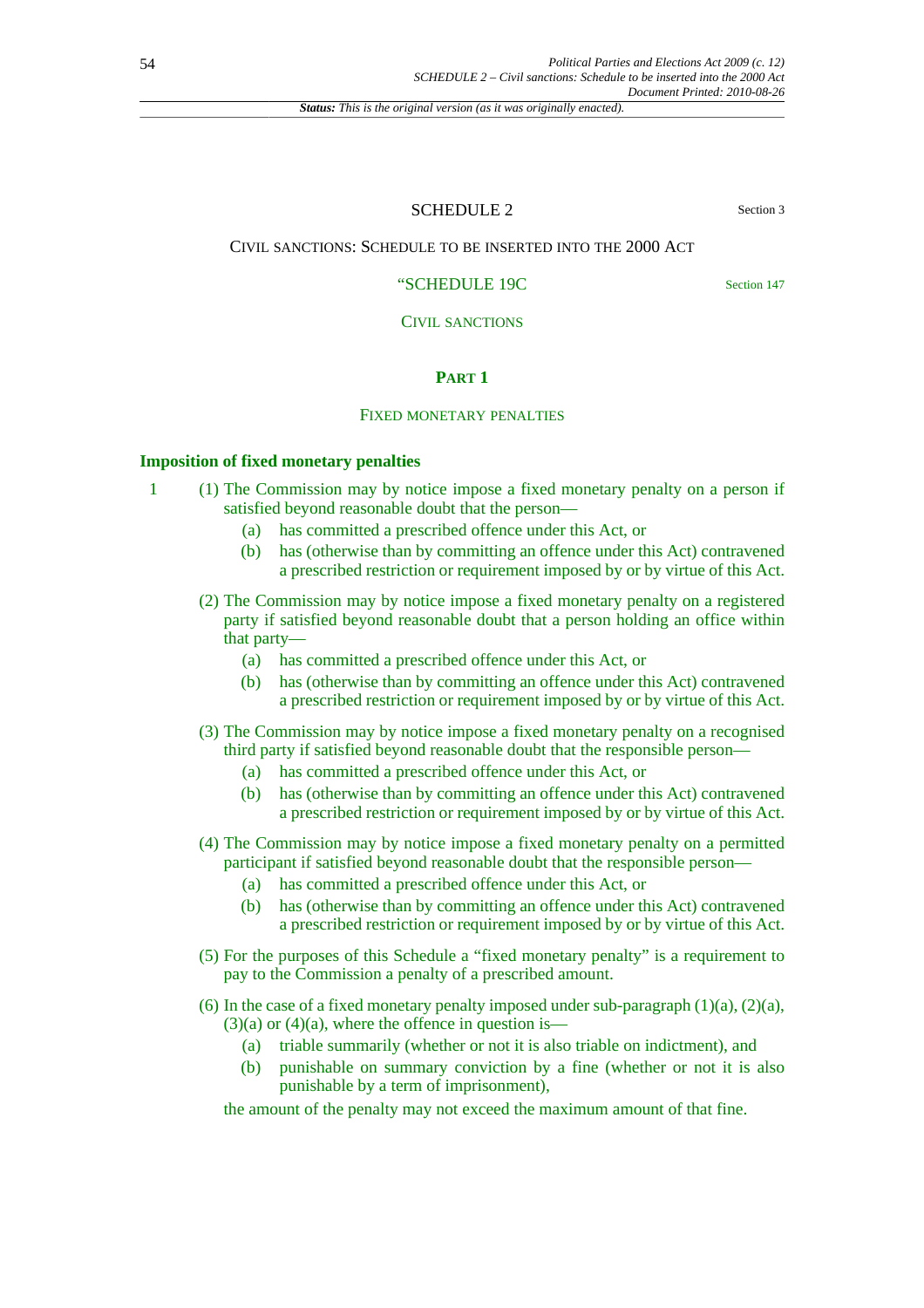# SCHEDULE 2

Section 3

## CIVIL SANCTIONS: SCHEDULE TO BE INSERTED INTO THE 2000 ACT

"SCHEDULE 19C

Section 147

CIVIL SANCTIONS

### PART 1

FIXED MONETARY PENALTIES

#### Imposition of fixed monetary penalties

1 (1) The Commission may by notice impose a fixed monetary penalty on a person if satisfied beyond reasonable doubt that the person—

(a) has committed a prescribed offence under this Act, or

(b) has (otherwise than by committing an offence under this Act) contravened a prescribed restriction or requirement imposed by or by virtue of this Act.

(2) The Commission may by notice impose a fixed monetary penalty on a registered party if satisfied beyond reasonable doubt that a person holding an office within that party—

(a) has committed a prescribed offence under this Act, or

(b) has (otherwise than by committing an offence under this Act) contravened a prescribed restriction or requirement imposed by or by virtue of this Act.

(3) The Commission may by notice impose a fixed monetary penalty on a recognised third party if satisfied beyond reasonable doubt that the responsible person—

(a) has committed a prescribed offence under this Act, or

(b) has (otherwise than by committing an offence under this Act) contravened a prescribed restriction or requirement imposed by or by virtue of this Act.

(4) The Commission may by notice impose a fixed monetary penalty on a permitted participant if satisfied beyond reasonable doubt that the responsible person—

(a) has committed a prescribed offence under this Act, or

(b) has (otherwise than by committing an offence under this Act) contravened a prescribed restriction or requirement imposed by or by virtue of this Act.

(5) For the purposes of this Schedule a "fixed monetary penalty" is a requirement to pay to the Commission a penalty of a prescribed amount.

(6) In the case of a fixed monetary penalty imposed under sub-paragraph (1)(a), (2)(a), (3)(a) or (4)(a), where the offence in question is—

(a) triable summarily (whether or not it is also triable on indictment), and

(b) punishable on summary conviction by a fine (whether or not it is also punishable by a term of imprisonment),

the amount of the penalty may not exceed the maximum amount of that fine.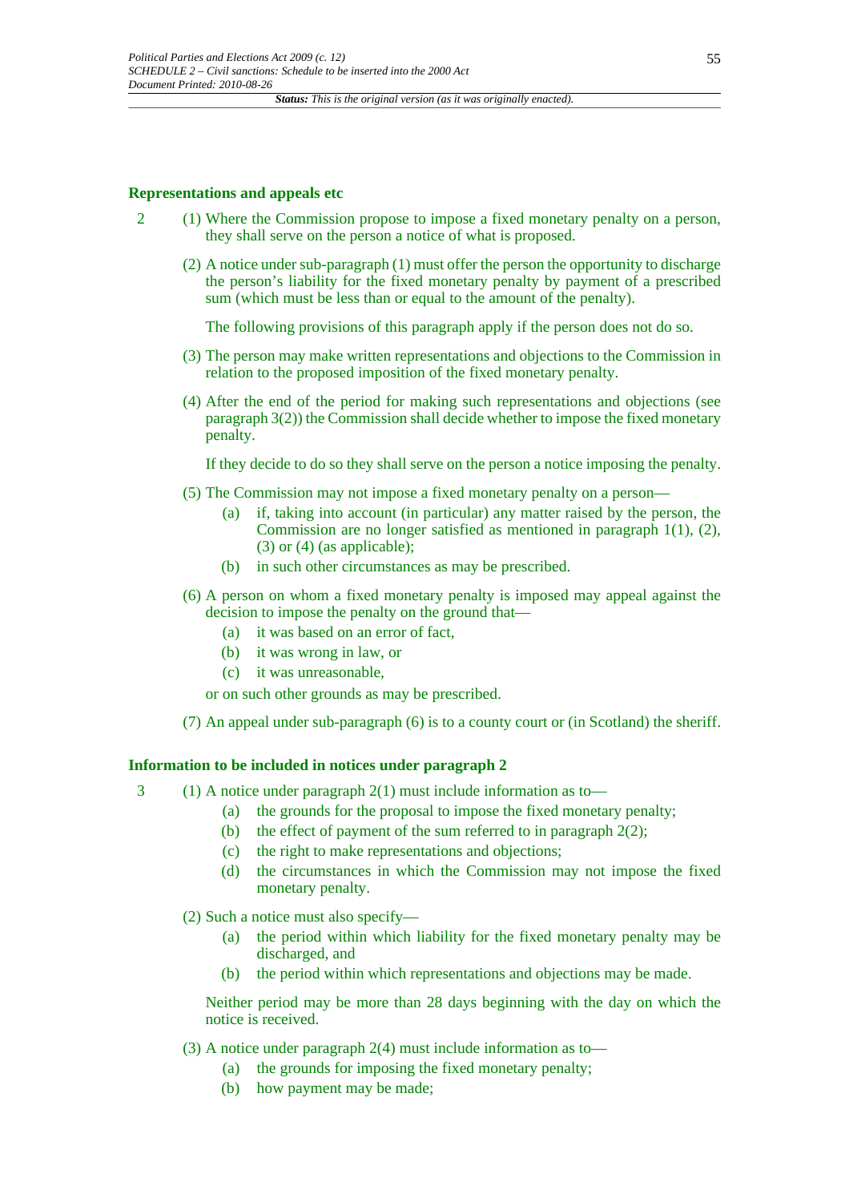### Representations and appeals etc

2 (1) Where the Commission propose to impose a fixed monetary penalty on a person, they shall serve on the person a notice of what is proposed.

(2) A notice under sub-paragraph (1) must offer the person the opportunity to discharge the person's liability for the fixed monetary penalty by payment of a prescribed sum (which must be less than or equal to the amount of the penalty).

The following provisions of this paragraph apply if the person does not do so.

(3) The person may make written representations and objections to the Commission in relation to the proposed imposition of the fixed monetary penalty.

(4) After the end of the period for making such representations and objections (see paragraph 3(2)) the Commission shall decide whether to impose the fixed monetary penalty.

If they decide to do so they shall serve on the person a notice imposing the penalty.

(5) The Commission may not impose a fixed monetary penalty on a person—

- (a) if, taking into account (in particular) any matter raised by the person, the Commission are no longer satisfied as mentioned in paragraph 1(1), (2), (3) or (4) (as applicable);
- (b) in such other circumstances as may be prescribed.

(6) A person on whom a fixed monetary penalty is imposed may appeal against the decision to impose the penalty on the ground that—

- (a) it was based on an error of fact,
- (b) it was wrong in law, or
- (c) it was unreasonable,

or on such other grounds as may be prescribed.

(7) An appeal under sub-paragraph (6) is to a county court or (in Scotland) the sheriff.

### Information to be included in notices under paragraph 2

3 (1) A notice under paragraph 2(1) must include information as to—

- (a) the grounds for the proposal to impose the fixed monetary penalty;
- (b) the effect of payment of the sum referred to in paragraph 2(2);
- (c) the right to make representations and objections;
- (d) the circumstances in which the Commission may not impose the fixed monetary penalty.

(2) Such a notice must also specify—

- (a) the period within which liability for the fixed monetary penalty may be discharged, and
- (b) the period within which representations and objections may be made.

Neither period may be more than 28 days beginning with the day on which the notice is received.

(3) A notice under paragraph 2(4) must include information as to—

- (a) the grounds for imposing the fixed monetary penalty;
- (b) how payment may be made;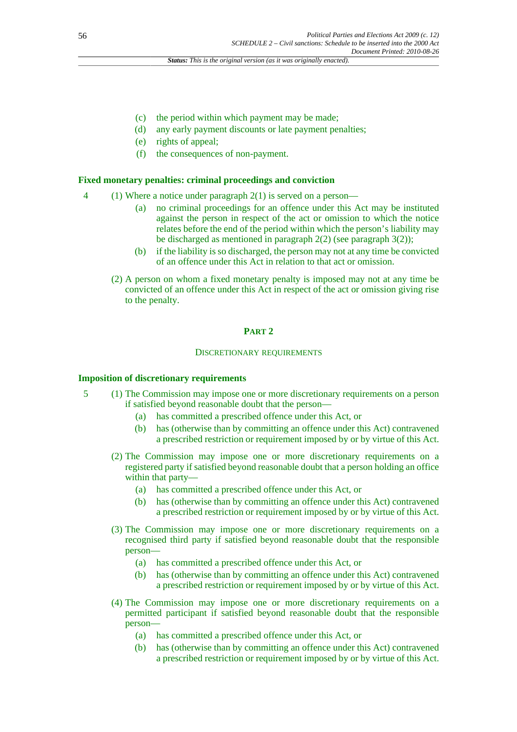(c) the period within which payment may be made;

(d) any early payment discounts or late payment penalties;

(e) rights of appeal;

(f) the consequences of non-payment.

**Fixed monetary penalties: criminal proceedings and conviction**

4 (1) Where a notice under paragraph 2(1) is served on a person—

(a) no criminal proceedings for an offence under this Act may be instituted against the person in respect of the act or omission to which the notice relates before the end of the period within which the person's liability may be discharged as mentioned in paragraph 2(2) (see paragraph 3(2));

(b) if the liability is so discharged, the person may not at any time be convicted of an offence under this Act in relation to that act or omission.

(2) A person on whom a fixed monetary penalty is imposed may not at any time be convicted of an offence under this Act in respect of the act or omission giving rise to the penalty.

## PART 2

### DISCRETIONARY REQUIREMENTS

**Imposition of discretionary requirements**

5 (1) The Commission may impose one or more discretionary requirements on a person if satisfied beyond reasonable doubt that the person—

(a) has committed a prescribed offence under this Act, or

(b) has (otherwise than by committing an offence under this Act) contravened a prescribed restriction or requirement imposed by or by virtue of this Act.

(2) The Commission may impose one or more discretionary requirements on a registered party if satisfied beyond reasonable doubt that a person holding an office within that party—

(a) has committed a prescribed offence under this Act, or

(b) has (otherwise than by committing an offence under this Act) contravened a prescribed restriction or requirement imposed by or by virtue of this Act.

(3) The Commission may impose one or more discretionary requirements on a recognised third party if satisfied beyond reasonable doubt that the responsible person—

(a) has committed a prescribed offence under this Act, or

(b) has (otherwise than by committing an offence under this Act) contravened a prescribed restriction or requirement imposed by or by virtue of this Act.

(4) The Commission may impose one or more discretionary requirements on a permitted participant if satisfied beyond reasonable doubt that the responsible person—

(a) has committed a prescribed offence under this Act, or

(b) has (otherwise than by committing an offence under this Act) contravened a prescribed restriction or requirement imposed by or by virtue of this Act.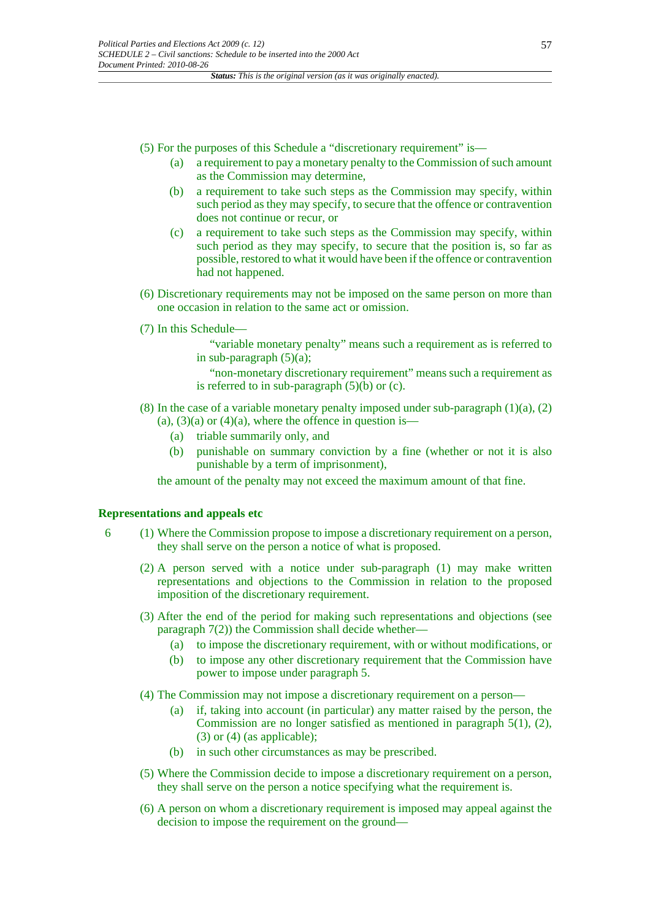(5) For the purposes of this Schedule a "discretionary requirement" is—

(a) a requirement to pay a monetary penalty to the Commission of such amount as the Commission may determine,

(b) a requirement to take such steps as the Commission may specify, within such period as they may specify, to secure that the offence or contravention does not continue or recur, or

(c) a requirement to take such steps as the Commission may specify, within such period as they may specify, to secure that the position is, so far as possible, restored to what it would have been if the offence or contravention had not happened.

(6) Discretionary requirements may not be imposed on the same person on more than one occasion in relation to the same act or omission.

(7) In this Schedule—

"variable monetary penalty" means such a requirement as is referred to in sub-paragraph (5)(a);

"non-monetary discretionary requirement" means such a requirement as is referred to in sub-paragraph (5)(b) or (c).

(8) In the case of a variable monetary penalty imposed under sub-paragraph (1)(a), (2)(a), (3)(a) or (4)(a), where the offence in question is—

(a) triable summarily only, and

(b) punishable on summary conviction by a fine (whether or not it is also punishable by a term of imprisonment),

the amount of the penalty may not exceed the maximum amount of that fine.

**Representations and appeals etc**

6 (1) Where the Commission propose to impose a discretionary requirement on a person, they shall serve on the person a notice of what is proposed.

(2) A person served with a notice under sub-paragraph (1) may make written representations and objections to the Commission in relation to the proposed imposition of the discretionary requirement.

(3) After the end of the period for making such representations and objections (see paragraph 7(2)) the Commission shall decide whether—

(a) to impose the discretionary requirement, with or without modifications, or

(b) to impose any other discretionary requirement that the Commission have power to impose under paragraph 5.

(4) The Commission may not impose a discretionary requirement on a person—

(a) if, taking into account (in particular) any matter raised by the person, the Commission are no longer satisfied as mentioned in paragraph 5(1), (2), (3) or (4) (as applicable);

(b) in such other circumstances as may be prescribed.

(5) Where the Commission decide to impose a discretionary requirement on a person, they shall serve on the person a notice specifying what the requirement is.

(6) A person on whom a discretionary requirement is imposed may appeal against the decision to impose the requirement on the ground—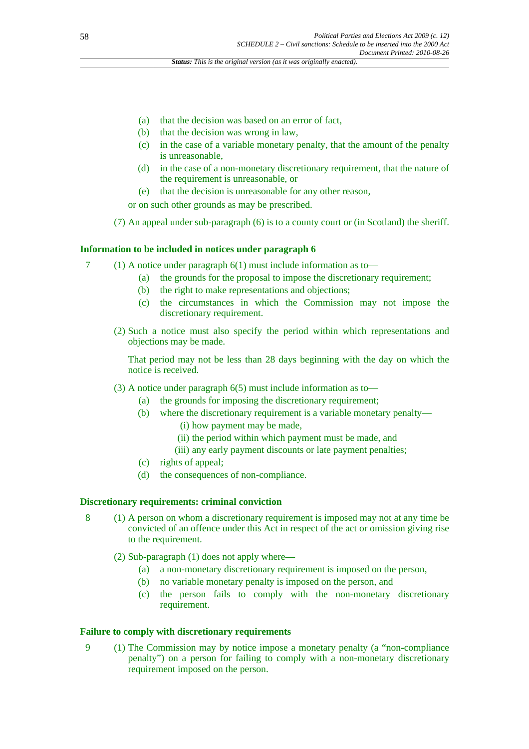(a) that the decision was based on an error of fact,

(b) that the decision was wrong in law,

(c) in the case of a variable monetary penalty, that the amount of the penalty is unreasonable,

(d) in the case of a non-monetary discretionary requirement, that the nature of the requirement is unreasonable, or

(e) that the decision is unreasonable for any other reason,

or on such other grounds as may be prescribed.

(7) An appeal under sub-paragraph (6) is to a county court or (in Scotland) the sheriff.

### Information to be included in notices under paragraph 6

7 (1) A notice under paragraph 6(1) must include information as to—

(a) the grounds for the proposal to impose the discretionary requirement;

(b) the right to make representations and objections;

(c) the circumstances in which the Commission may not impose the discretionary requirement.

(2) Such a notice must also specify the period within which representations and objections may be made.

That period may not be less than 28 days beginning with the day on which the notice is received.

(3) A notice under paragraph 6(5) must include information as to—

(a) the grounds for imposing the discretionary requirement;

(b) where the discretionary requirement is a variable monetary penalty—

(i) how payment may be made,

(ii) the period within which payment must be made, and

(iii) any early payment discounts or late payment penalties;

(c) rights of appeal;

(d) the consequences of non-compliance.

### Discretionary requirements: criminal conviction

8 (1) A person on whom a discretionary requirement is imposed may not at any time be convicted of an offence under this Act in respect of the act or omission giving rise to the requirement.

(2) Sub-paragraph (1) does not apply where—

(a) a non-monetary discretionary requirement is imposed on the person,

(b) no variable monetary penalty is imposed on the person, and

(c) the person fails to comply with the non-monetary discretionary requirement.

### Failure to comply with discretionary requirements

9 (1) The Commission may by notice impose a monetary penalty (a "non-compliance penalty") on a person for failing to comply with a non-monetary discretionary requirement imposed on the person.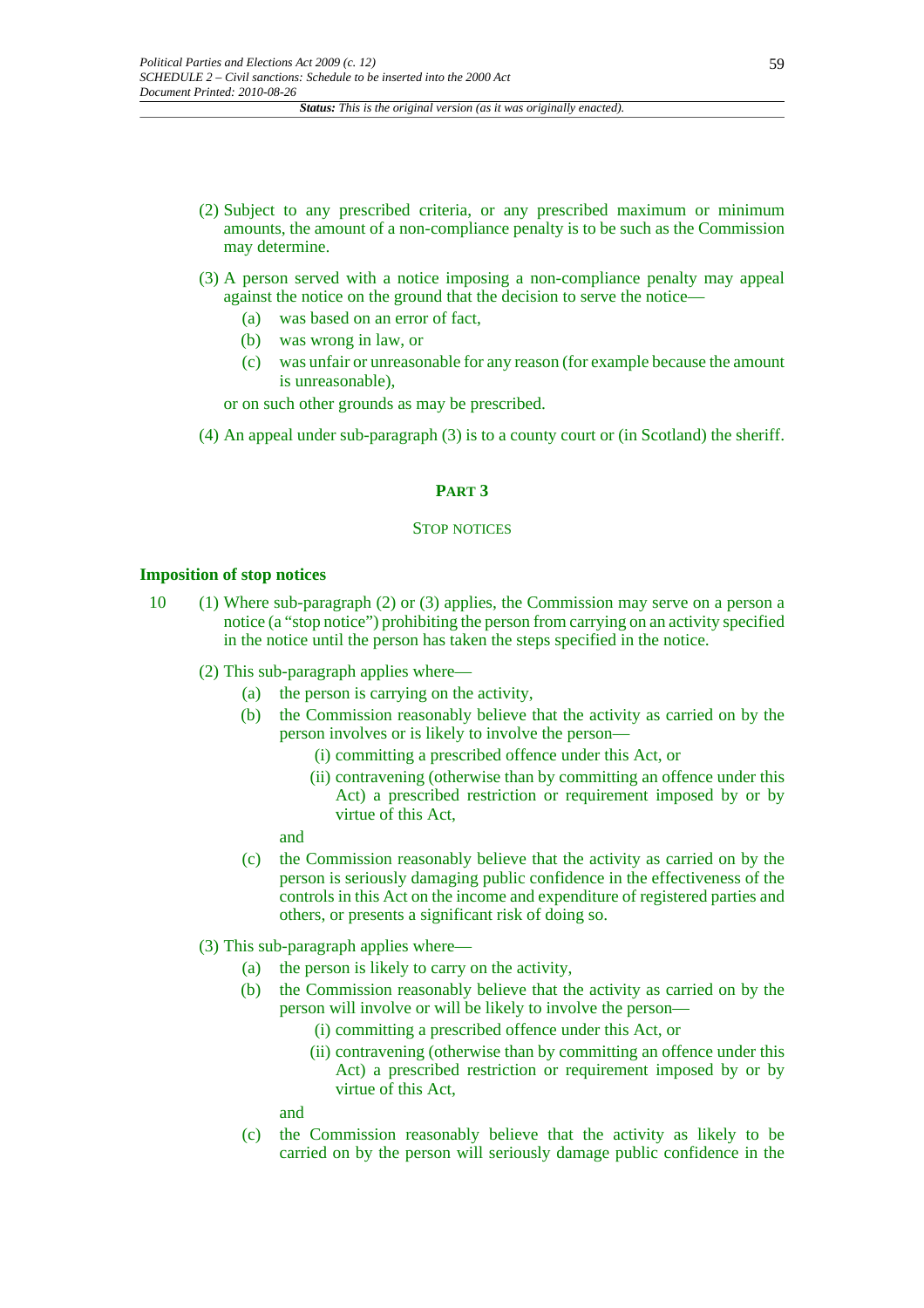(2) Subject to any prescribed criteria, or any prescribed maximum or minimum amounts, the amount of a non-compliance penalty is to be such as the Commission may determine.

(3) A person served with a notice imposing a non-compliance penalty may appeal against the notice on the ground that the decision to serve the notice—

- (a) was based on an error of fact,
- (b) was wrong in law, or
- (c) was unfair or unreasonable for any reason (for example because the amount is unreasonable),

or on such other grounds as may be prescribed.

(4) An appeal under sub-paragraph (3) is to a county court or (in Scotland) the sheriff.

## PART 3

### STOP NOTICES

#### Imposition of stop notices

10 (1) Where sub-paragraph (2) or (3) applies, the Commission may serve on a person a notice (a "stop notice") prohibiting the person from carrying on an activity specified in the notice until the person has taken the steps specified in the notice.

(2) This sub-paragraph applies where—

- (a) the person is carrying on the activity,
- (b) the Commission reasonably believe that the activity as carried on by the person involves or is likely to involve the person—
  - (i) committing a prescribed offence under this Act, or
  - (ii) contravening (otherwise than by committing an offence under this Act) a prescribed restriction or requirement imposed by or by virtue of this Act,

  and
- (c) the Commission reasonably believe that the activity as carried on by the person is seriously damaging public confidence in the effectiveness of the controls in this Act on the income and expenditure of registered parties and others, or presents a significant risk of doing so.

(3) This sub-paragraph applies where—

- (a) the person is likely to carry on the activity,
- (b) the Commission reasonably believe that the activity as carried on by the person will involve or will be likely to involve the person—
  - (i) committing a prescribed offence under this Act, or
  - (ii) contravening (otherwise than by committing an offence under this Act) a prescribed restriction or requirement imposed by or by virtue of this Act,

  and
- (c) the Commission reasonably believe that the activity as likely to be carried on by the person will seriously damage public confidence in the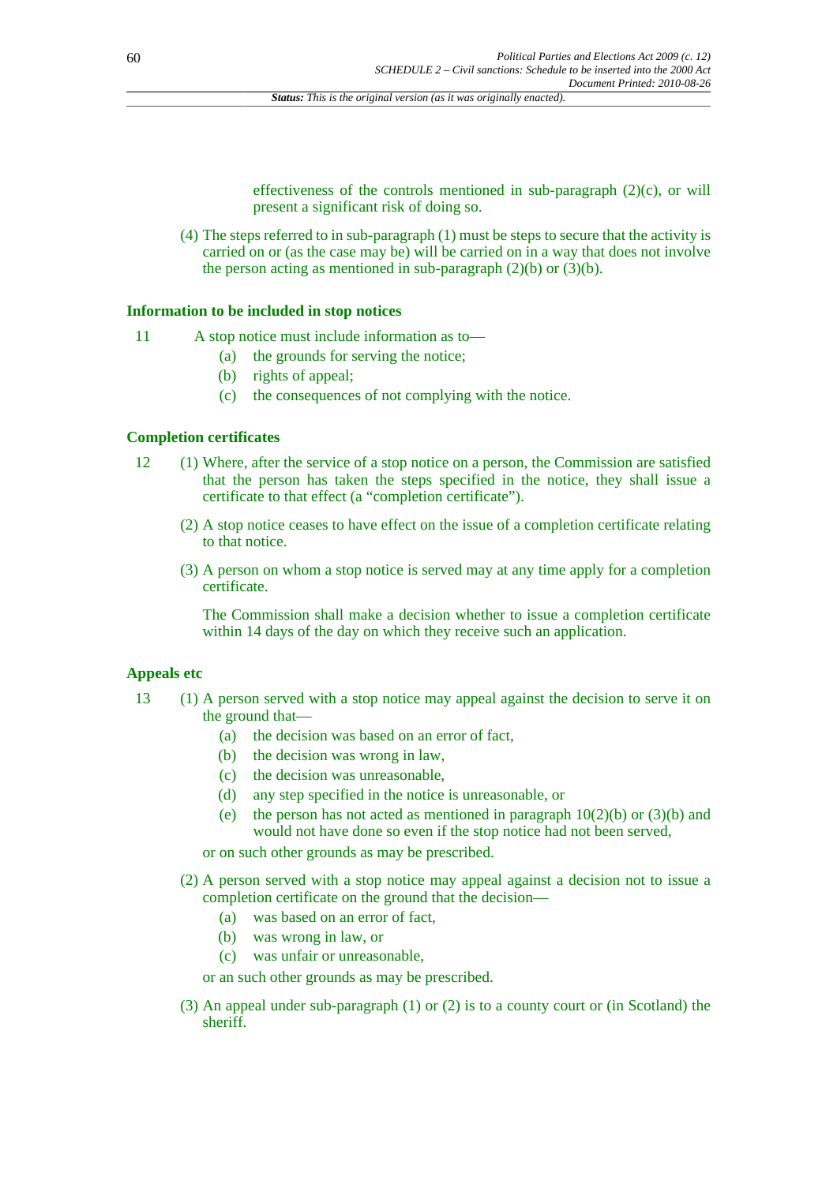effectiveness of the controls mentioned in sub-paragraph (2)(c), or will present a significant risk of doing so.

(4) The steps referred to in sub-paragraph (1) must be steps to secure that the activity is carried on or (as the case may be) will be carried on in a way that does not involve the person acting as mentioned in sub-paragraph (2)(b) or (3)(b).

### Information to be included in stop notices

11 A stop notice must include information as to—

(a) the grounds for serving the notice;

(b) rights of appeal;

(c) the consequences of not complying with the notice.

### Completion certificates

12 (1) Where, after the service of a stop notice on a person, the Commission are satisfied that the person has taken the steps specified in the notice, they shall issue a certificate to that effect (a "completion certificate").

(2) A stop notice ceases to have effect on the issue of a completion certificate relating to that notice.

(3) A person on whom a stop notice is served may at any time apply for a completion certificate.

The Commission shall make a decision whether to issue a completion certificate within 14 days of the day on which they receive such an application.

### Appeals etc

13 (1) A person served with a stop notice may appeal against the decision to serve it on the ground that—

(a) the decision was based on an error of fact,

(b) the decision was wrong in law,

(c) the decision was unreasonable,

(d) any step specified in the notice is unreasonable, or

(e) the person has not acted as mentioned in paragraph 10(2)(b) or (3)(b) and would not have done so even if the stop notice had not been served,

or on such other grounds as may be prescribed.

(2) A person served with a stop notice may appeal against a decision not to issue a completion certificate on the ground that the decision—

(a) was based on an error of fact,

(b) was wrong in law, or

(c) was unfair or unreasonable,

or an such other grounds as may be prescribed.

(3) An appeal under sub-paragraph (1) or (2) is to a county court or (in Scotland) the sheriff.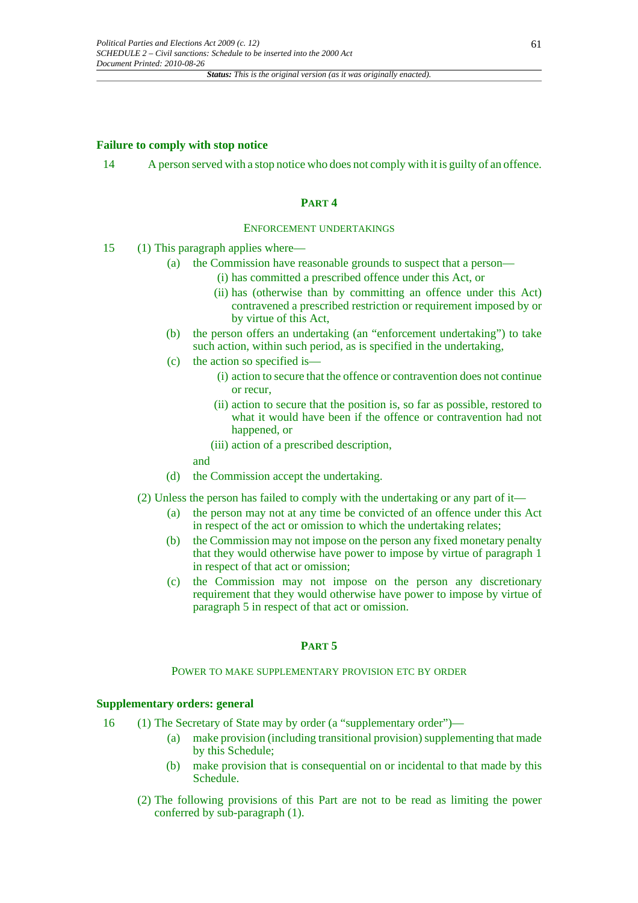### Failure to comply with stop notice

14 A person served with a stop notice who does not comply with it is guilty of an offence.

## PART 4

### ENFORCEMENT UNDERTAKINGS

15 (1) This paragraph applies where—

(a) the Commission have reasonable grounds to suspect that a person—

(i) has committed a prescribed offence under this Act, or

(ii) has (otherwise than by committing an offence under this Act) contravened a prescribed restriction or requirement imposed by or by virtue of this Act,

(b) the person offers an undertaking (an "enforcement undertaking") to take such action, within such period, as is specified in the undertaking,

(c) the action so specified is—

(i) action to secure that the offence or contravention does not continue or recur,

(ii) action to secure that the position is, so far as possible, restored to what it would have been if the offence or contravention had not happened, or

(iii) action of a prescribed description,

and

(d) the Commission accept the undertaking.

(2) Unless the person has failed to comply with the undertaking or any part of it—

(a) the person may not at any time be convicted of an offence under this Act in respect of the act or omission to which the undertaking relates;

(b) the Commission may not impose on the person any fixed monetary penalty that they would otherwise have power to impose by virtue of paragraph 1 in respect of that act or omission;

(c) the Commission may not impose on the person any discretionary requirement that they would otherwise have power to impose by virtue of paragraph 5 in respect of that act or omission.

## PART 5

### POWER TO MAKE SUPPLEMENTARY PROVISION ETC BY ORDER

### Supplementary orders: general

16 (1) The Secretary of State may by order (a "supplementary order")—

(a) make provision (including transitional provision) supplementing that made by this Schedule;

(b) make provision that is consequential on or incidental to that made by this Schedule.

(2) The following provisions of this Part are not to be read as limiting the power conferred by sub-paragraph (1).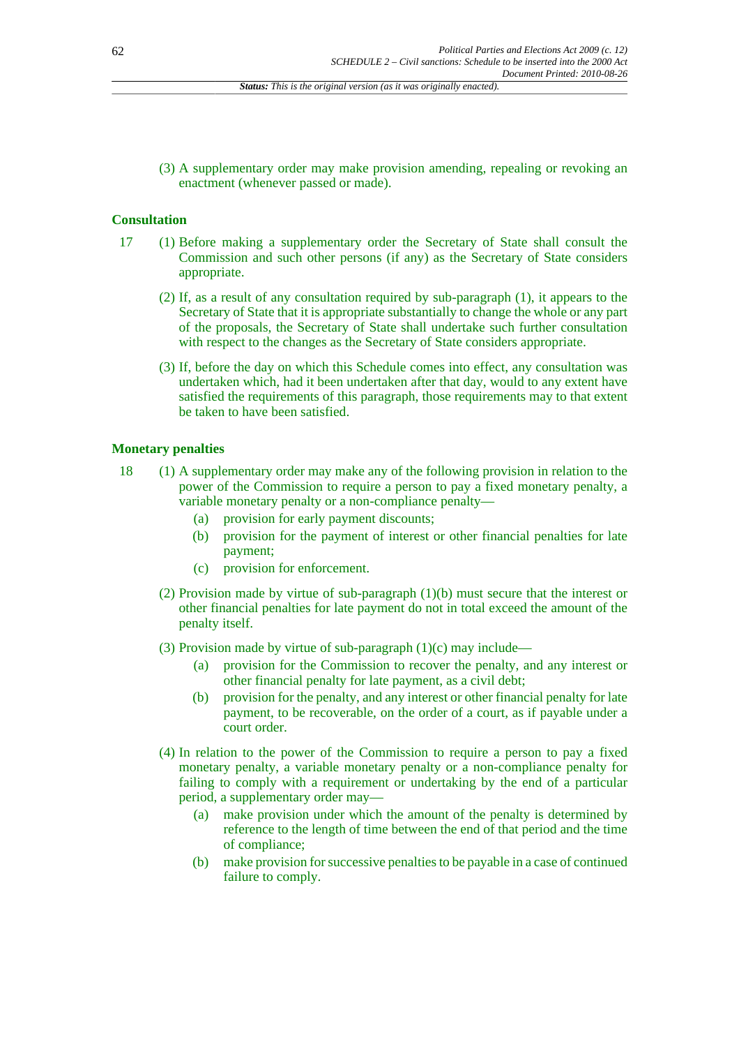(3) A supplementary order may make provision amending, repealing or revoking an enactment (whenever passed or made).

### Consultation

17 (1) Before making a supplementary order the Secretary of State shall consult the Commission and such other persons (if any) as the Secretary of State considers appropriate.

(2) If, as a result of any consultation required by sub-paragraph (1), it appears to the Secretary of State that it is appropriate substantially to change the whole or any part of the proposals, the Secretary of State shall undertake such further consultation with respect to the changes as the Secretary of State considers appropriate.

(3) If, before the day on which this Schedule comes into effect, any consultation was undertaken which, had it been undertaken after that day, would to any extent have satisfied the requirements of this paragraph, those requirements may to that extent be taken to have been satisfied.

### Monetary penalties

18 (1) A supplementary order may make any of the following provision in relation to the power of the Commission to require a person to pay a fixed monetary penalty, a variable monetary penalty or a non-compliance penalty—

- (a) provision for early payment discounts;
- (b) provision for the payment of interest or other financial penalties for late payment;
- (c) provision for enforcement.

(2) Provision made by virtue of sub-paragraph (1)(b) must secure that the interest or other financial penalties for late payment do not in total exceed the amount of the penalty itself.

(3) Provision made by virtue of sub-paragraph (1)(c) may include—

- (a) provision for the Commission to recover the penalty, and any interest or other financial penalty for late payment, as a civil debt;
- (b) provision for the penalty, and any interest or other financial penalty for late payment, to be recoverable, on the order of a court, as if payable under a court order.

(4) In relation to the power of the Commission to require a person to pay a fixed monetary penalty, a variable monetary penalty or a non-compliance penalty for failing to comply with a requirement or undertaking by the end of a particular period, a supplementary order may—

- (a) make provision under which the amount of the penalty is determined by reference to the length of time between the end of that period and the time of compliance;
- (b) make provision for successive penalties to be payable in a case of continued failure to comply.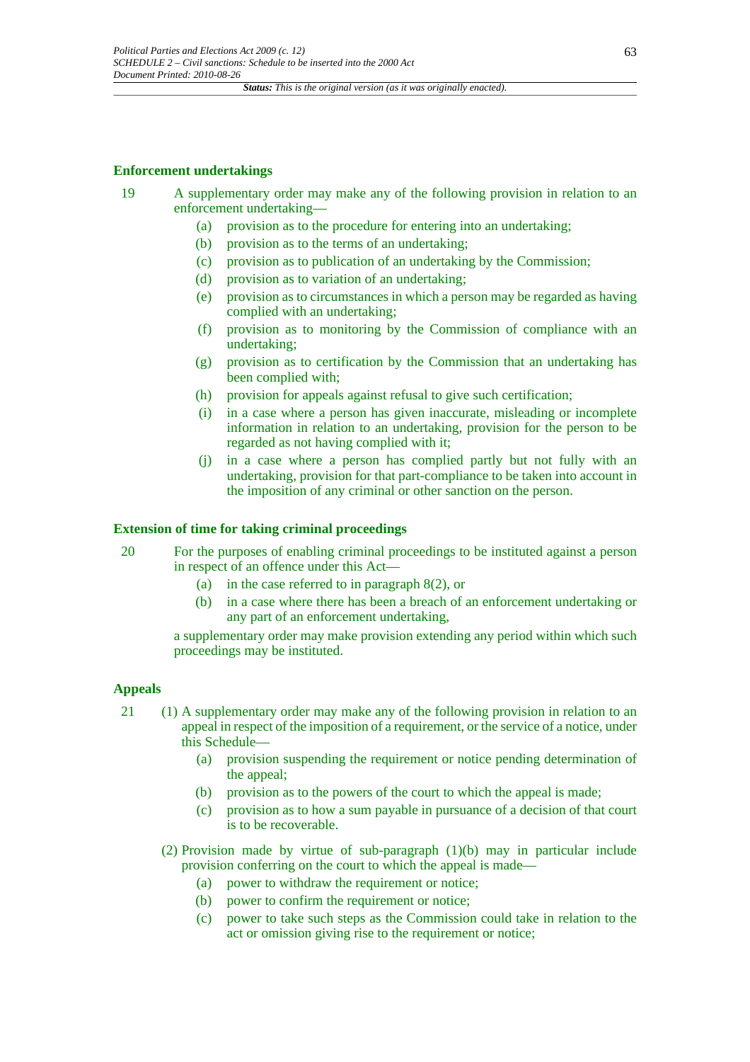### Enforcement undertakings

19 A supplementary order may make any of the following provision in relation to an enforcement undertaking—

(a) provision as to the procedure for entering into an undertaking;

(b) provision as to the terms of an undertaking;

(c) provision as to publication of an undertaking by the Commission;

(d) provision as to variation of an undertaking;

(e) provision as to circumstances in which a person may be regarded as having complied with an undertaking;

(f) provision as to monitoring by the Commission of compliance with an undertaking;

(g) provision as to certification by the Commission that an undertaking has been complied with;

(h) provision for appeals against refusal to give such certification;

(i) in a case where a person has given inaccurate, misleading or incomplete information in relation to an undertaking, provision for the person to be regarded as not having complied with it;

(j) in a case where a person has complied partly but not fully with an undertaking, provision for that part-compliance to be taken into account in the imposition of any criminal or other sanction on the person.

### Extension of time for taking criminal proceedings

20 For the purposes of enabling criminal proceedings to be instituted against a person in respect of an offence under this Act—

(a) in the case referred to in paragraph 8(2), or

(b) in a case where there has been a breach of an enforcement undertaking or any part of an enforcement undertaking,

a supplementary order may make provision extending any period within which such proceedings may be instituted.

### Appeals

21 (1) A supplementary order may make any of the following provision in relation to an appeal in respect of the imposition of a requirement, or the service of a notice, under this Schedule—

(a) provision suspending the requirement or notice pending determination of the appeal;

(b) provision as to the powers of the court to which the appeal is made;

(c) provision as to how a sum payable in pursuance of a decision of that court is to be recoverable.

(2) Provision made by virtue of sub-paragraph (1)(b) may in particular include provision conferring on the court to which the appeal is made—

(a) power to withdraw the requirement or notice;

(b) power to confirm the requirement or notice;

(c) power to take such steps as the Commission could take in relation to the act or omission giving rise to the requirement or notice;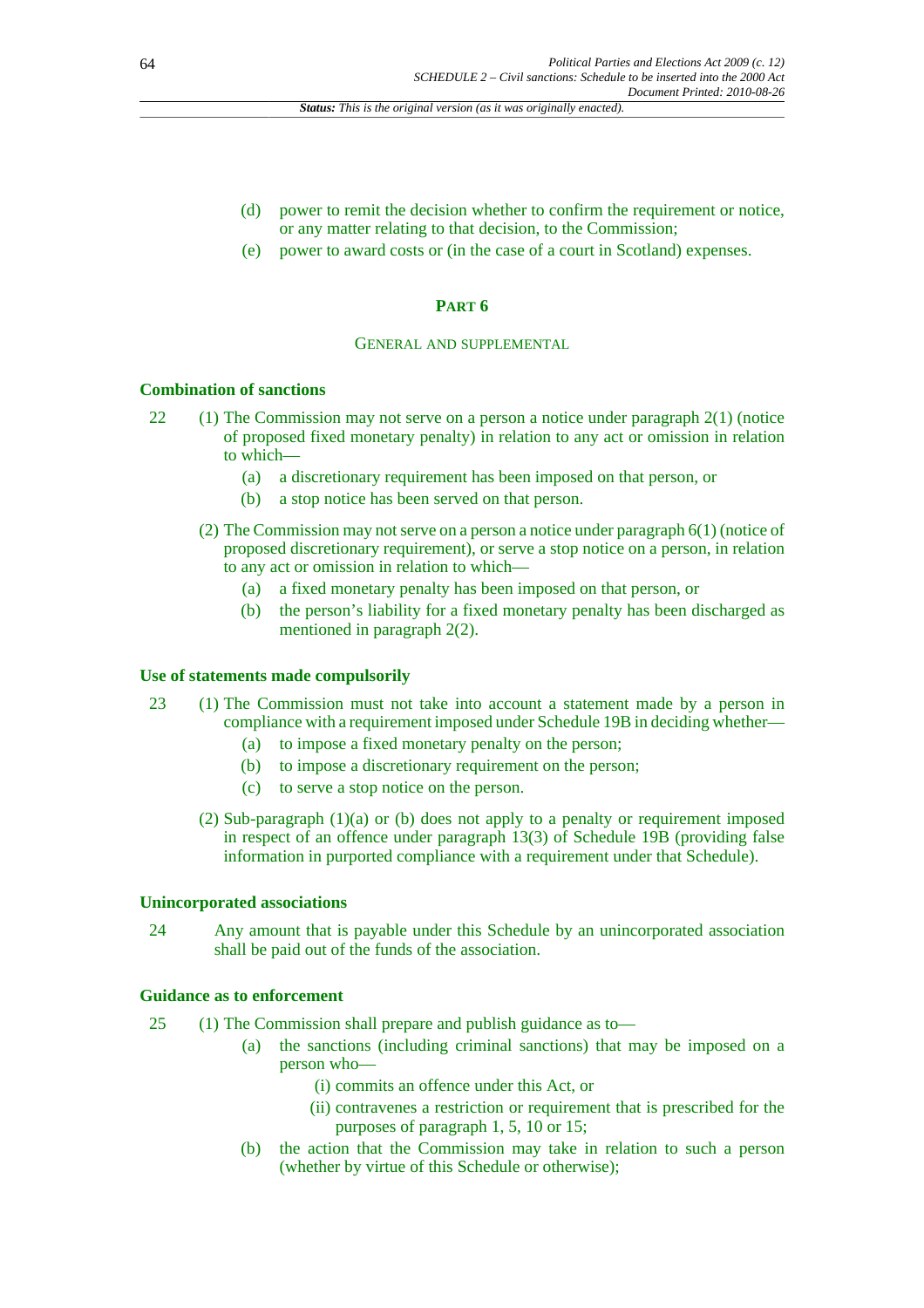(d) power to remit the decision whether to confirm the requirement or notice, or any matter relating to that decision, to the Commission;

(e) power to award costs or (in the case of a court in Scotland) expenses.

## PART 6

### GENERAL AND SUPPLEMENTAL

#### Combination of sanctions

22 (1) The Commission may not serve on a person a notice under paragraph 2(1) (notice of proposed fixed monetary penalty) in relation to any act or omission in relation to which—

(a) a discretionary requirement has been imposed on that person, or

(b) a stop notice has been served on that person.

(2) The Commission may not serve on a person a notice under paragraph 6(1) (notice of proposed discretionary requirement), or serve a stop notice on a person, in relation to any act or omission in relation to which—

(a) a fixed monetary penalty has been imposed on that person, or

(b) the person's liability for a fixed monetary penalty has been discharged as mentioned in paragraph 2(2).

#### Use of statements made compulsorily

23 (1) The Commission must not take into account a statement made by a person in compliance with a requirement imposed under Schedule 19B in deciding whether—

(a) to impose a fixed monetary penalty on the person;

(b) to impose a discretionary requirement on the person;

(c) to serve a stop notice on the person.

(2) Sub-paragraph (1)(a) or (b) does not apply to a penalty or requirement imposed in respect of an offence under paragraph 13(3) of Schedule 19B (providing false information in purported compliance with a requirement under that Schedule).

#### Unincorporated associations

24 Any amount that is payable under this Schedule by an unincorporated association shall be paid out of the funds of the association.

#### Guidance as to enforcement

25 (1) The Commission shall prepare and publish guidance as to—

(a) the sanctions (including criminal sanctions) that may be imposed on a person who—

(i) commits an offence under this Act, or

(ii) contravenes a restriction or requirement that is prescribed for the purposes of paragraph 1, 5, 10 or 15;

(b) the action that the Commission may take in relation to such a person (whether by virtue of this Schedule or otherwise);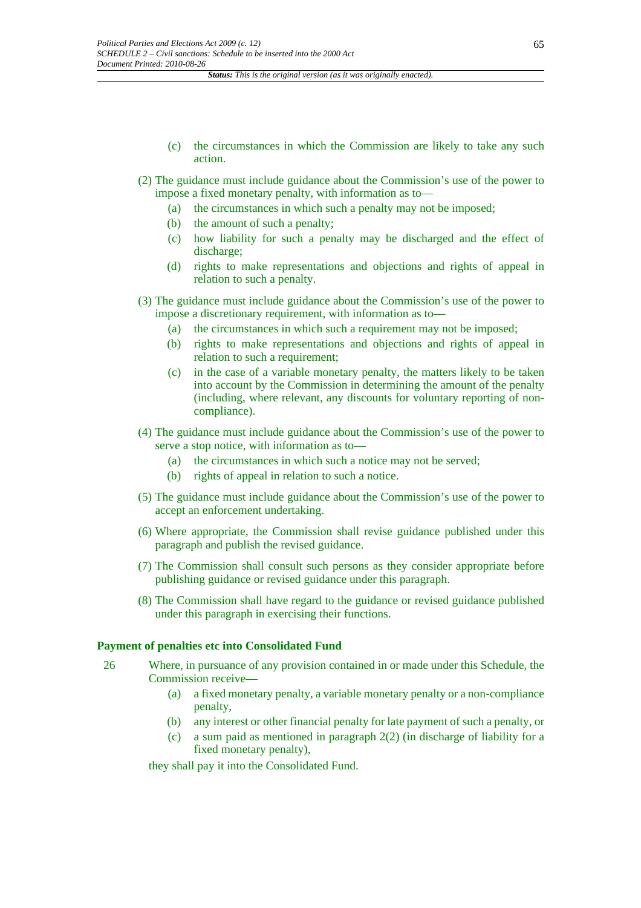(c) the circumstances in which the Commission are likely to take any such action.

(2) The guidance must include guidance about the Commission's use of the power to impose a fixed monetary penalty, with information as to—

(a) the circumstances in which such a penalty may not be imposed;

(b) the amount of such a penalty;

(c) how liability for such a penalty may be discharged and the effect of discharge;

(d) rights to make representations and objections and rights of appeal in relation to such a penalty.

(3) The guidance must include guidance about the Commission's use of the power to impose a discretionary requirement, with information as to—

(a) the circumstances in which such a requirement may not be imposed;

(b) rights to make representations and objections and rights of appeal in relation to such a requirement;

(c) in the case of a variable monetary penalty, the matters likely to be taken into account by the Commission in determining the amount of the penalty (including, where relevant, any discounts for voluntary reporting of non-compliance).

(4) The guidance must include guidance about the Commission's use of the power to serve a stop notice, with information as to—

(a) the circumstances in which such a notice may not be served;

(b) rights of appeal in relation to such a notice.

(5) The guidance must include guidance about the Commission's use of the power to accept an enforcement undertaking.

(6) Where appropriate, the Commission shall revise guidance published under this paragraph and publish the revised guidance.

(7) The Commission shall consult such persons as they consider appropriate before publishing guidance or revised guidance under this paragraph.

(8) The Commission shall have regard to the guidance or revised guidance published under this paragraph in exercising their functions.

**Payment of penalties etc into Consolidated Fund**

26 Where, in pursuance of any provision contained in or made under this Schedule, the Commission receive—

(a) a fixed monetary penalty, a variable monetary penalty or a non-compliance penalty,

(b) any interest or other financial penalty for late payment of such a penalty, or

(c) a sum paid as mentioned in paragraph 2(2) (in discharge of liability for a fixed monetary penalty),

they shall pay it into the Consolidated Fund.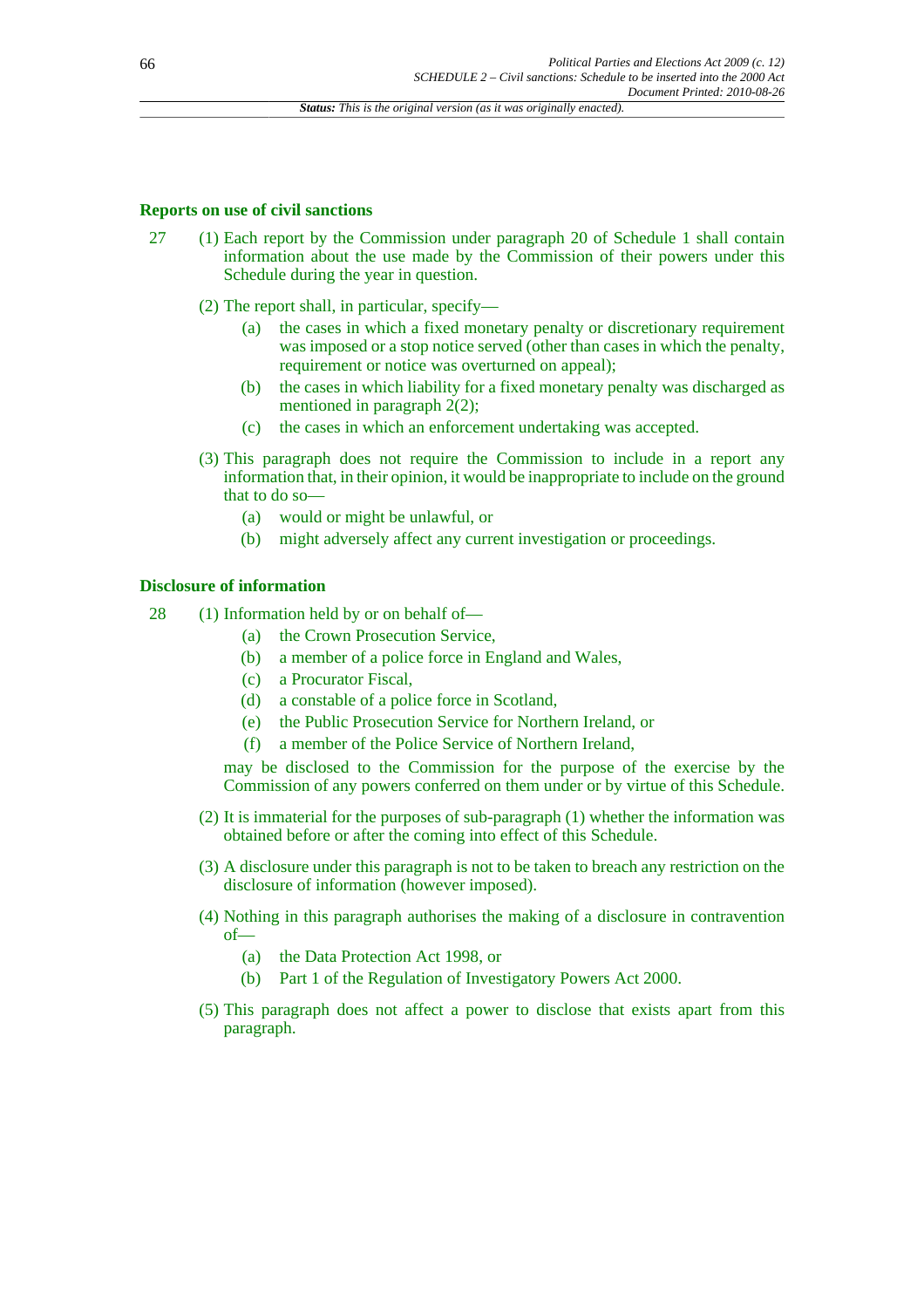### Reports on use of civil sanctions

27 (1) Each report by the Commission under paragraph 20 of Schedule 1 shall contain information about the use made by the Commission of their powers under this Schedule during the year in question.

(2) The report shall, in particular, specify—

- (a) the cases in which a fixed monetary penalty or discretionary requirement was imposed or a stop notice served (other than cases in which the penalty, requirement or notice was overturned on appeal);
- (b) the cases in which liability for a fixed monetary penalty was discharged as mentioned in paragraph 2(2);
- (c) the cases in which an enforcement undertaking was accepted.

(3) This paragraph does not require the Commission to include in a report any information that, in their opinion, it would be inappropriate to include on the ground that to do so—

- (a) would or might be unlawful, or
- (b) might adversely affect any current investigation or proceedings.

### Disclosure of information

28 (1) Information held by or on behalf of—

- (a) the Crown Prosecution Service,
- (b) a member of a police force in England and Wales,
- (c) a Procurator Fiscal,
- (d) a constable of a police force in Scotland,
- (e) the Public Prosecution Service for Northern Ireland, or
- (f) a member of the Police Service of Northern Ireland,

may be disclosed to the Commission for the purpose of the exercise by the Commission of any powers conferred on them under or by virtue of this Schedule.

(2) It is immaterial for the purposes of sub-paragraph (1) whether the information was obtained before or after the coming into effect of this Schedule.

(3) A disclosure under this paragraph is not to be taken to breach any restriction on the disclosure of information (however imposed).

(4) Nothing in this paragraph authorises the making of a disclosure in contravention of—

- (a) the Data Protection Act 1998, or
- (b) Part 1 of the Regulation of Investigatory Powers Act 2000.

(5) This paragraph does not affect a power to disclose that exists apart from this paragraph.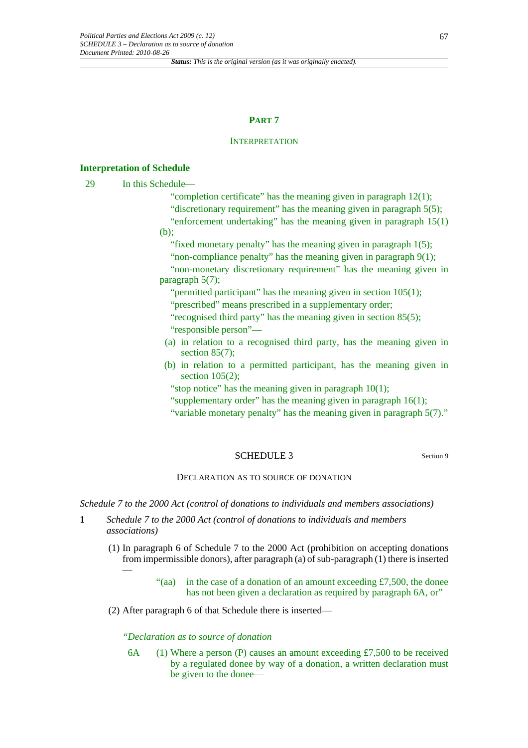## PART 7

### INTERPRETATION

**Interpretation of Schedule**

29 In this Schedule—

"completion certificate" has the meaning given in paragraph 12(1);

"discretionary requirement" has the meaning given in paragraph 5(5);

"enforcement undertaking" has the meaning given in paragraph 15(1)(b);

"fixed monetary penalty" has the meaning given in paragraph 1(5);

"non-compliance penalty" has the meaning given in paragraph 9(1);

"non-monetary discretionary requirement" has the meaning given in paragraph 5(7);

"permitted participant" has the meaning given in section 105(1);

"prescribed" means prescribed in a supplementary order;

"recognised third party" has the meaning given in section 85(5);

"responsible person"—

(a) in relation to a recognised third party, has the meaning given in section 85(7);

(b) in relation to a permitted participant, has the meaning given in section 105(2);

"stop notice" has the meaning given in paragraph 10(1);

"supplementary order" has the meaning given in paragraph 16(1);

"variable monetary penalty" has the meaning given in paragraph 5(7)."

## SCHEDULE 3

Section 9

### DECLARATION AS TO SOURCE OF DONATION

*Schedule 7 to the 2000 Act (control of donations to individuals and members associations)*

**1** *Schedule 7 to the 2000 Act (control of donations to individuals and members associations)*

(1) In paragraph 6 of Schedule 7 to the 2000 Act (prohibition on accepting donations from impermissible donors), after paragraph (a) of sub-paragraph (1) there is inserted—

"(aa) in the case of a donation of an amount exceeding £7,500, the donee has not been given a declaration as required by paragraph 6A, or"

(2) After paragraph 6 of that Schedule there is inserted—

*"Declaration as to source of donation*

6A (1) Where a person (P) causes an amount exceeding £7,500 to be received by a regulated donee by way of a donation, a written declaration must be given to the donee—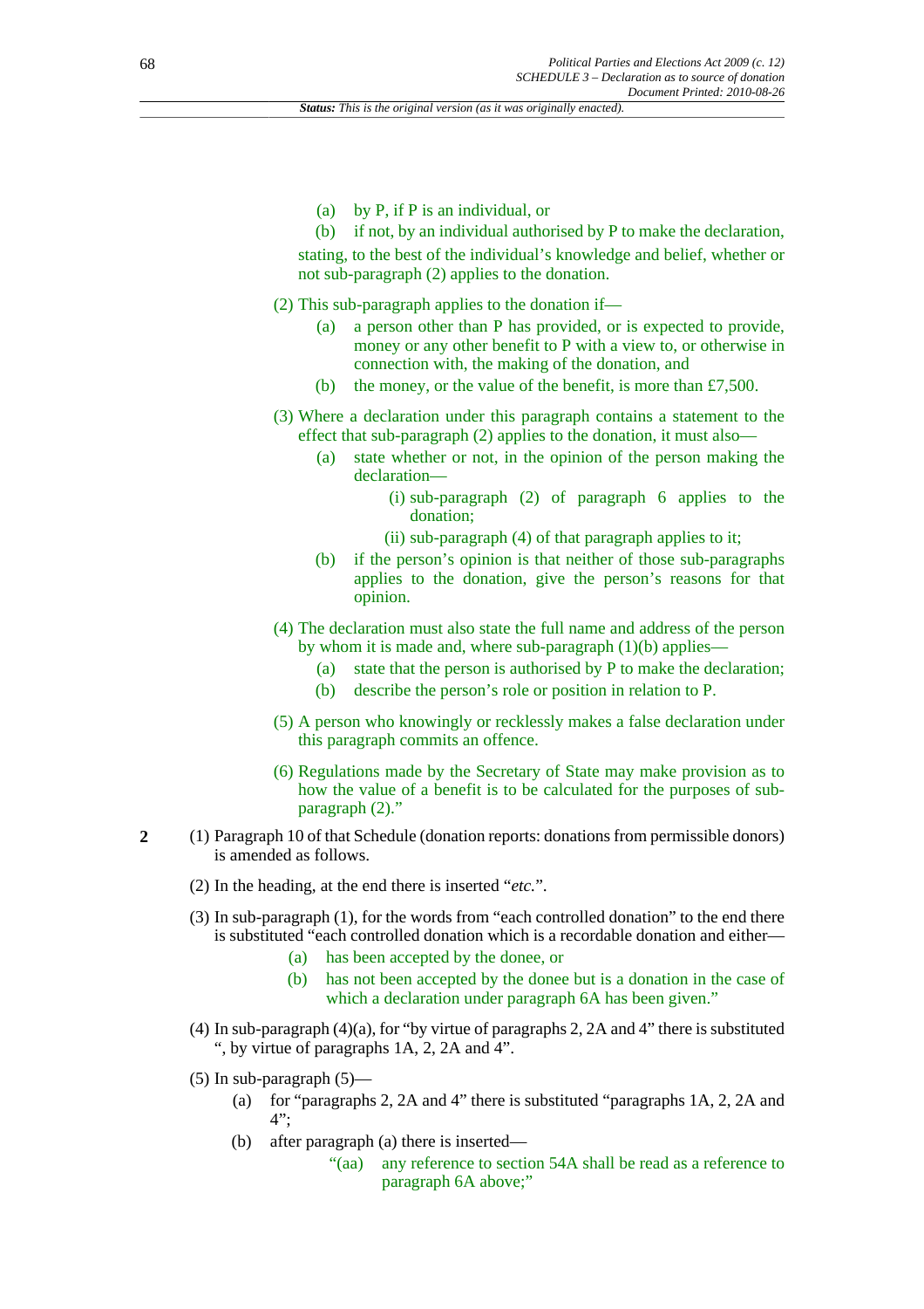(a) by P, if P is an individual, or

(b) if not, by an individual authorised by P to make the declaration,

stating, to the best of the individual's knowledge and belief, whether or not sub-paragraph (2) applies to the donation.

(2) This sub-paragraph applies to the donation if—

(a) a person other than P has provided, or is expected to provide, money or any other benefit to P with a view to, or otherwise in connection with, the making of the donation, and

(b) the money, or the value of the benefit, is more than £7,500.

(3) Where a declaration under this paragraph contains a statement to the effect that sub-paragraph (2) applies to the donation, it must also—

(a) state whether or not, in the opinion of the person making the declaration—

(i) sub-paragraph (2) of paragraph 6 applies to the donation;

(ii) sub-paragraph (4) of that paragraph applies to it;

(b) if the person's opinion is that neither of those sub-paragraphs applies to the donation, give the person's reasons for that opinion.

(4) The declaration must also state the full name and address of the person by whom it is made and, where sub-paragraph (1)(b) applies—

(a) state that the person is authorised by P to make the declaration;

(b) describe the person's role or position in relation to P.

(5) A person who knowingly or recklessly makes a false declaration under this paragraph commits an offence.

(6) Regulations made by the Secretary of State may make provision as to how the value of a benefit is to be calculated for the purposes of sub-paragraph (2)."

**2** (1) Paragraph 10 of that Schedule (donation reports: donations from permissible donors) is amended as follows.

(2) In the heading, at the end there is inserted "*etc.*".

(3) In sub-paragraph (1), for the words from "each controlled donation" to the end there is substituted "each controlled donation which is a recordable donation and either—

(a) has been accepted by the donee, or

(b) has not been accepted by the donee but is a donation in the case of which a declaration under paragraph 6A has been given."

(4) In sub-paragraph (4)(a), for "by virtue of paragraphs 2, 2A and 4" there is substituted ", by virtue of paragraphs 1A, 2, 2A and 4".

(5) In sub-paragraph (5)—

(a) for "paragraphs 2, 2A and 4" there is substituted "paragraphs 1A, 2, 2A and 4";

(b) after paragraph (a) there is inserted—

"(aa) any reference to section 54A shall be read as a reference to paragraph 6A above;"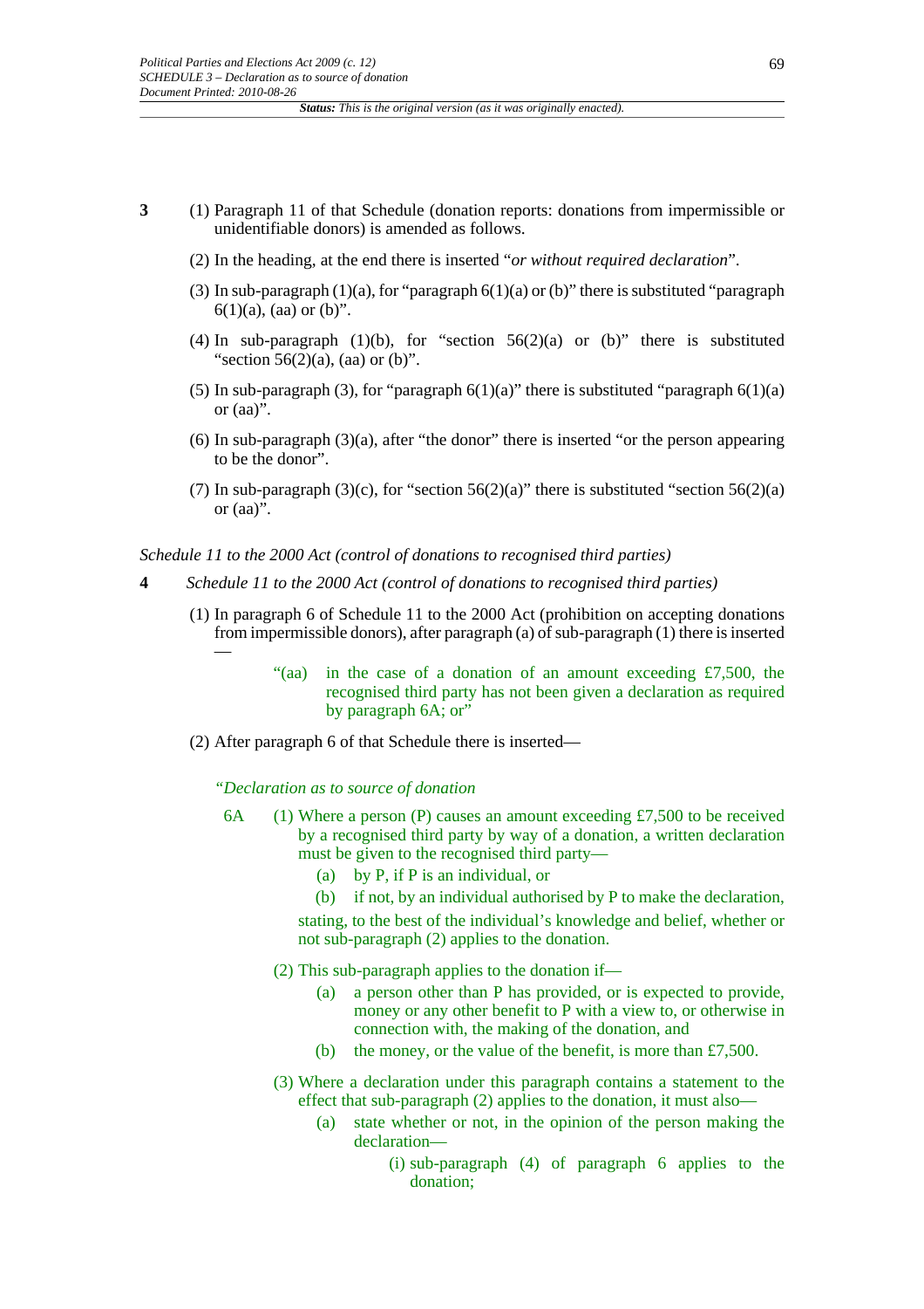**3** (1) Paragraph 11 of that Schedule (donation reports: donations from impermissible or unidentifiable donors) is amended as follows.

(2) In the heading, at the end there is inserted "*or without required declaration*".

(3) In sub-paragraph (1)(a), for "paragraph 6(1)(a) or (b)" there is substituted "paragraph 6(1)(a), (aa) or (b)".

(4) In sub-paragraph (1)(b), for "section 56(2)(a) or (b)" there is substituted "section 56(2)(a), (aa) or (b)".

(5) In sub-paragraph (3), for "paragraph 6(1)(a)" there is substituted "paragraph 6(1)(a) or (aa)".

(6) In sub-paragraph (3)(a), after "the donor" there is inserted "or the person appearing to be the donor".

(7) In sub-paragraph (3)(c), for "section 56(2)(a)" there is substituted "section 56(2)(a) or (aa)".

*Schedule 11 to the 2000 Act (control of donations to recognised third parties)*

**4** *Schedule 11 to the 2000 Act (control of donations to recognised third parties)*

(1) In paragraph 6 of Schedule 11 to the 2000 Act (prohibition on accepting donations from impermissible donors), after paragraph (a) of sub-paragraph (1) there is inserted —

> "(aa) in the case of a donation of an amount exceeding £7,500, the recognised third party has not been given a declaration as required by paragraph 6A; or"

(2) After paragraph 6 of that Schedule there is inserted—

> *"Declaration as to source of donation*
>
> 6A (1) Where a person (P) causes an amount exceeding £7,500 to be received by a recognised third party by way of a donation, a written declaration must be given to the recognised third party—
>
> (a) by P, if P is an individual, or
>
> (b) if not, by an individual authorised by P to make the declaration,
>
> stating, to the best of the individual's knowledge and belief, whether or not sub-paragraph (2) applies to the donation.
>
> (2) This sub-paragraph applies to the donation if—
>
> (a) a person other than P has provided, or is expected to provide, money or any other benefit to P with a view to, or otherwise in connection with, the making of the donation, and
>
> (b) the money, or the value of the benefit, is more than £7,500.
>
> (3) Where a declaration under this paragraph contains a statement to the effect that sub-paragraph (2) applies to the donation, it must also—
>
> (a) state whether or not, in the opinion of the person making the declaration—
>
> (i) sub-paragraph (4) of paragraph 6 applies to the donation;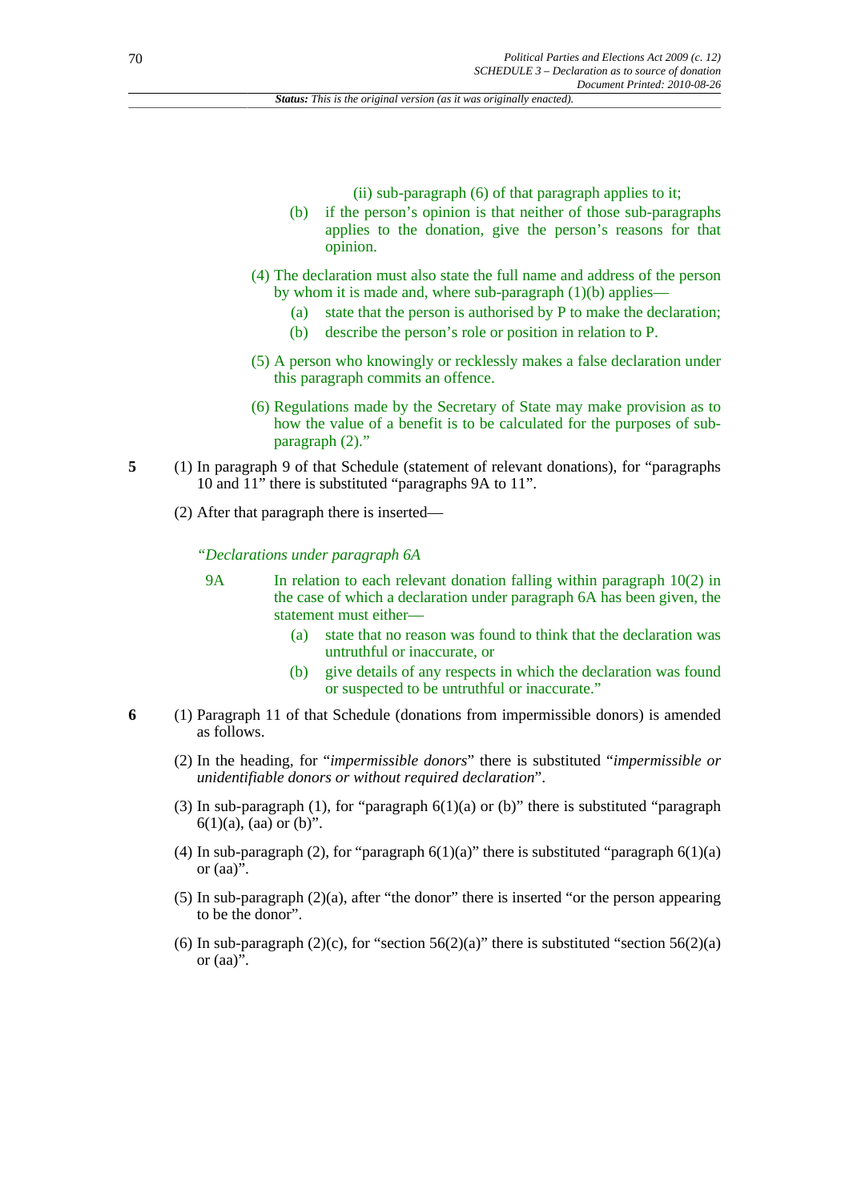(ii) sub-paragraph (6) of that paragraph applies to it;

(b) if the person's opinion is that neither of those sub-paragraphs applies to the donation, give the person's reasons for that opinion.

(4) The declaration must also state the full name and address of the person by whom it is made and, where sub-paragraph (1)(b) applies—

(a) state that the person is authorised by P to make the declaration;

(b) describe the person's role or position in relation to P.

(5) A person who knowingly or recklessly makes a false declaration under this paragraph commits an offence.

(6) Regulations made by the Secretary of State may make provision as to how the value of a benefit is to be calculated for the purposes of sub-paragraph (2)."

**5** (1) In paragraph 9 of that Schedule (statement of relevant donations), for "paragraphs 10 and 11" there is substituted "paragraphs 9A to 11".

(2) After that paragraph there is inserted—

*"Declarations under paragraph 6A*

9A In relation to each relevant donation falling within paragraph 10(2) in the case of which a declaration under paragraph 6A has been given, the statement must either—

(a) state that no reason was found to think that the declaration was untruthful or inaccurate, or

(b) give details of any respects in which the declaration was found or suspected to be untruthful or inaccurate."

**6** (1) Paragraph 11 of that Schedule (donations from impermissible donors) is amended as follows.

(2) In the heading, for "*impermissible donors*" there is substituted "*impermissible or unidentifiable donors or without required declaration*".

(3) In sub-paragraph (1), for "paragraph 6(1)(a) or (b)" there is substituted "paragraph 6(1)(a), (aa) or (b)".

(4) In sub-paragraph (2), for "paragraph 6(1)(a)" there is substituted "paragraph 6(1)(a) or (aa)".

(5) In sub-paragraph (2)(a), after "the donor" there is inserted "or the person appearing to be the donor".

(6) In sub-paragraph (2)(c), for "section 56(2)(a)" there is substituted "section 56(2)(a) or (aa)".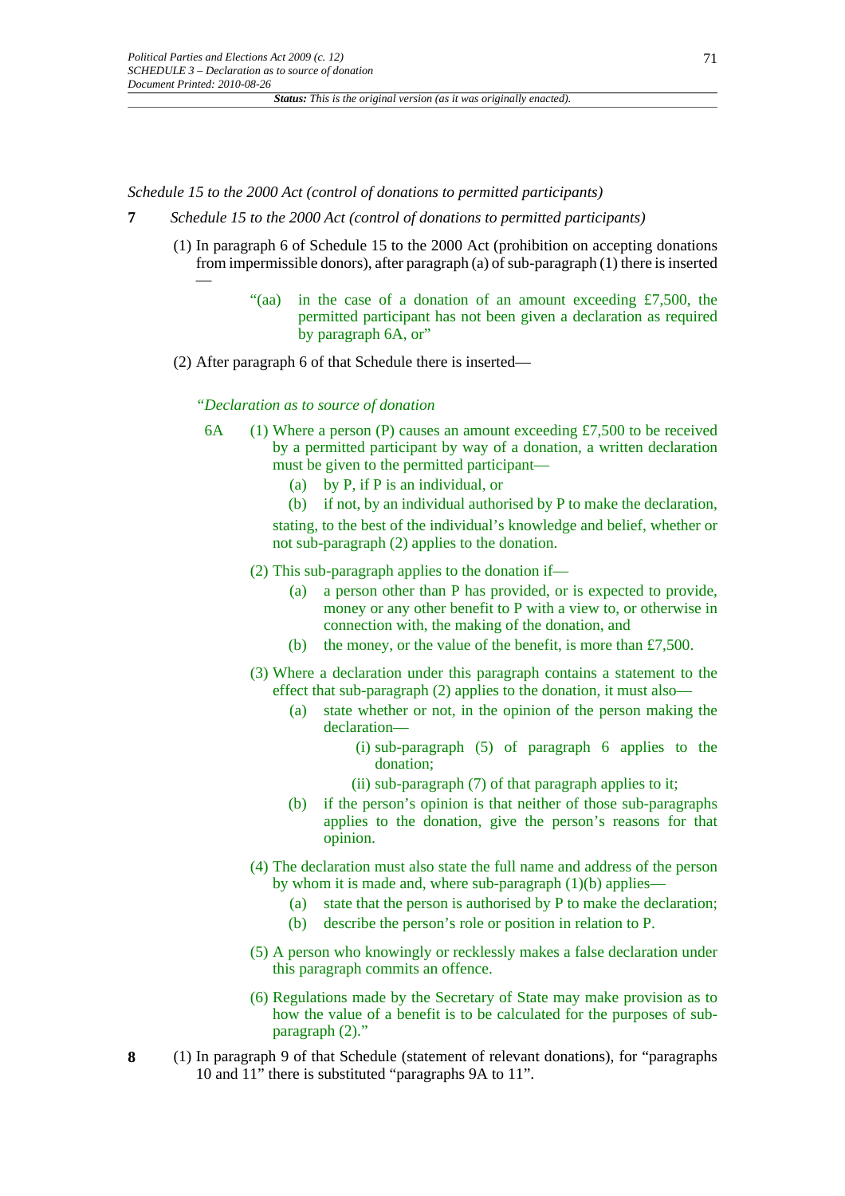*Schedule 15 to the 2000 Act (control of donations to permitted participants)*

**7** *Schedule 15 to the 2000 Act (control of donations to permitted participants)*

(1) In paragraph 6 of Schedule 15 to the 2000 Act (prohibition on accepting donations from impermissible donors), after paragraph (a) of sub-paragraph (1) there is inserted —

"(aa) in the case of a donation of an amount exceeding £7,500, the permitted participant has not been given a declaration as required by paragraph 6A, or"

(2) After paragraph 6 of that Schedule there is inserted—

*"Declaration as to source of donation*

6A (1) Where a person (P) causes an amount exceeding £7,500 to be received by a permitted participant by way of a donation, a written declaration must be given to the permitted participant—

(a) by P, if P is an individual, or

(b) if not, by an individual authorised by P to make the declaration,

stating, to the best of the individual's knowledge and belief, whether or not sub-paragraph (2) applies to the donation.

(2) This sub-paragraph applies to the donation if—

(a) a person other than P has provided, or is expected to provide, money or any other benefit to P with a view to, or otherwise in connection with, the making of the donation, and

(b) the money, or the value of the benefit, is more than £7,500.

(3) Where a declaration under this paragraph contains a statement to the effect that sub-paragraph (2) applies to the donation, it must also—

(a) state whether or not, in the opinion of the person making the declaration—

(i) sub-paragraph (5) of paragraph 6 applies to the donation;

(ii) sub-paragraph (7) of that paragraph applies to it;

(b) if the person's opinion is that neither of those sub-paragraphs applies to the donation, give the person's reasons for that opinion.

(4) The declaration must also state the full name and address of the person by whom it is made and, where sub-paragraph (1)(b) applies—

(a) state that the person is authorised by P to make the declaration;

(b) describe the person's role or position in relation to P.

(5) A person who knowingly or recklessly makes a false declaration under this paragraph commits an offence.

(6) Regulations made by the Secretary of State may make provision as to how the value of a benefit is to be calculated for the purposes of sub-paragraph (2)."

**8** (1) In paragraph 9 of that Schedule (statement of relevant donations), for "paragraphs 10 and 11" there is substituted "paragraphs 9A to 11".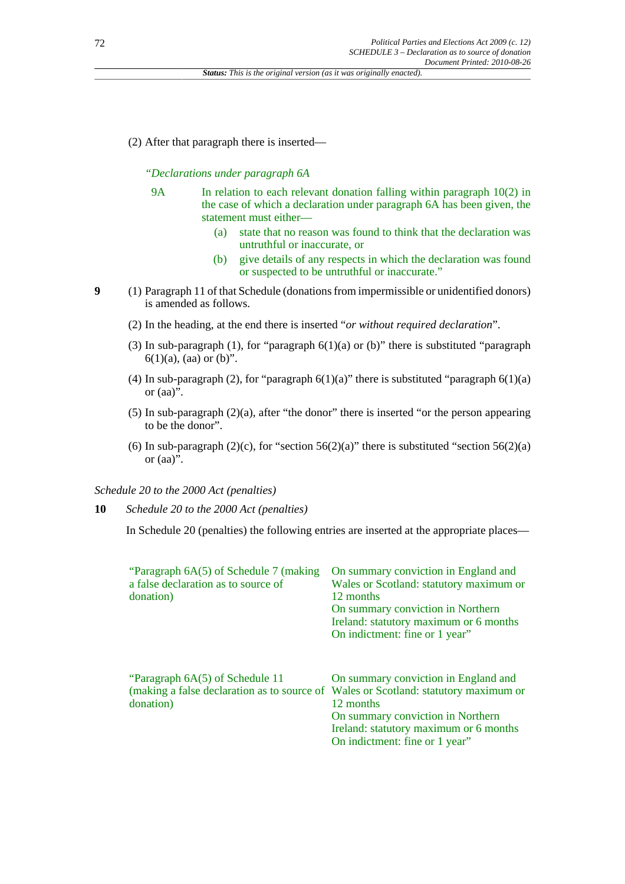(2) After that paragraph there is inserted—

*"Declarations under paragraph 6A*

9A In relation to each relevant donation falling within paragraph 10(2) in the case of which a declaration under paragraph 6A has been given, the statement must either—

(a) state that no reason was found to think that the declaration was untruthful or inaccurate, or

(b) give details of any respects in which the declaration was found or suspected to be untruthful or inaccurate."

**9** (1) Paragraph 11 of that Schedule (donations from impermissible or unidentified donors) is amended as follows.

(2) In the heading, at the end there is inserted "*or without required declaration*".

(3) In sub-paragraph (1), for "paragraph 6(1)(a) or (b)" there is substituted "paragraph 6(1)(a), (aa) or (b)".

(4) In sub-paragraph (2), for "paragraph 6(1)(a)" there is substituted "paragraph 6(1)(a) or (aa)".

(5) In sub-paragraph (2)(a), after "the donor" there is inserted "or the person appearing to be the donor".

(6) In sub-paragraph (2)(c), for "section 56(2)(a)" there is substituted "section 56(2)(a) or (aa)".

*Schedule 20 to the 2000 Act (penalties)*

**10** *Schedule 20 to the 2000 Act (penalties)*

In Schedule 20 (penalties) the following entries are inserted at the appropriate places—

| | |
|---|---|
| "Paragraph 6A(5) of Schedule 7 (making a false declaration as to source of donation) | On summary conviction in England and Wales or Scotland: statutory maximum or 12 months<br>On summary conviction in Northern Ireland: statutory maximum or 6 months<br>On indictment: fine or 1 year" |
| "Paragraph 6A(5) of Schedule 11 (making a false declaration as to source of donation) | On summary conviction in England and Wales or Scotland: statutory maximum or 12 months<br>On summary conviction in Northern Ireland: statutory maximum or 6 months<br>On indictment: fine or 1 year" |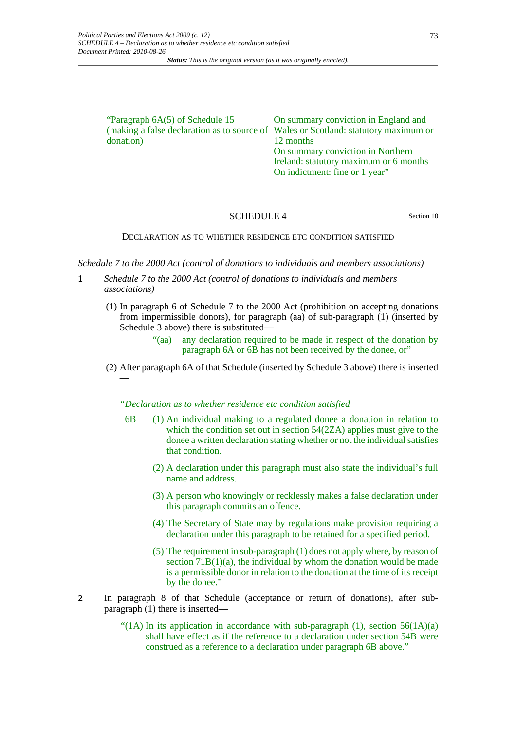| | |
|---|---|
| "Paragraph 6A(5) of Schedule 15 (making a false declaration as to source of donation) | On summary conviction in England and Wales or Scotland: statutory maximum or 12 months<br>On summary conviction in Northern Ireland: statutory maximum or 6 months<br>On indictment: fine or 1 year" |

## SCHEDULE 4

Section 10

### DECLARATION AS TO WHETHER RESIDENCE ETC CONDITION SATISFIED

*Schedule 7 to the 2000 Act (control of donations to individuals and members associations)*

**1** *Schedule 7 to the 2000 Act (control of donations to individuals and members associations)*

(1) In paragraph 6 of Schedule 7 to the 2000 Act (prohibition on accepting donations from impermissible donors), for paragraph (aa) of sub-paragraph (1) (inserted by Schedule 3 above) there is substituted—

"(aa) any declaration required to be made in respect of the donation by paragraph 6A or 6B has not been received by the donee, or"

(2) After paragraph 6A of that Schedule (inserted by Schedule 3 above) there is inserted —

*"Declaration as to whether residence etc condition satisfied*

6B (1) An individual making to a regulated donee a donation in relation to which the condition set out in section 54(2ZA) applies must give to the donee a written declaration stating whether or not the individual satisfies that condition.

(2) A declaration under this paragraph must also state the individual's full name and address.

(3) A person who knowingly or recklessly makes a false declaration under this paragraph commits an offence.

(4) The Secretary of State may by regulations make provision requiring a declaration under this paragraph to be retained for a specified period.

(5) The requirement in sub-paragraph (1) does not apply where, by reason of section 71B(1)(a), the individual by whom the donation would be made is a permissible donor in relation to the donation at the time of its receipt by the donee."

**2** In paragraph 8 of that Schedule (acceptance or return of donations), after sub-paragraph (1) there is inserted—

"(1A) In its application in accordance with sub-paragraph (1), section 56(1A)(a) shall have effect as if the reference to a declaration under section 54B were construed as a reference to a declaration under paragraph 6B above."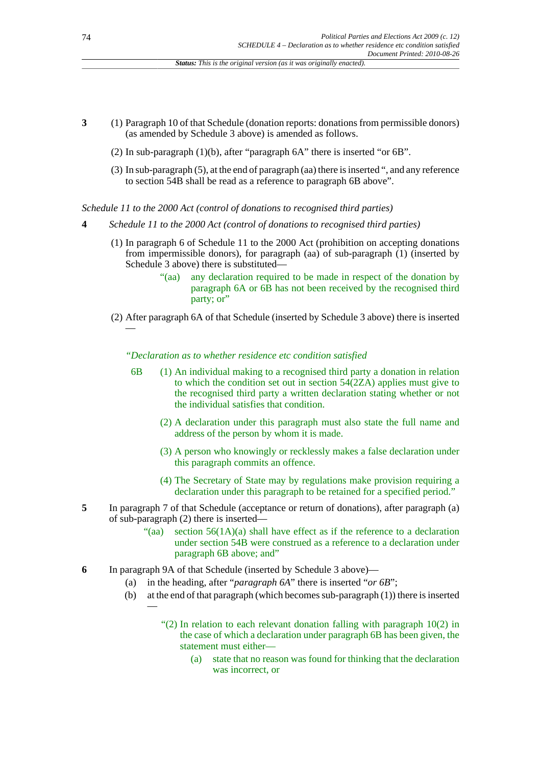3 (1) Paragraph 10 of that Schedule (donation reports: donations from permissible donors) (as amended by Schedule 3 above) is amended as follows.

(2) In sub-paragraph (1)(b), after "paragraph 6A" there is inserted "or 6B".

(3) In sub-paragraph (5), at the end of paragraph (aa) there is inserted ", and any reference to section 54B shall be read as a reference to paragraph 6B above".

*Schedule 11 to the 2000 Act (control of donations to recognised third parties)*

4 *Schedule 11 to the 2000 Act (control of donations to recognised third parties)*

(1) In paragraph 6 of Schedule 11 to the 2000 Act (prohibition on accepting donations from impermissible donors), for paragraph (aa) of sub-paragraph (1) (inserted by Schedule 3 above) there is substituted—

"(aa) any declaration required to be made in respect of the donation by paragraph 6A or 6B has not been received by the recognised third party; or"

(2) After paragraph 6A of that Schedule (inserted by Schedule 3 above) there is inserted —

*"Declaration as to whether residence etc condition satisfied*

6B (1) An individual making to a recognised third party a donation in relation to which the condition set out in section 54(2ZA) applies must give to the recognised third party a written declaration stating whether or not the individual satisfies that condition.

(2) A declaration under this paragraph must also state the full name and address of the person by whom it is made.

(3) A person who knowingly or recklessly makes a false declaration under this paragraph commits an offence.

(4) The Secretary of State may by regulations make provision requiring a declaration under this paragraph to be retained for a specified period."

5 In paragraph 7 of that Schedule (acceptance or return of donations), after paragraph (a) of sub-paragraph (2) there is inserted—

"(aa) section 56(1A)(a) shall have effect as if the reference to a declaration under section 54B were construed as a reference to a declaration under paragraph 6B above; and"

6 In paragraph 9A of that Schedule (inserted by Schedule 3 above)—

(a) in the heading, after "*paragraph 6A*" there is inserted "*or 6B*";

(b) at the end of that paragraph (which becomes sub-paragraph (1)) there is inserted —

"(2) In relation to each relevant donation falling with paragraph 10(2) in the case of which a declaration under paragraph 6B has been given, the statement must either—

(a) state that no reason was found for thinking that the declaration was incorrect, or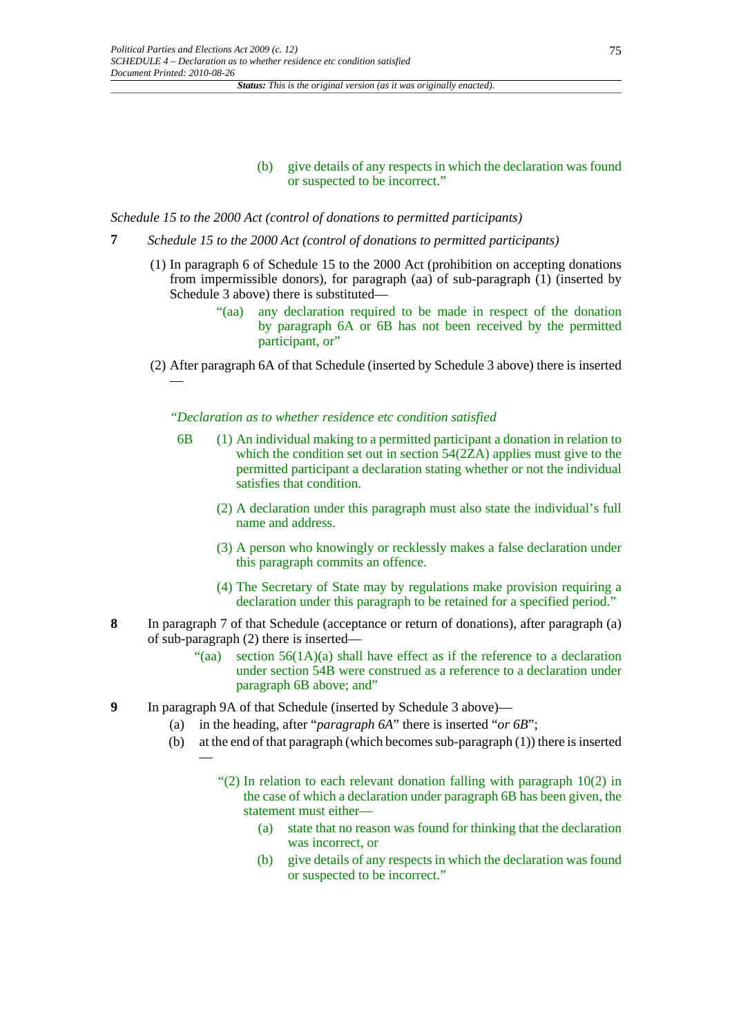(b) give details of any respects in which the declaration was found or suspected to be incorrect."

*Schedule 15 to the 2000 Act (control of donations to permitted participants)*

**7** *Schedule 15 to the 2000 Act (control of donations to permitted participants)*

(1) In paragraph 6 of Schedule 15 to the 2000 Act (prohibition on accepting donations from impermissible donors), for paragraph (aa) of sub-paragraph (1) (inserted by Schedule 3 above) there is substituted—

"(aa) any declaration required to be made in respect of the donation by paragraph 6A or 6B has not been received by the permitted participant, or"

(2) After paragraph 6A of that Schedule (inserted by Schedule 3 above) there is inserted —

*"Declaration as to whether residence etc condition satisfied*

6B (1) An individual making to a permitted participant a donation in relation to which the condition set out in section 54(2ZA) applies must give to the permitted participant a declaration stating whether or not the individual satisfies that condition.

(2) A declaration under this paragraph must also state the individual's full name and address.

(3) A person who knowingly or recklessly makes a false declaration under this paragraph commits an offence.

(4) The Secretary of State may by regulations make provision requiring a declaration under this paragraph to be retained for a specified period."

**8** In paragraph 7 of that Schedule (acceptance or return of donations), after paragraph (a) of sub-paragraph (2) there is inserted—

"(aa) section 56(1A)(a) shall have effect as if the reference to a declaration under section 54B were construed as a reference to a declaration under paragraph 6B above; and"

**9** In paragraph 9A of that Schedule (inserted by Schedule 3 above)—

(a) in the heading, after "*paragraph 6A*" there is inserted "*or 6B*";

(b) at the end of that paragraph (which becomes sub-paragraph (1)) there is inserted —

"(2) In relation to each relevant donation falling with paragraph 10(2) in the case of which a declaration under paragraph 6B has been given, the statement must either—

(a) state that no reason was found for thinking that the declaration was incorrect, or

(b) give details of any respects in which the declaration was found or suspected to be incorrect."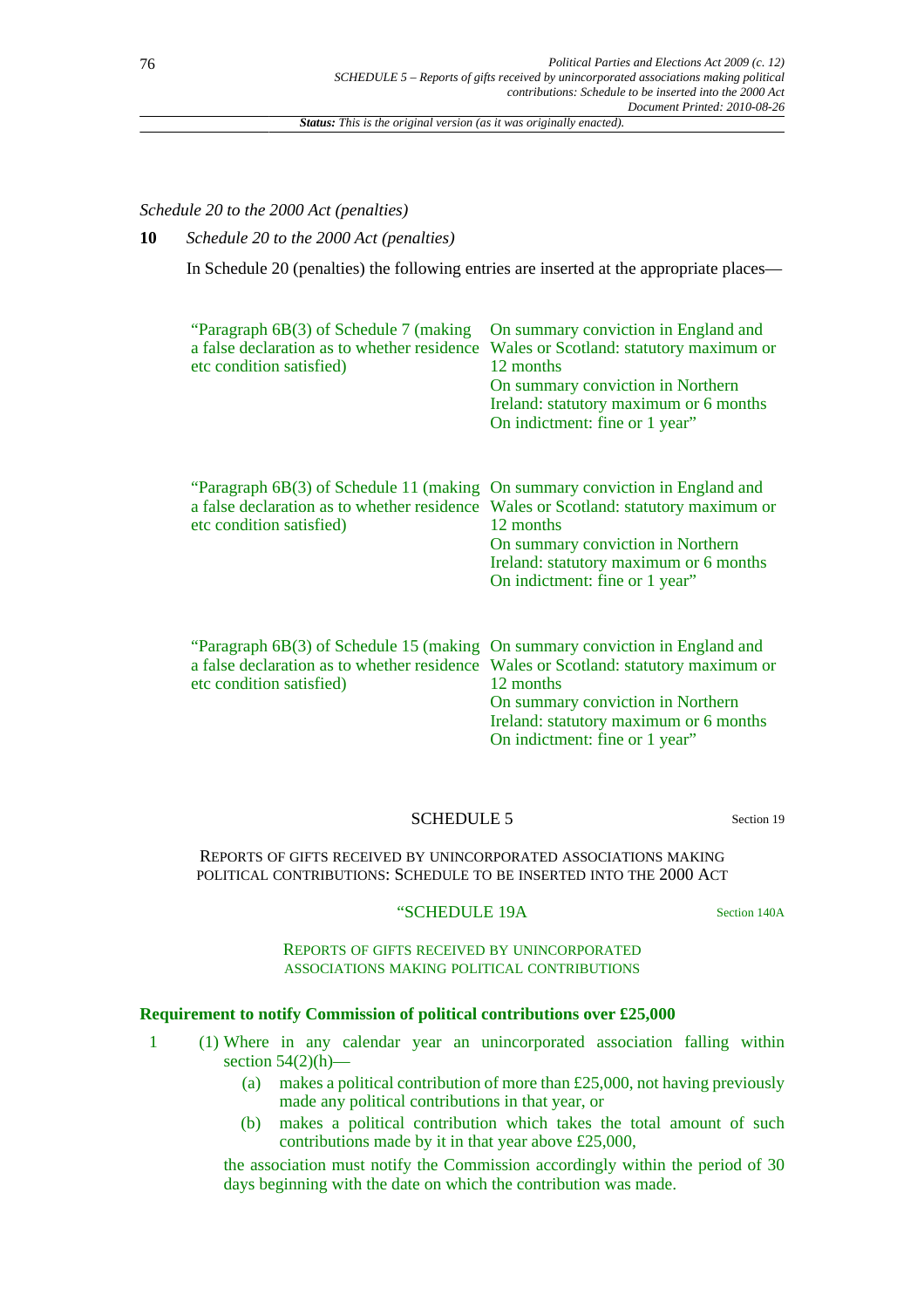*Schedule 20 to the 2000 Act (penalties)*

**10** *Schedule 20 to the 2000 Act (penalties)*

In Schedule 20 (penalties) the following entries are inserted at the appropriate places—

| | |
|---|---|
| "Paragraph 6B(3) of Schedule 7 (making a false declaration as to whether residence etc condition satisfied) | On summary conviction in England and Wales or Scotland: statutory maximum or 12 months<br>On summary conviction in Northern Ireland: statutory maximum or 6 months<br>On indictment: fine or 1 year" |
| "Paragraph 6B(3) of Schedule 11 (making a false declaration as to whether residence etc condition satisfied) | On summary conviction in England and Wales or Scotland: statutory maximum or 12 months<br>On summary conviction in Northern Ireland: statutory maximum or 6 months<br>On indictment: fine or 1 year" |
| "Paragraph 6B(3) of Schedule 15 (making a false declaration as to whether residence etc condition satisfied) | On summary conviction in England and Wales or Scotland: statutory maximum or 12 months<br>On summary conviction in Northern Ireland: statutory maximum or 6 months<br>On indictment: fine or 1 year" |

## SCHEDULE 5

Section 19

REPORTS OF GIFTS RECEIVED BY UNINCORPORATED ASSOCIATIONS MAKING POLITICAL CONTRIBUTIONS: SCHEDULE TO BE INSERTED INTO THE 2000 ACT

## "SCHEDULE 19A

Section 140A

REPORTS OF GIFTS RECEIVED BY UNINCORPORATED ASSOCIATIONS MAKING POLITICAL CONTRIBUTIONS

**Requirement to notify Commission of political contributions over £25,000**

1 (1) Where in any calendar year an unincorporated association falling within section 54(2)(h)—

(a) makes a political contribution of more than £25,000, not having previously made any political contributions in that year, or

(b) makes a political contribution which takes the total amount of such contributions made by it in that year above £25,000,

the association must notify the Commission accordingly within the period of 30 days beginning with the date on which the contribution was made.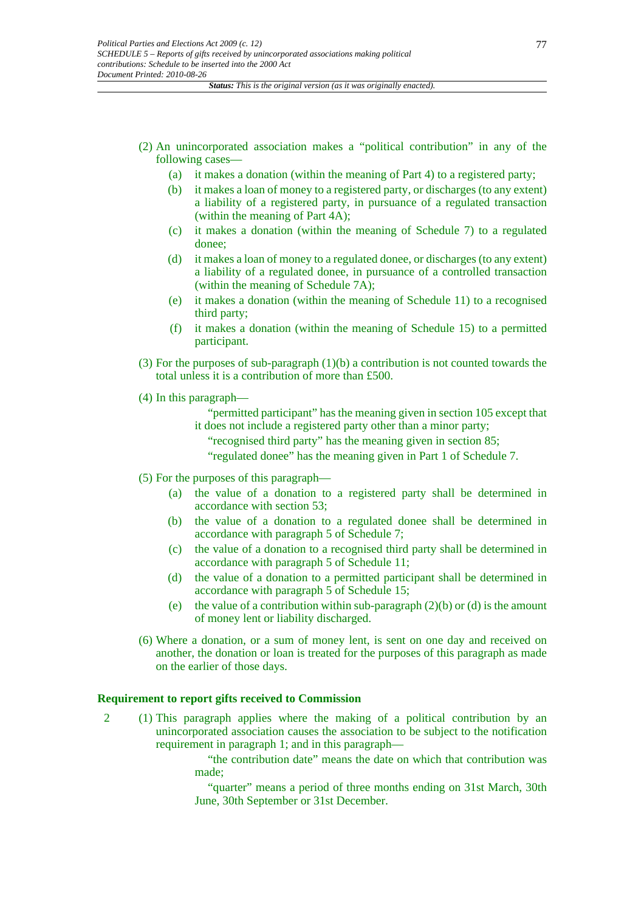(2) An unincorporated association makes a "political contribution" in any of the following cases—

(a) it makes a donation (within the meaning of Part 4) to a registered party;

(b) it makes a loan of money to a registered party, or discharges (to any extent) a liability of a registered party, in pursuance of a regulated transaction (within the meaning of Part 4A);

(c) it makes a donation (within the meaning of Schedule 7) to a regulated donee;

(d) it makes a loan of money to a regulated donee, or discharges (to any extent) a liability of a regulated donee, in pursuance of a controlled transaction (within the meaning of Schedule 7A);

(e) it makes a donation (within the meaning of Schedule 11) to a recognised third party;

(f) it makes a donation (within the meaning of Schedule 15) to a permitted participant.

(3) For the purposes of sub-paragraph (1)(b) a contribution is not counted towards the total unless it is a contribution of more than £500.

(4) In this paragraph—

"permitted participant" has the meaning given in section 105 except that it does not include a registered party other than a minor party;

"recognised third party" has the meaning given in section 85;

"regulated donee" has the meaning given in Part 1 of Schedule 7.

(5) For the purposes of this paragraph—

(a) the value of a donation to a registered party shall be determined in accordance with section 53;

(b) the value of a donation to a regulated donee shall be determined in accordance with paragraph 5 of Schedule 7;

(c) the value of a donation to a recognised third party shall be determined in accordance with paragraph 5 of Schedule 11;

(d) the value of a donation to a permitted participant shall be determined in accordance with paragraph 5 of Schedule 15;

(e) the value of a contribution within sub-paragraph (2)(b) or (d) is the amount of money lent or liability discharged.

(6) Where a donation, or a sum of money lent, is sent on one day and received on another, the donation or loan is treated for the purposes of this paragraph as made on the earlier of those days.

**Requirement to report gifts received to Commission**

2 (1) This paragraph applies where the making of a political contribution by an unincorporated association causes the association to be subject to the notification requirement in paragraph 1; and in this paragraph—

"the contribution date" means the date on which that contribution was made;

"quarter" means a period of three months ending on 31st March, 30th June, 30th September or 31st December.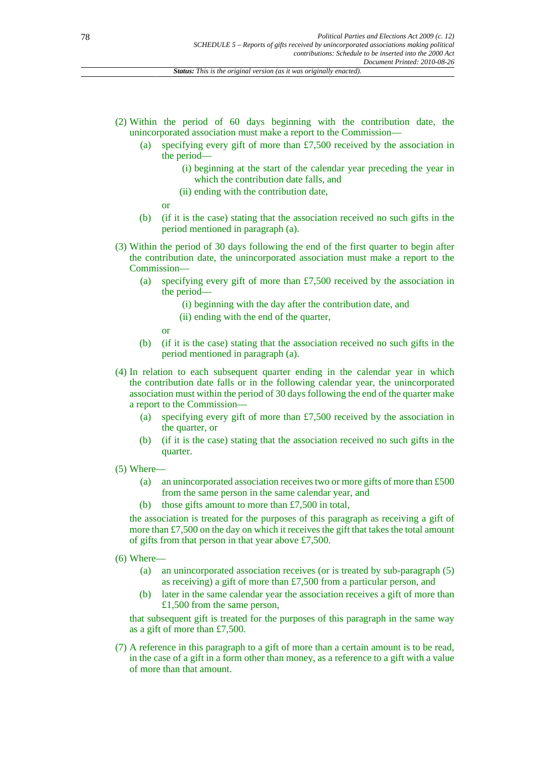(2) Within the period of 60 days beginning with the contribution date, the unincorporated association must make a report to the Commission—

   (a) specifying every gift of more than £7,500 received by the association in the period—

      (i) beginning at the start of the calendar year preceding the year in which the contribution date falls, and

      (ii) ending with the contribution date,

   or

   (b) (if it is the case) stating that the association received no such gifts in the period mentioned in paragraph (a).

(3) Within the period of 30 days following the end of the first quarter to begin after the contribution date, the unincorporated association must make a report to the Commission—

   (a) specifying every gift of more than £7,500 received by the association in the period—

      (i) beginning with the day after the contribution date, and

      (ii) ending with the end of the quarter,

   or

   (b) (if it is the case) stating that the association received no such gifts in the period mentioned in paragraph (a).

(4) In relation to each subsequent quarter ending in the calendar year in which the contribution date falls or in the following calendar year, the unincorporated association must within the period of 30 days following the end of the quarter make a report to the Commission—

   (a) specifying every gift of more than £7,500 received by the association in the quarter, or

   (b) (if it is the case) stating that the association received no such gifts in the quarter.

(5) Where—

   (a) an unincorporated association receives two or more gifts of more than £500 from the same person in the same calendar year, and

   (b) those gifts amount to more than £7,500 in total,

the association is treated for the purposes of this paragraph as receiving a gift of more than £7,500 on the day on which it receives the gift that takes the total amount of gifts from that person in that year above £7,500.

(6) Where—

   (a) an unincorporated association receives (or is treated by sub-paragraph (5) as receiving) a gift of more than £7,500 from a particular person, and

   (b) later in the same calendar year the association receives a gift of more than £1,500 from the same person,

that subsequent gift is treated for the purposes of this paragraph in the same way as a gift of more than £7,500.

(7) A reference in this paragraph to a gift of more than a certain amount is to be read, in the case of a gift in a form other than money, as a reference to a gift with a value of more than that amount.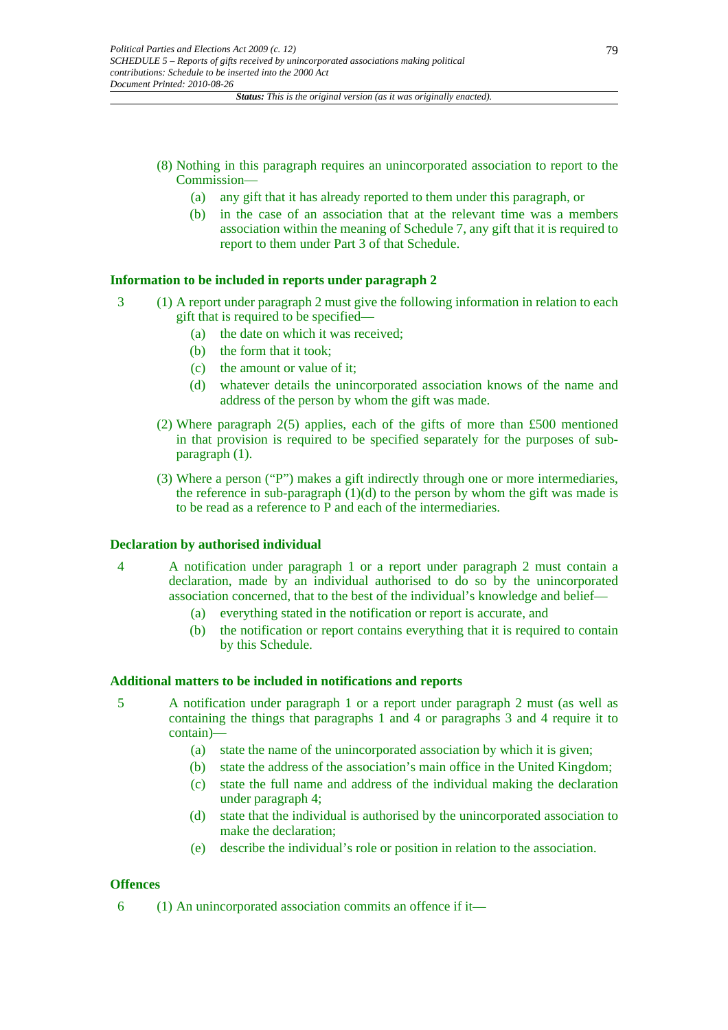(8) Nothing in this paragraph requires an unincorporated association to report to the Commission—

(a) any gift that it has already reported to them under this paragraph, or

(b) in the case of an association that at the relevant time was a members association within the meaning of Schedule 7, any gift that it is required to report to them under Part 3 of that Schedule.

### Information to be included in reports under paragraph 2

3 (1) A report under paragraph 2 must give the following information in relation to each gift that is required to be specified—

(a) the date on which it was received;

(b) the form that it took;

(c) the amount or value of it;

(d) whatever details the unincorporated association knows of the name and address of the person by whom the gift was made.

(2) Where paragraph 2(5) applies, each of the gifts of more than £500 mentioned in that provision is required to be specified separately for the purposes of sub-paragraph (1).

(3) Where a person ("P") makes a gift indirectly through one or more intermediaries, the reference in sub-paragraph (1)(d) to the person by whom the gift was made is to be read as a reference to P and each of the intermediaries.

### Declaration by authorised individual

4 A notification under paragraph 1 or a report under paragraph 2 must contain a declaration, made by an individual authorised to do so by the unincorporated association concerned, that to the best of the individual's knowledge and belief—

(a) everything stated in the notification or report is accurate, and

(b) the notification or report contains everything that it is required to contain by this Schedule.

### Additional matters to be included in notifications and reports

5 A notification under paragraph 1 or a report under paragraph 2 must (as well as containing the things that paragraphs 1 and 4 or paragraphs 3 and 4 require it to contain)—

(a) state the name of the unincorporated association by which it is given;

(b) state the address of the association's main office in the United Kingdom;

(c) state the full name and address of the individual making the declaration under paragraph 4;

(d) state that the individual is authorised by the unincorporated association to make the declaration;

(e) describe the individual's role or position in relation to the association.

### Offences

6 (1) An unincorporated association commits an offence if it—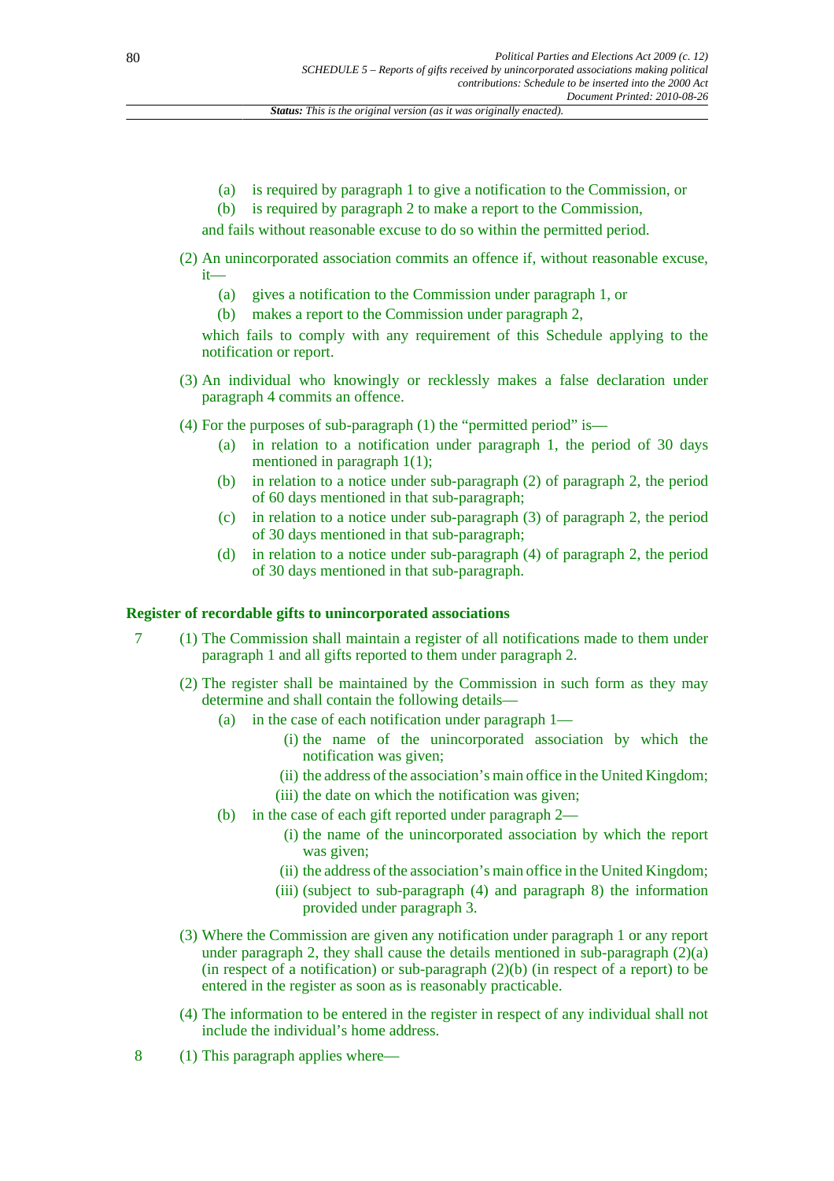(a) is required by paragraph 1 to give a notification to the Commission, or

(b) is required by paragraph 2 to make a report to the Commission,

and fails without reasonable excuse to do so within the permitted period.

(2) An unincorporated association commits an offence if, without reasonable excuse, it—

(a) gives a notification to the Commission under paragraph 1, or

(b) makes a report to the Commission under paragraph 2,

which fails to comply with any requirement of this Schedule applying to the notification or report.

(3) An individual who knowingly or recklessly makes a false declaration under paragraph 4 commits an offence.

(4) For the purposes of sub-paragraph (1) the "permitted period" is—

(a) in relation to a notification under paragraph 1, the period of 30 days mentioned in paragraph 1(1);

(b) in relation to a notice under sub-paragraph (2) of paragraph 2, the period of 60 days mentioned in that sub-paragraph;

(c) in relation to a notice under sub-paragraph (3) of paragraph 2, the period of 30 days mentioned in that sub-paragraph;

(d) in relation to a notice under sub-paragraph (4) of paragraph 2, the period of 30 days mentioned in that sub-paragraph.

**Register of recordable gifts to unincorporated associations**

7 (1) The Commission shall maintain a register of all notifications made to them under paragraph 1 and all gifts reported to them under paragraph 2.

(2) The register shall be maintained by the Commission in such form as they may determine and shall contain the following details—

(a) in the case of each notification under paragraph 1—

(i) the name of the unincorporated association by which the notification was given;

(ii) the address of the association's main office in the United Kingdom;

(iii) the date on which the notification was given;

(b) in the case of each gift reported under paragraph 2—

(i) the name of the unincorporated association by which the report was given;

(ii) the address of the association's main office in the United Kingdom;

(iii) (subject to sub-paragraph (4) and paragraph 8) the information provided under paragraph 3.

(3) Where the Commission are given any notification under paragraph 1 or any report under paragraph 2, they shall cause the details mentioned in sub-paragraph (2)(a) (in respect of a notification) or sub-paragraph (2)(b) (in respect of a report) to be entered in the register as soon as is reasonably practicable.

(4) The information to be entered in the register in respect of any individual shall not include the individual's home address.

8 (1) This paragraph applies where—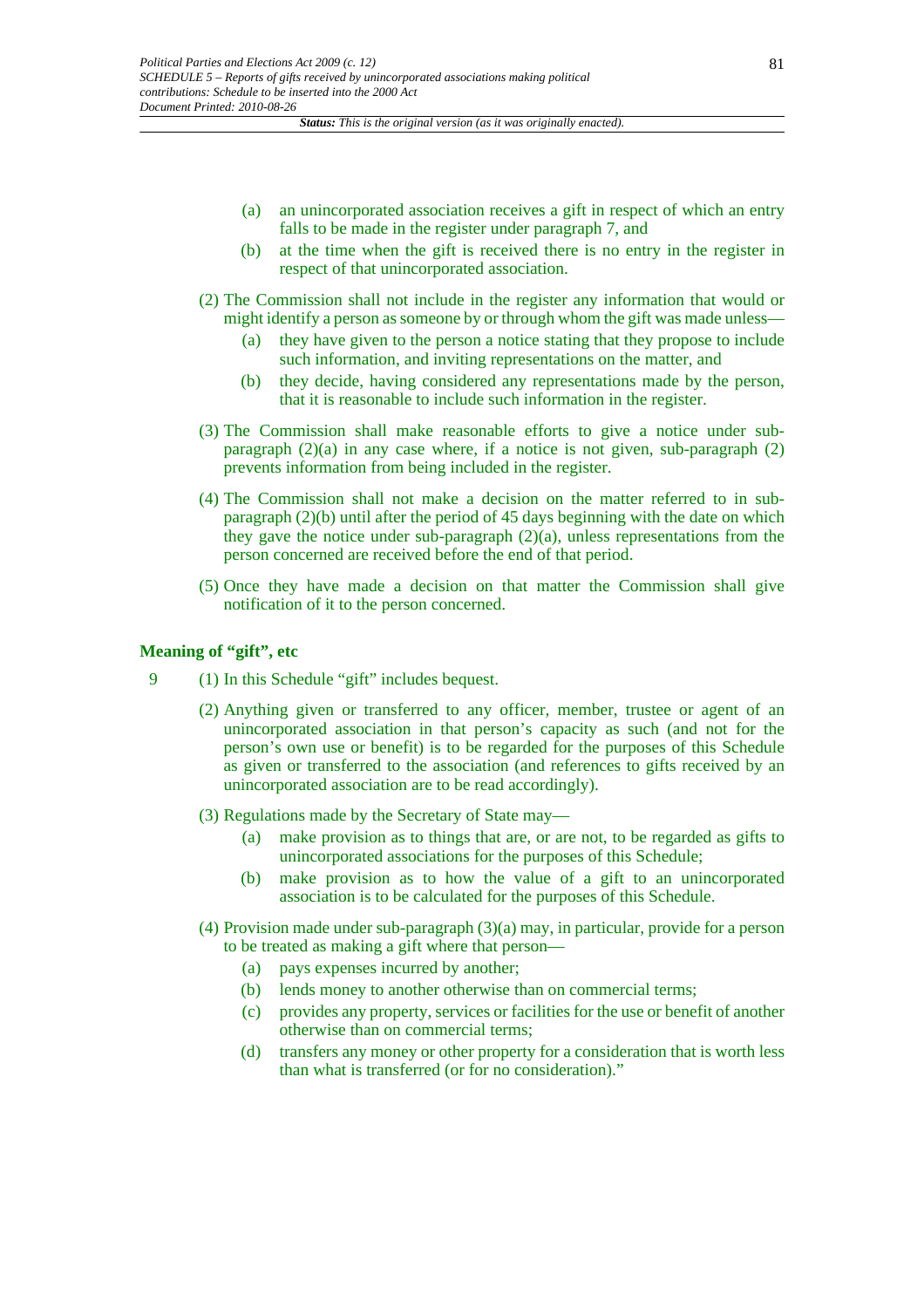(a) an unincorporated association receives a gift in respect of which an entry falls to be made in the register under paragraph 7, and

(b) at the time when the gift is received there is no entry in the register in respect of that unincorporated association.

(2) The Commission shall not include in the register any information that would or might identify a person as someone by or through whom the gift was made unless—

(a) they have given to the person a notice stating that they propose to include such information, and inviting representations on the matter, and

(b) they decide, having considered any representations made by the person, that it is reasonable to include such information in the register.

(3) The Commission shall make reasonable efforts to give a notice under sub-paragraph (2)(a) in any case where, if a notice is not given, sub-paragraph (2) prevents information from being included in the register.

(4) The Commission shall not make a decision on the matter referred to in sub-paragraph (2)(b) until after the period of 45 days beginning with the date on which they gave the notice under sub-paragraph (2)(a), unless representations from the person concerned are received before the end of that period.

(5) Once they have made a decision on that matter the Commission shall give notification of it to the person concerned.

### Meaning of "gift", etc

9 (1) In this Schedule "gift" includes bequest.

(2) Anything given or transferred to any officer, member, trustee or agent of an unincorporated association in that person's capacity as such (and not for the person's own use or benefit) is to be regarded for the purposes of this Schedule as given or transferred to the association (and references to gifts received by an unincorporated association are to be read accordingly).

(3) Regulations made by the Secretary of State may—

(a) make provision as to things that are, or are not, to be regarded as gifts to unincorporated associations for the purposes of this Schedule;

(b) make provision as to how the value of a gift to an unincorporated association is to be calculated for the purposes of this Schedule.

(4) Provision made under sub-paragraph (3)(a) may, in particular, provide for a person to be treated as making a gift where that person—

(a) pays expenses incurred by another;

(b) lends money to another otherwise than on commercial terms;

(c) provides any property, services or facilities for the use or benefit of another otherwise than on commercial terms;

(d) transfers any money or other property for a consideration that is worth less than what is transferred (or for no consideration)."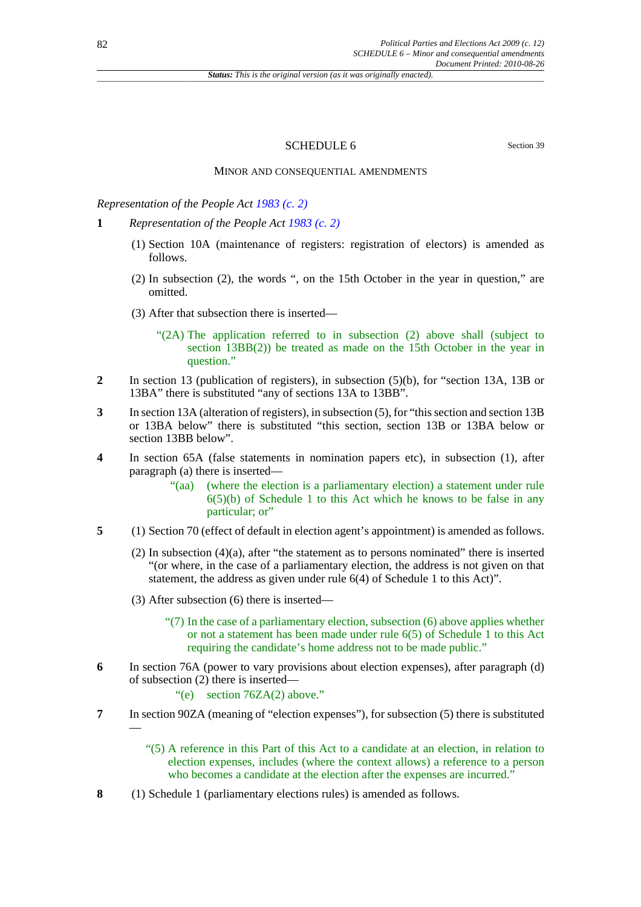Status: *This is the original version (as it was originally enacted).*

# SCHEDULE 6

Section 39

## MINOR AND CONSEQUENTIAL AMENDMENTS

*Representation of the People Act 1983 (c. 2)*

**1** *Representation of the People Act 1983 (c. 2)*

(1) Section 10A (maintenance of registers: registration of electors) is amended as follows.

(2) In subsection (2), the words ", on the 15th October in the year in question," are omitted.

(3) After that subsection there is inserted—

> "(2A) The application referred to in subsection (2) above shall (subject to section 13BB(2)) be treated as made on the 15th October in the year in question."

**2** In section 13 (publication of registers), in subsection (5)(b), for "section 13A, 13B or 13BA" there is substituted "any of sections 13A to 13BB".

**3** In section 13A (alteration of registers), in subsection (5), for "this section and section 13B or 13BA below" there is substituted "this section, section 13B or 13BA below or section 13BB below".

**4** In section 65A (false statements in nomination papers etc), in subsection (1), after paragraph (a) there is inserted—

> "(aa) (where the election is a parliamentary election) a statement under rule 6(5)(b) of Schedule 1 to this Act which he knows to be false in any particular; or"

**5** (1) Section 70 (effect of default in election agent's appointment) is amended as follows.

(2) In subsection (4)(a), after "the statement as to persons nominated" there is inserted "(or where, in the case of a parliamentary election, the address is not given on that statement, the address as given under rule 6(4) of Schedule 1 to this Act)".

(3) After subsection (6) there is inserted—

> "(7) In the case of a parliamentary election, subsection (6) above applies whether or not a statement has been made under rule 6(5) of Schedule 1 to this Act requiring the candidate's home address not to be made public."

**6** In section 76A (power to vary provisions about election expenses), after paragraph (d) of subsection (2) there is inserted—

> "(e) section 76ZA(2) above."

**7** In section 90ZA (meaning of "election expenses"), for subsection (5) there is substituted—

> "(5) A reference in this Part of this Act to a candidate at an election, in relation to election expenses, includes (where the context allows) a reference to a person who becomes a candidate at the election after the expenses are incurred."

**8** (1) Schedule 1 (parliamentary elections rules) is amended as follows.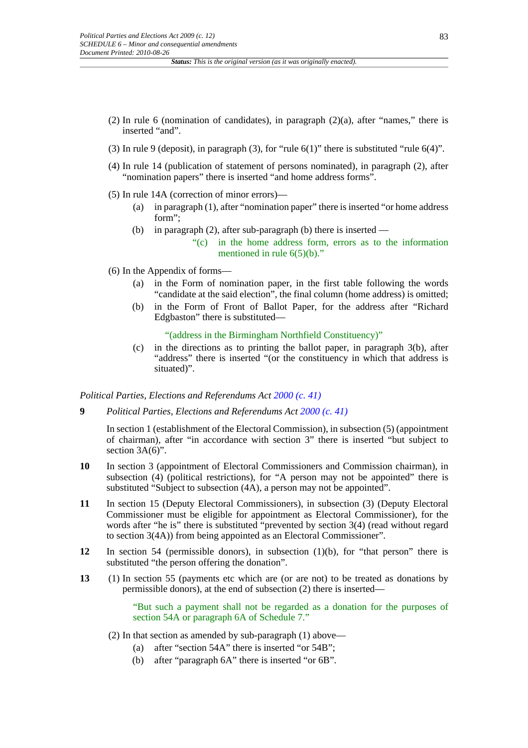(2) In rule 6 (nomination of candidates), in paragraph (2)(a), after "names," there is inserted "and".

(3) In rule 9 (deposit), in paragraph (3), for "rule 6(1)" there is substituted "rule 6(4)".

(4) In rule 14 (publication of statement of persons nominated), in paragraph (2), after "nomination papers" there is inserted "and home address forms".

(5) In rule 14A (correction of minor errors)—

- (a) in paragraph (1), after "nomination paper" there is inserted "or home address form";
- (b) in paragraph (2), after sub-paragraph (b) there is inserted —

  "(c) in the home address form, errors as to the information mentioned in rule 6(5)(b)."

(6) In the Appendix of forms—

- (a) in the Form of nomination paper, in the first table following the words "candidate at the said election", the final column (home address) is omitted;
- (b) in the Form of Front of Ballot Paper, for the address after "Richard Edgbaston" there is substituted—

  "(address in the Birmingham Northfield Constituency)"

- (c) in the directions as to printing the ballot paper, in paragraph 3(b), after "address" there is inserted "(or the constituency in which that address is situated)".

*Political Parties, Elections and Referendums Act 2000 (c. 41)*

**9** *Political Parties, Elections and Referendums Act 2000 (c. 41)*

In section 1 (establishment of the Electoral Commission), in subsection (5) (appointment of chairman), after "in accordance with section 3" there is inserted "but subject to section 3A(6)".

**10** In section 3 (appointment of Electoral Commissioners and Commission chairman), in subsection (4) (political restrictions), for "A person may not be appointed" there is substituted "Subject to subsection (4A), a person may not be appointed".

**11** In section 15 (Deputy Electoral Commissioners), in subsection (3) (Deputy Electoral Commissioner must be eligible for appointment as Electoral Commissioner), for the words after "he is" there is substituted "prevented by section 3(4) (read without regard to section 3(4A)) from being appointed as an Electoral Commissioner".

**12** In section 54 (permissible donors), in subsection (1)(b), for "that person" there is substituted "the person offering the donation".

**13** (1) In section 55 (payments etc which are (or are not) to be treated as donations by permissible donors), at the end of subsection (2) there is inserted—

"But such a payment shall not be regarded as a donation for the purposes of section 54A or paragraph 6A of Schedule 7."

(2) In that section as amended by sub-paragraph (1) above—

- (a) after "section 54A" there is inserted "or 54B";
- (b) after "paragraph 6A" there is inserted "or 6B".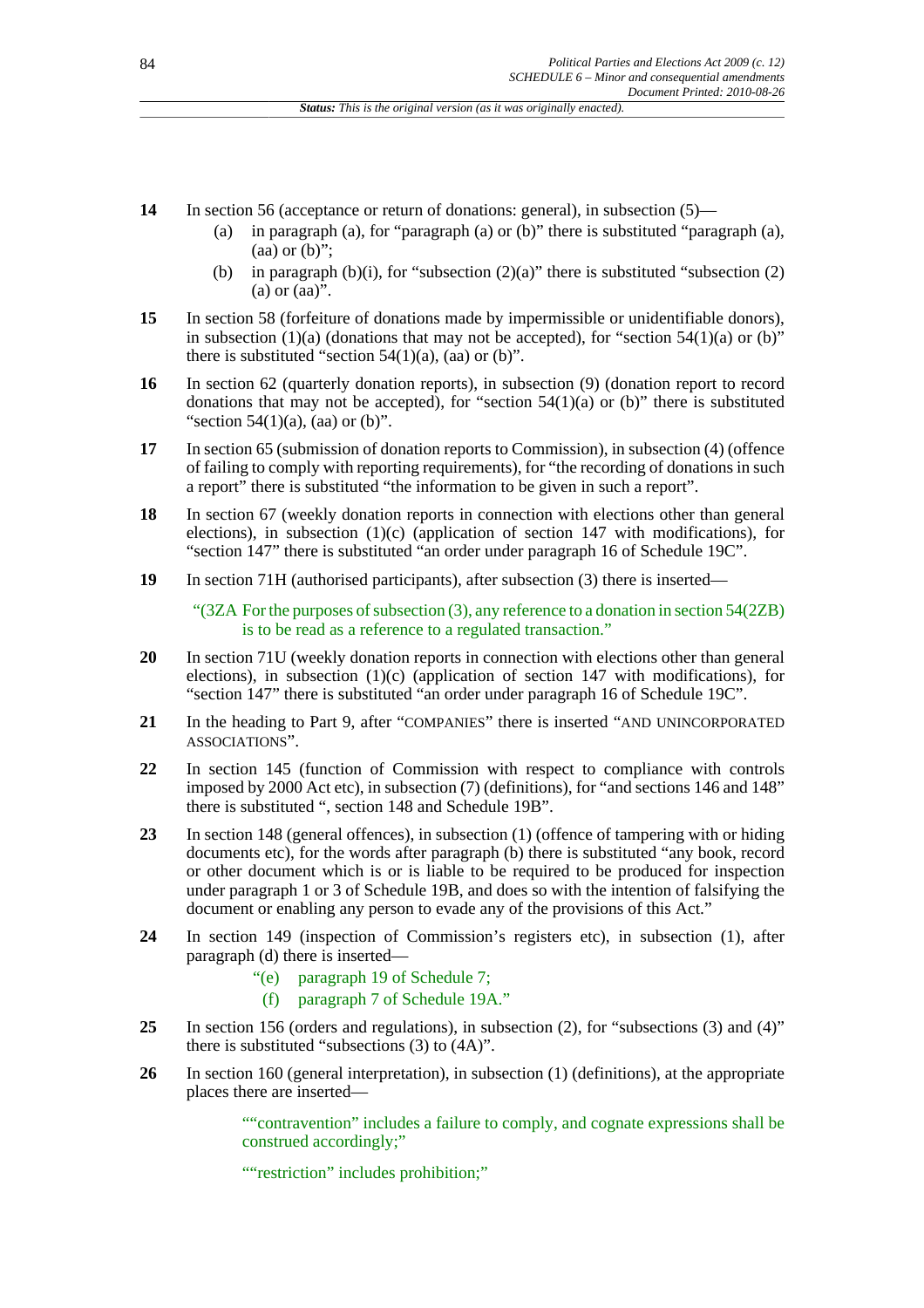**14** In section 56 (acceptance or return of donations: general), in subsection (5)—

(a) in paragraph (a), for "paragraph (a) or (b)" there is substituted "paragraph (a), (aa) or (b)";

(b) in paragraph (b)(i), for "subsection (2)(a)" there is substituted "subsection (2)(a) or (aa)".

**15** In section 58 (forfeiture of donations made by impermissible or unidentifiable donors), in subsection (1)(a) (donations that may not be accepted), for "section 54(1)(a) or (b)" there is substituted "section 54(1)(a), (aa) or (b)".

**16** In section 62 (quarterly donation reports), in subsection (9) (donation report to record donations that may not be accepted), for "section 54(1)(a) or (b)" there is substituted "section 54(1)(a), (aa) or (b)".

**17** In section 65 (submission of donation reports to Commission), in subsection (4) (offence of failing to comply with reporting requirements), for "the recording of donations in such a report" there is substituted "the information to be given in such a report".

**18** In section 67 (weekly donation reports in connection with elections other than general elections), in subsection (1)(c) (application of section 147 with modifications), for "section 147" there is substituted "an order under paragraph 16 of Schedule 19C".

**19** In section 71H (authorised participants), after subsection (3) there is inserted—

"(3ZA For the purposes of subsection (3), any reference to a donation in section 54(2ZB) is to be read as a reference to a regulated transaction."

**20** In section 71U (weekly donation reports in connection with elections other than general elections), in subsection (1)(c) (application of section 147 with modifications), for "section 147" there is substituted "an order under paragraph 16 of Schedule 19C".

**21** In the heading to Part 9, after "COMPANIES" there is inserted "AND UNINCORPORATED ASSOCIATIONS".

**22** In section 145 (function of Commission with respect to compliance with controls imposed by 2000 Act etc), in subsection (7) (definitions), for "and sections 146 and 148" there is substituted ", section 148 and Schedule 19B".

**23** In section 148 (general offences), in subsection (1) (offence of tampering with or hiding documents etc), for the words after paragraph (b) there is substituted "any book, record or other document which is or is liable to be required to be produced for inspection under paragraph 1 or 3 of Schedule 19B, and does so with the intention of falsifying the document or enabling any person to evade any of the provisions of this Act."

**24** In section 149 (inspection of Commission's registers etc), in subsection (1), after paragraph (d) there is inserted—

"(e) paragraph 19 of Schedule 7;

(f) paragraph 7 of Schedule 19A."

**25** In section 156 (orders and regulations), in subsection (2), for "subsections (3) and (4)" there is substituted "subsections (3) to (4A)".

**26** In section 160 (general interpretation), in subsection (1) (definitions), at the appropriate places there are inserted—

""contravention" includes a failure to comply, and cognate expressions shall be construed accordingly;"

""restriction" includes prohibition;"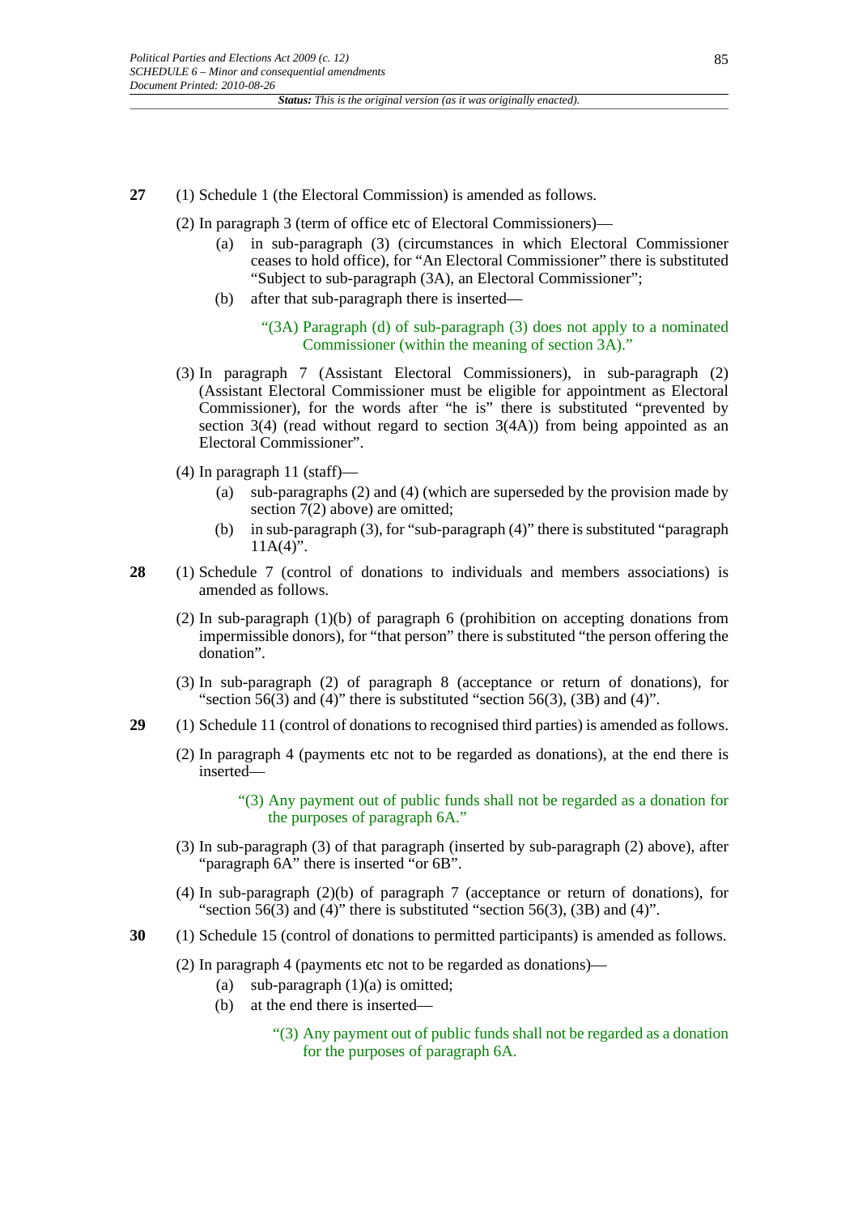**27** (1) Schedule 1 (the Electoral Commission) is amended as follows.

(2) In paragraph 3 (term of office etc of Electoral Commissioners)—

(a) in sub-paragraph (3) (circumstances in which Electoral Commissioner ceases to hold office), for "An Electoral Commissioner" there is substituted "Subject to sub-paragraph (3A), an Electoral Commissioner";

(b) after that sub-paragraph there is inserted—

"(3A) Paragraph (d) of sub-paragraph (3) does not apply to a nominated Commissioner (within the meaning of section 3A)."

(3) In paragraph 7 (Assistant Electoral Commissioners), in sub-paragraph (2) (Assistant Electoral Commissioner must be eligible for appointment as Electoral Commissioner), for the words after "he is" there is substituted "prevented by section 3(4) (read without regard to section 3(4A)) from being appointed as an Electoral Commissioner".

(4) In paragraph 11 (staff)—

(a) sub-paragraphs (2) and (4) (which are superseded by the provision made by section 7(2) above) are omitted;

(b) in sub-paragraph (3), for "sub-paragraph (4)" there is substituted "paragraph 11A(4)".

**28** (1) Schedule 7 (control of donations to individuals and members associations) is amended as follows.

(2) In sub-paragraph (1)(b) of paragraph 6 (prohibition on accepting donations from impermissible donors), for "that person" there is substituted "the person offering the donation".

(3) In sub-paragraph (2) of paragraph 8 (acceptance or return of donations), for "section 56(3) and (4)" there is substituted "section 56(3), (3B) and (4)".

**29** (1) Schedule 11 (control of donations to recognised third parties) is amended as follows.

(2) In paragraph 4 (payments etc not to be regarded as donations), at the end there is inserted—

"(3) Any payment out of public funds shall not be regarded as a donation for the purposes of paragraph 6A."

(3) In sub-paragraph (3) of that paragraph (inserted by sub-paragraph (2) above), after "paragraph 6A" there is inserted "or 6B".

(4) In sub-paragraph (2)(b) of paragraph 7 (acceptance or return of donations), for "section 56(3) and (4)" there is substituted "section 56(3), (3B) and (4)".

**30** (1) Schedule 15 (control of donations to permitted participants) is amended as follows.

(2) In paragraph 4 (payments etc not to be regarded as donations)—

(a) sub-paragraph (1)(a) is omitted;

(b) at the end there is inserted—

"(3) Any payment out of public funds shall not be regarded as a donation for the purposes of paragraph 6A.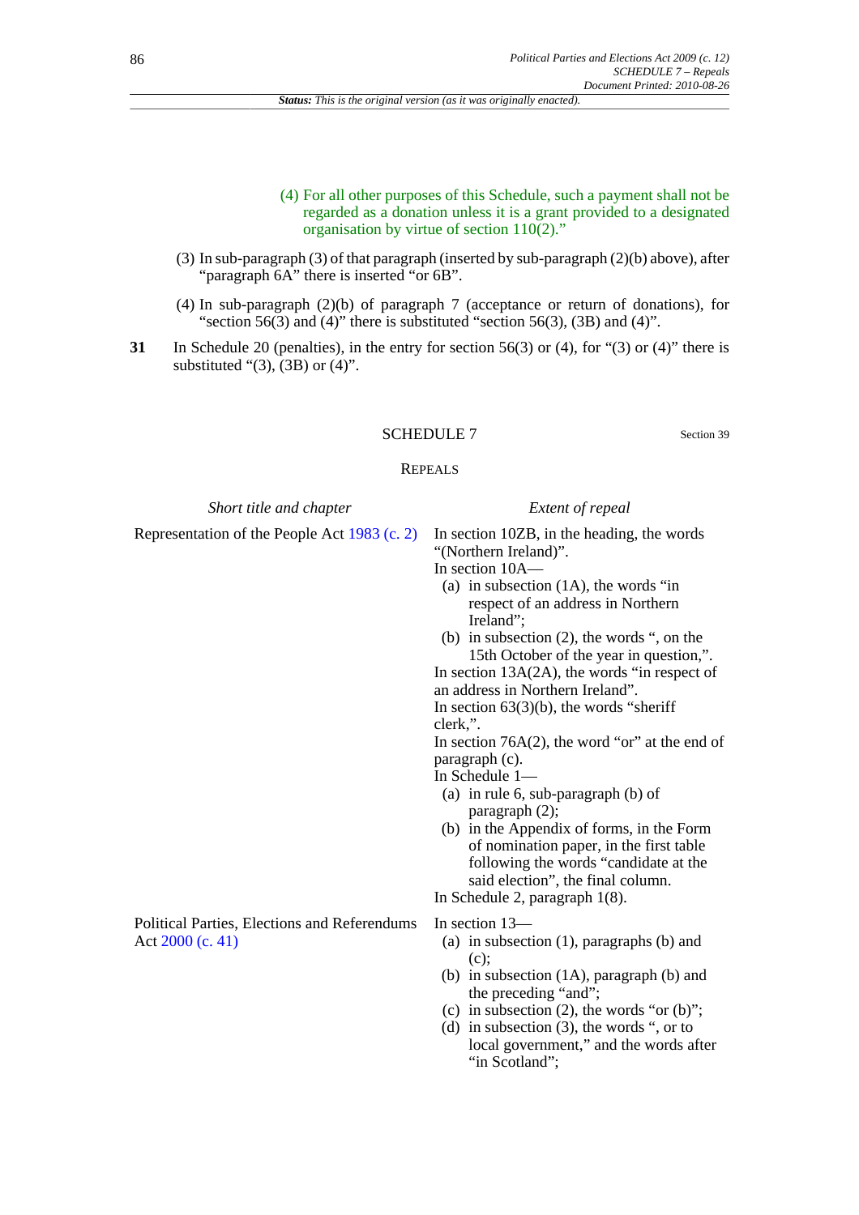(4) For all other purposes of this Schedule, such a payment shall not be regarded as a donation unless it is a grant provided to a designated organisation by virtue of section 110(2)."

(3) In sub-paragraph (3) of that paragraph (inserted by sub-paragraph (2)(b) above), after "paragraph 6A" there is inserted "or 6B".

(4) In sub-paragraph (2)(b) of paragraph 7 (acceptance or return of donations), for "section 56(3) and (4)" there is substituted "section 56(3), (3B) and (4)".

**31** In Schedule 20 (penalties), in the entry for section 56(3) or (4), for "(3) or (4)" there is substituted "(3), (3B) or (4)".

## SCHEDULE 7

Section 39

### REPEALS

| *Short title and chapter* | *Extent of repeal* |
|---|---|
| Representation of the People Act 1983 (c. 2) | In section 10ZB, in the heading, the words "(Northern Ireland)".<br>In section 10A—<br>(a) in subsection (1A), the words "in respect of an address in Northern Ireland";<br>(b) in subsection (2), the words ", on the 15th October of the year in question,".<br>In section 13A(2A), the words "in respect of an address in Northern Ireland".<br>In section 63(3)(b), the words "sheriff clerk,".<br>In section 76A(2), the word "or" at the end of paragraph (c).<br>In Schedule 1—<br>(a) in rule 6, sub-paragraph (b) of paragraph (2);<br>(b) in the Appendix of forms, in the Form of nomination paper, in the first table following the words "candidate at the said election", the final column.<br>In Schedule 2, paragraph 1(8). |
| Political Parties, Elections and Referendums Act 2000 (c. 41) | In section 13—<br>(a) in subsection (1), paragraphs (b) and (c);<br>(b) in subsection (1A), paragraph (b) and the preceding "and";<br>(c) in subsection (2), the words "or (b)";<br>(d) in subsection (3), the words ", or to local government," and the words after "in Scotland"; |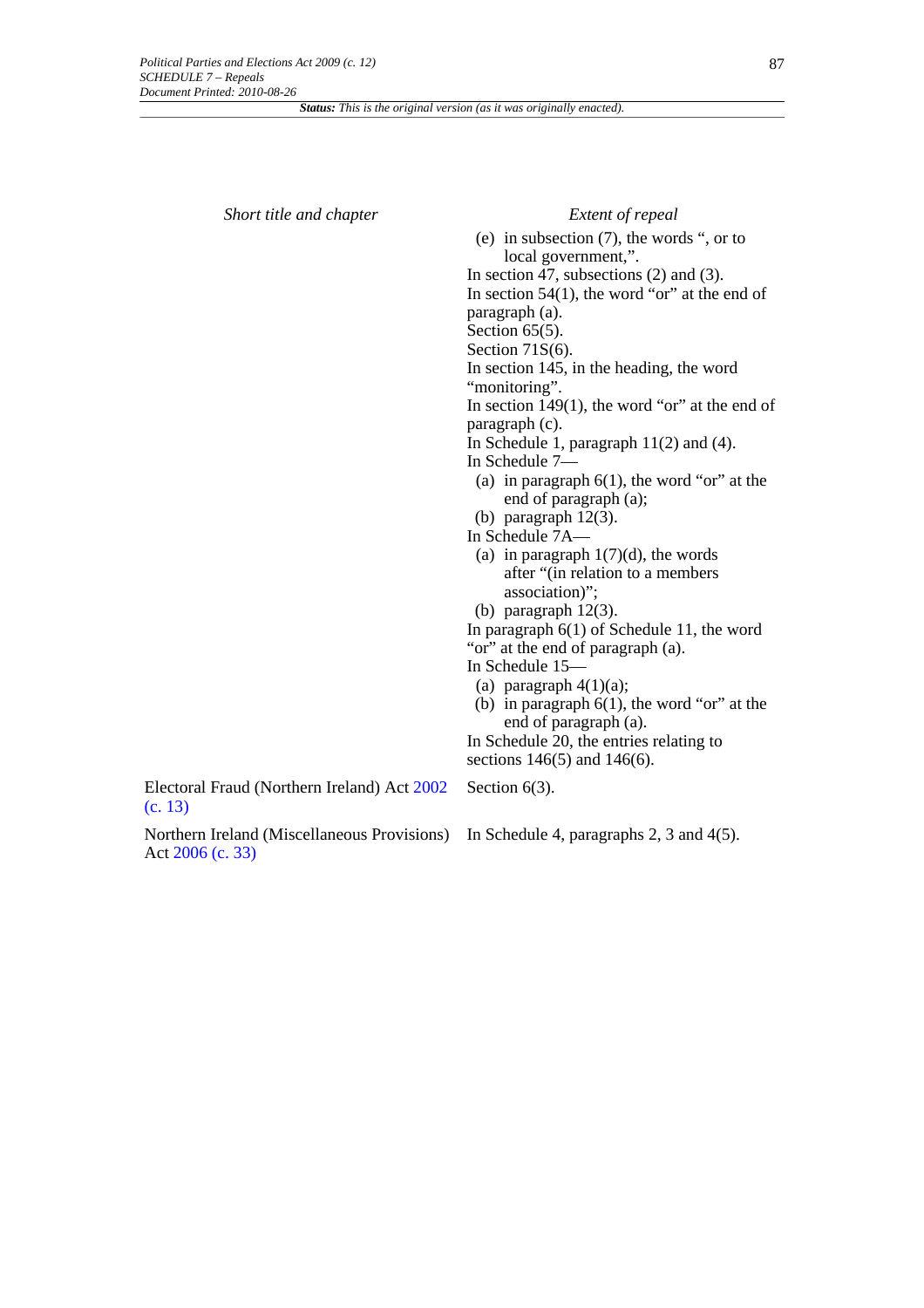| *Short title and chapter* | *Extent of repeal* |
|---|---|
| | (e) in subsection (7), the words ", or to local government,". <br> In section 47, subsections (2) and (3). <br> In section 54(1), the word "or" at the end of paragraph (a). <br> Section 65(5). <br> Section 71S(6). <br> In section 145, in the heading, the word "monitoring". <br> In section 149(1), the word "or" at the end of paragraph (c). <br> In Schedule 1, paragraph 11(2) and (4). <br> In Schedule 7— <br> (a) in paragraph 6(1), the word "or" at the end of paragraph (a); <br> (b) paragraph 12(3). <br> In Schedule 7A— <br> (a) in paragraph 1(7)(d), the words after "(in relation to a members association)"; <br> (b) paragraph 12(3). <br> In paragraph 6(1) of Schedule 11, the word "or" at the end of paragraph (a). <br> In Schedule 15— <br> (a) paragraph 4(1)(a); <br> (b) in paragraph 6(1), the word "or" at the end of paragraph (a). <br> In Schedule 20, the entries relating to sections 146(5) and 146(6). |
| Electoral Fraud (Northern Ireland) Act 2002 (c. 13) | Section 6(3). |
| Northern Ireland (Miscellaneous Provisions) Act 2006 (c. 33) | In Schedule 4, paragraphs 2, 3 and 4(5). |